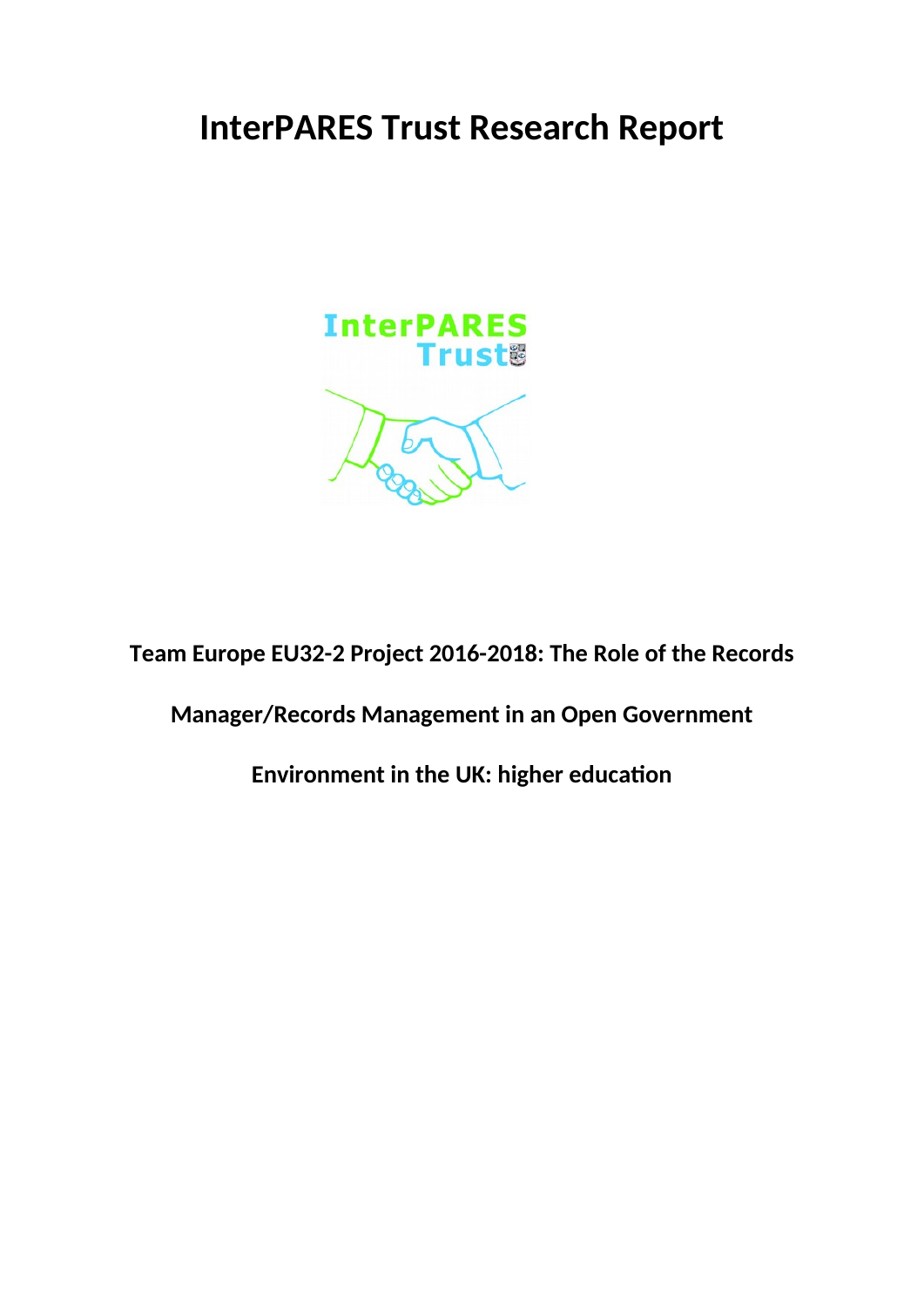# InterPARES Trust Research Report

**Team Europe EU32-2 Project 2016-2018: The Role of the Records Manager/Records Management in an Open Government Environment in the UK: higher education**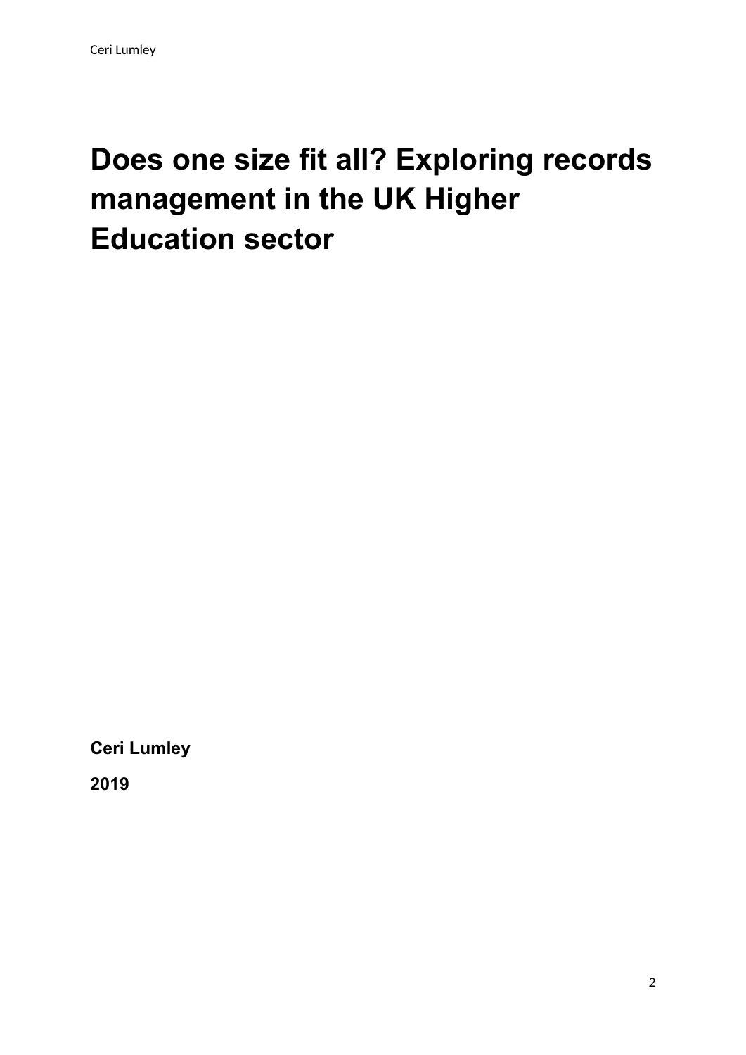# Does one size fit all? Exploring records management in the UK Higher Education sector

**Ceri Lumley**

**2019**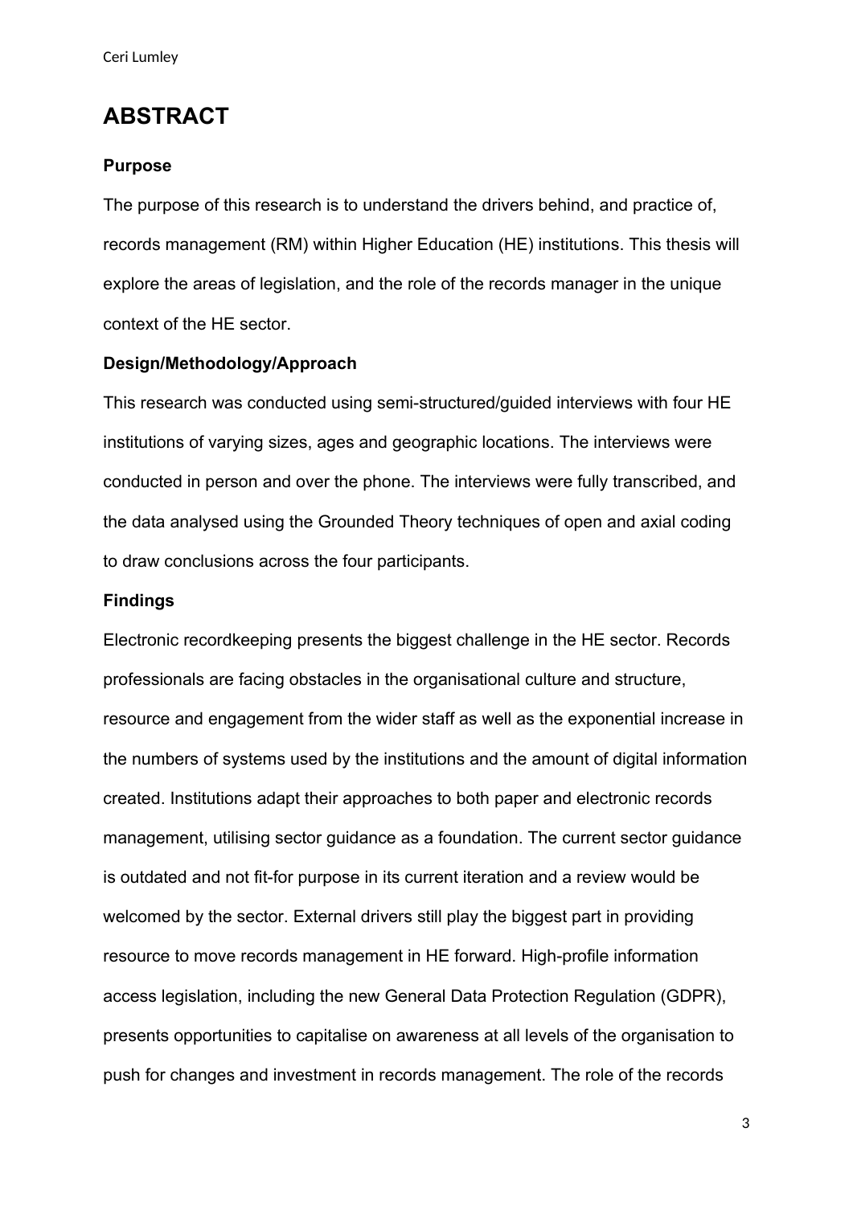## ABSTRACT

**Purpose**

The purpose of this research is to understand the drivers behind, and practice of, records management (RM) within Higher Education (HE) institutions. This thesis will explore the areas of legislation, and the role of the records manager in the unique context of the HE sector.

**Design/Methodology/Approach**

This research was conducted using semi-structured/guided interviews with four HE institutions of varying sizes, ages and geographic locations. The interviews were conducted in person and over the phone. The interviews were fully transcribed, and the data analysed using the Grounded Theory techniques of open and axial coding to draw conclusions across the four participants.

**Findings**

Electronic recordkeeping presents the biggest challenge in the HE sector. Records professionals are facing obstacles in the organisational culture and structure, resource and engagement from the wider staff as well as the exponential increase in the numbers of systems used by the institutions and the amount of digital information created. Institutions adapt their approaches to both paper and electronic records management, utilising sector guidance as a foundation. The current sector guidance is outdated and not fit-for purpose in its current iteration and a review would be welcomed by the sector. External drivers still play the biggest part in providing resource to move records management in HE forward. High-profile information access legislation, including the new General Data Protection Regulation (GDPR), presents opportunities to capitalise on awareness at all levels of the organisation to push for changes and investment in records management. The role of the records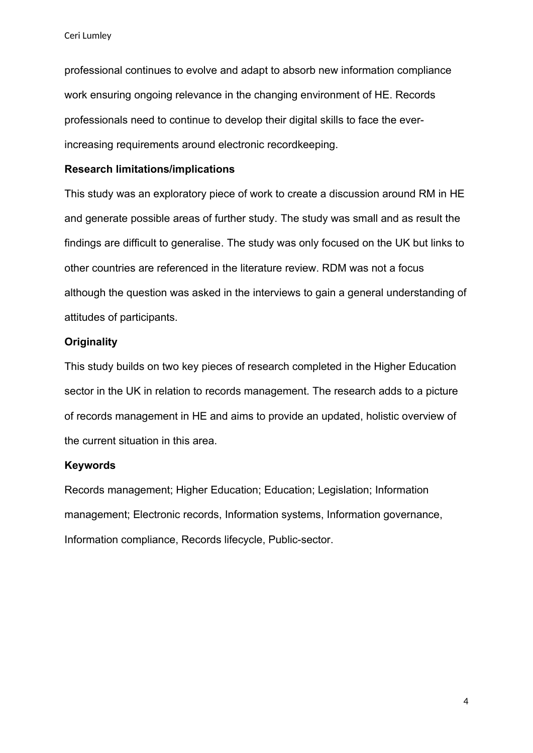professional continues to evolve and adapt to absorb new information compliance work ensuring ongoing relevance in the changing environment of HE. Records professionals need to continue to develop their digital skills to face the ever-increasing requirements around electronic recordkeeping.

**Research limitations/implications**

This study was an exploratory piece of work to create a discussion around RM in HE and generate possible areas of further study. The study was small and as result the findings are difficult to generalise. The study was only focused on the UK but links to other countries are referenced in the literature review. RDM was not a focus although the question was asked in the interviews to gain a general understanding of attitudes of participants.

**Originality**

This study builds on two key pieces of research completed in the Higher Education sector in the UK in relation to records management. The research adds to a picture of records management in HE and aims to provide an updated, holistic overview of the current situation in this area.

**Keywords**

Records management; Higher Education; Education; Legislation; Information management; Electronic records, Information systems, Information governance, Information compliance, Records lifecycle, Public-sector.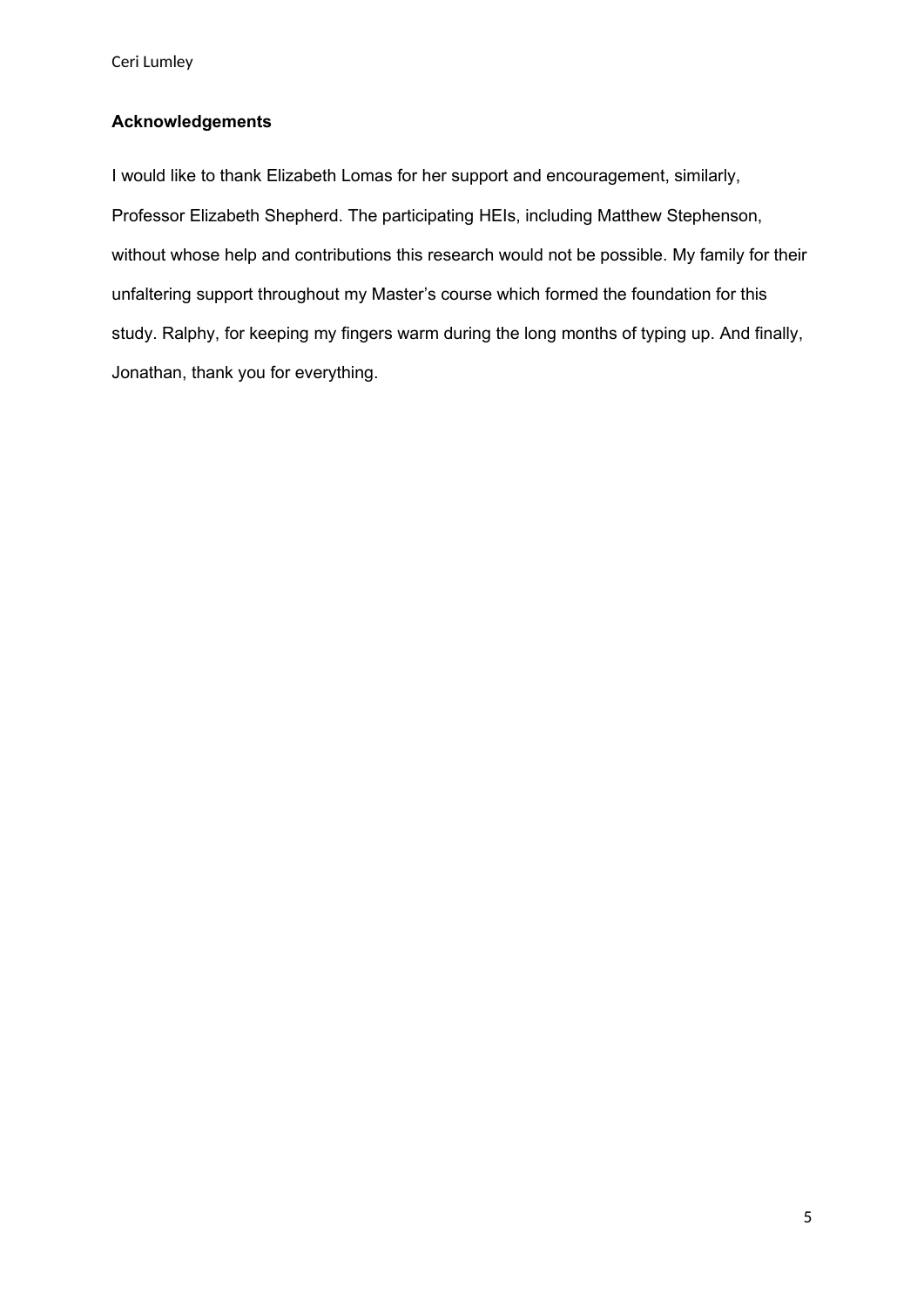## Acknowledgements

I would like to thank Elizabeth Lomas for her support and encouragement, similarly, Professor Elizabeth Shepherd. The participating HEIs, including Matthew Stephenson, without whose help and contributions this research would not be possible. My family for their unfaltering support throughout my Master's course which formed the foundation for this study. Ralphy, for keeping my fingers warm during the long months of typing up. And finally, Jonathan, thank you for everything.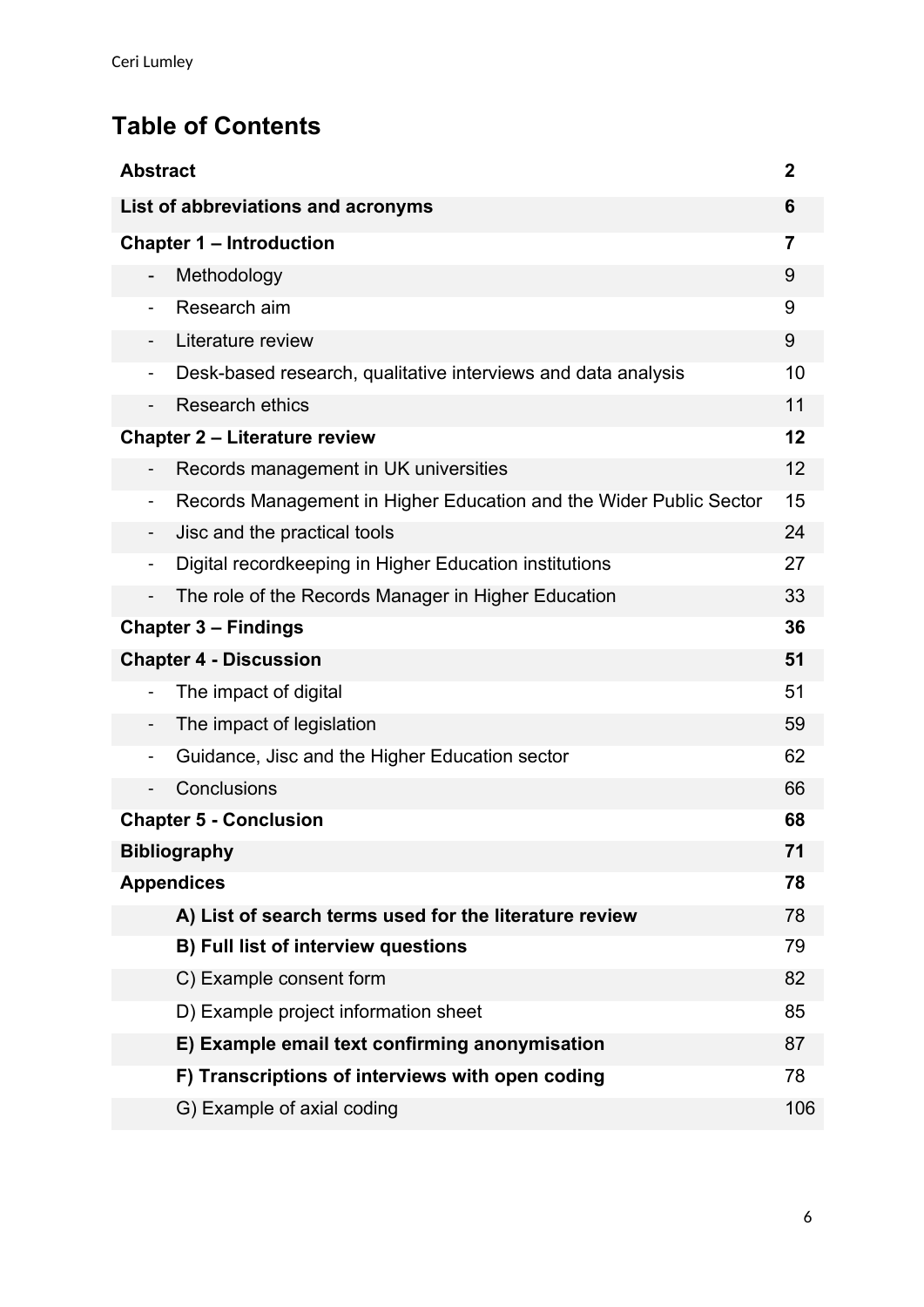## Table of Contents

| | |
|---|---|
| **Abstract** | **2** |
| **List of abbreviations and acronyms** | **6** |
| **Chapter 1 – Introduction** | **7** |
| - Methodology | 9 |
| - Research aim | 9 |
| - Literature review | 9 |
| - Desk-based research, qualitative interviews and data analysis | 10 |
| - Research ethics | 11 |
| **Chapter 2 – Literature review** | **12** |
| - Records management in UK universities | 12 |
| - Records Management in Higher Education and the Wider Public Sector | 15 |
| - Jisc and the practical tools | 24 |
| - Digital recordkeeping in Higher Education institutions | 27 |
| - The role of the Records Manager in Higher Education | 33 |
| **Chapter 3 – Findings** | **36** |
| **Chapter 4 - Discussion** | **51** |
| - The impact of digital | 51 |
| - The impact of legislation | 59 |
| - Guidance, Jisc and the Higher Education sector | 62 |
| - Conclusions | 66 |
| **Chapter 5 - Conclusion** | **68** |
| **Bibliography** | **71** |
| **Appendices** | **78** |
| **A) List of search terms used for the literature review** | 78 |
| **B) Full list of interview questions** | 79 |
| C) Example consent form | 82 |
| D) Example project information sheet | 85 |
| **E) Example email text confirming anonymisation** | 87 |
| **F) Transcriptions of interviews with open coding** | 78 |
| G) Example of axial coding | 106 |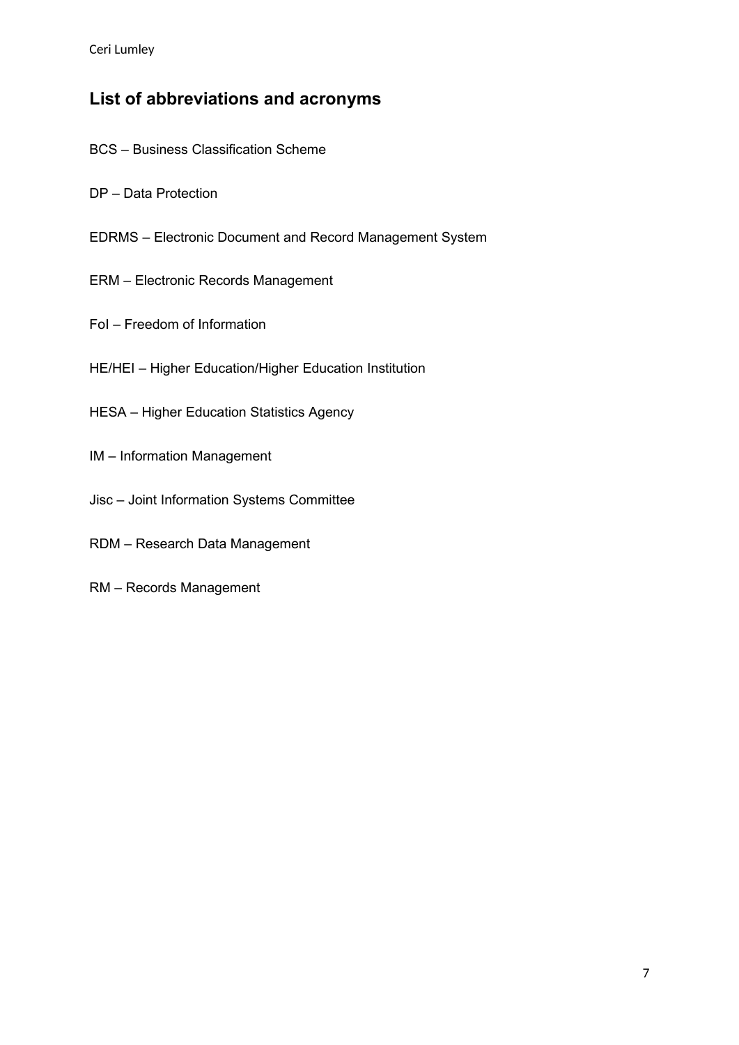## List of abbreviations and acronyms

BCS – Business Classification Scheme

DP – Data Protection

EDRMS – Electronic Document and Record Management System

ERM – Electronic Records Management

FoI – Freedom of Information

HE/HEI – Higher Education/Higher Education Institution

HESA – Higher Education Statistics Agency

IM – Information Management

Jisc – Joint Information Systems Committee

RDM – Research Data Management

RM – Records Management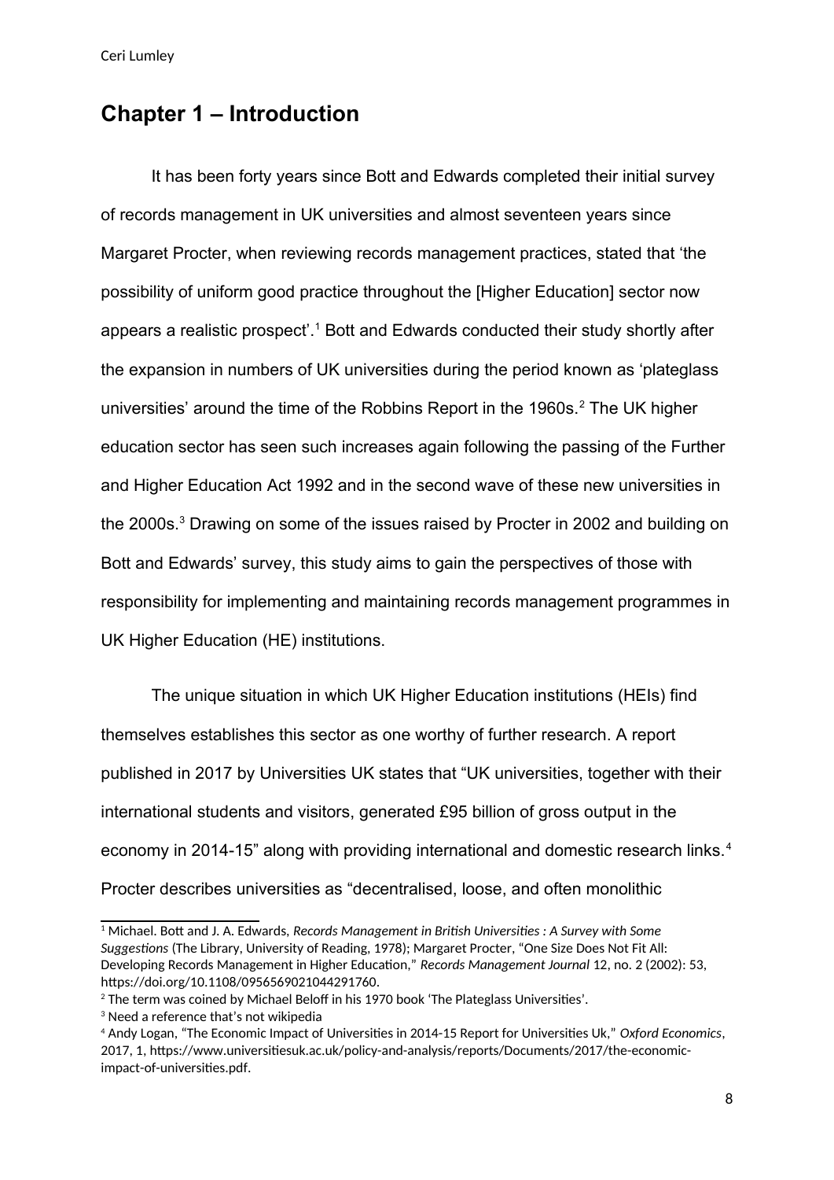## Chapter 1 – Introduction

It has been forty years since Bott and Edwards completed their initial survey of records management in UK universities and almost seventeen years since Margaret Procter, when reviewing records management practices, stated that 'the possibility of uniform good practice throughout the [Higher Education] sector now appears a realistic prospect'.[1] Bott and Edwards conducted their study shortly after the expansion in numbers of UK universities during the period known as 'plateglass universities' around the time of the Robbins Report in the 1960s.[2] The UK higher education sector has seen such increases again following the passing of the Further and Higher Education Act 1992 and in the second wave of these new universities in the 2000s.[3] Drawing on some of the issues raised by Procter in 2002 and building on Bott and Edwards' survey, this study aims to gain the perspectives of those with responsibility for implementing and maintaining records management programmes in UK Higher Education (HE) institutions.

The unique situation in which UK Higher Education institutions (HEIs) find themselves establishes this sector as one worthy of further research. A report published in 2017 by Universities UK states that "UK universities, together with their international students and visitors, generated £95 billion of gross output in the economy in 2014-15" along with providing international and domestic research links.[4] Procter describes universities as "decentralised, loose, and often monolithic

---

[1] Michael. Bott and J. A. Edwards, *Records Management in British Universities : A Survey with Some Suggestions* (The Library, University of Reading, 1978); Margaret Procter, "One Size Does Not Fit All: Developing Records Management in Higher Education," *Records Management Journal* 12, no. 2 (2002): 53, https://doi.org/10.1108/0956569021044291760.

[2] The term was coined by Michael Beloff in his 1970 book 'The Plateglass Universities'.

[3] Need a reference that's not wikipedia

[4] Andy Logan, "The Economic Impact of Universities in 2014-15 Report for Universities Uk," *Oxford Economics*, 2017, 1, https://www.universitiesuk.ac.uk/policy-and-analysis/reports/Documents/2017/the-economic-impact-of-universities.pdf.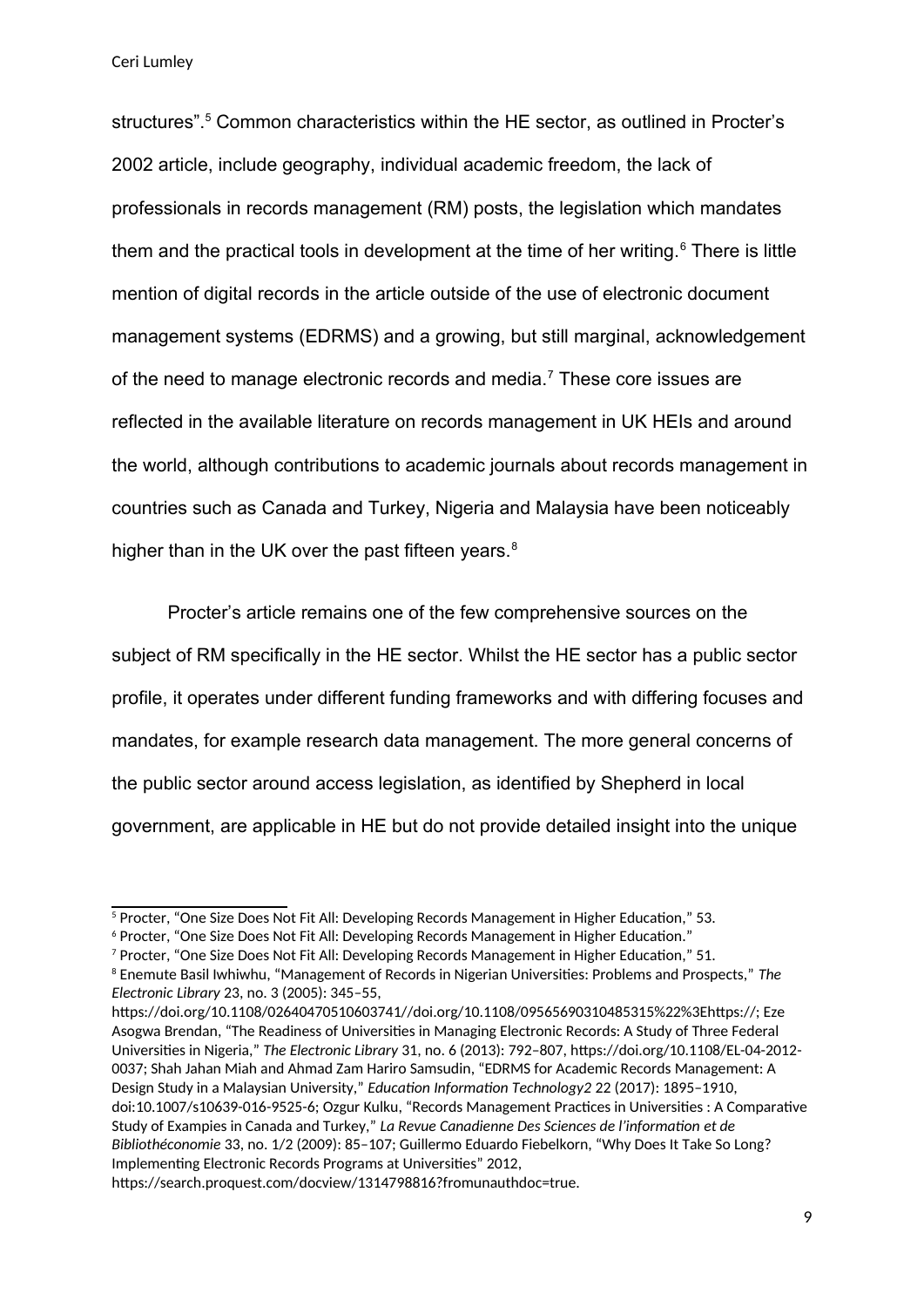structures".[5] Common characteristics within the HE sector, as outlined in Procter's 2002 article, include geography, individual academic freedom, the lack of professionals in records management (RM) posts, the legislation which mandates them and the practical tools in development at the time of her writing.[6] There is little mention of digital records in the article outside of the use of electronic document management systems (EDRMS) and a growing, but still marginal, acknowledgement of the need to manage electronic records and media.[7] These core issues are reflected in the available literature on records management in UK HEIs and around the world, although contributions to academic journals about records management in countries such as Canada and Turkey, Nigeria and Malaysia have been noticeably higher than in the UK over the past fifteen years.[8]

Procter's article remains one of the few comprehensive sources on the subject of RM specifically in the HE sector. Whilst the HE sector has a public sector profile, it operates under different funding frameworks and with differing focuses and mandates, for example research data management. The more general concerns of the public sector around access legislation, as identified by Shepherd in local government, are applicable in HE but do not provide detailed insight into the unique

---

[5] Procter, "One Size Does Not Fit All: Developing Records Management in Higher Education," 53.

[6] Procter, "One Size Does Not Fit All: Developing Records Management in Higher Education."

[7] Procter, "One Size Does Not Fit All: Developing Records Management in Higher Education," 51.

[8] Enemute Basil Iwhiwhu, "Management of Records in Nigerian Universities: Problems and Prospects," *The Electronic Library* 23, no. 3 (2005): 345–55, https://doi.org/10.1108/02640470510603741//doi.org/10.1108/09565690310485315%22%3Ehttps://; Eze Asogwa Brendan, "The Readiness of Universities in Managing Electronic Records: A Study of Three Federal Universities in Nigeria," *The Electronic Library* 31, no. 6 (2013): 792–807, https://doi.org/10.1108/EL-04-2012-0037; Shah Jahan Miah and Ahmad Zam Hariro Samsudin, "EDRMS for Academic Records Management: A Design Study in a Malaysian University," *Education Information Technology2* 22 (2017): 1895–1910, doi:10.1007/s10639-016-9525-6; Ozgur Kulku, "Records Management Practices in Universities : A Comparative Study of Exampies in Canada and Turkey," *La Revue Canadienne Des Sciences de l'information et de Bibliothéconomie* 33, no. 1/2 (2009): 85–107; Guillermo Eduardo Fiebelkorn, "Why Does It Take So Long? Implementing Electronic Records Programs at Universities" 2012, https://search.proquest.com/docview/1314798816?fromunauthdoc=true.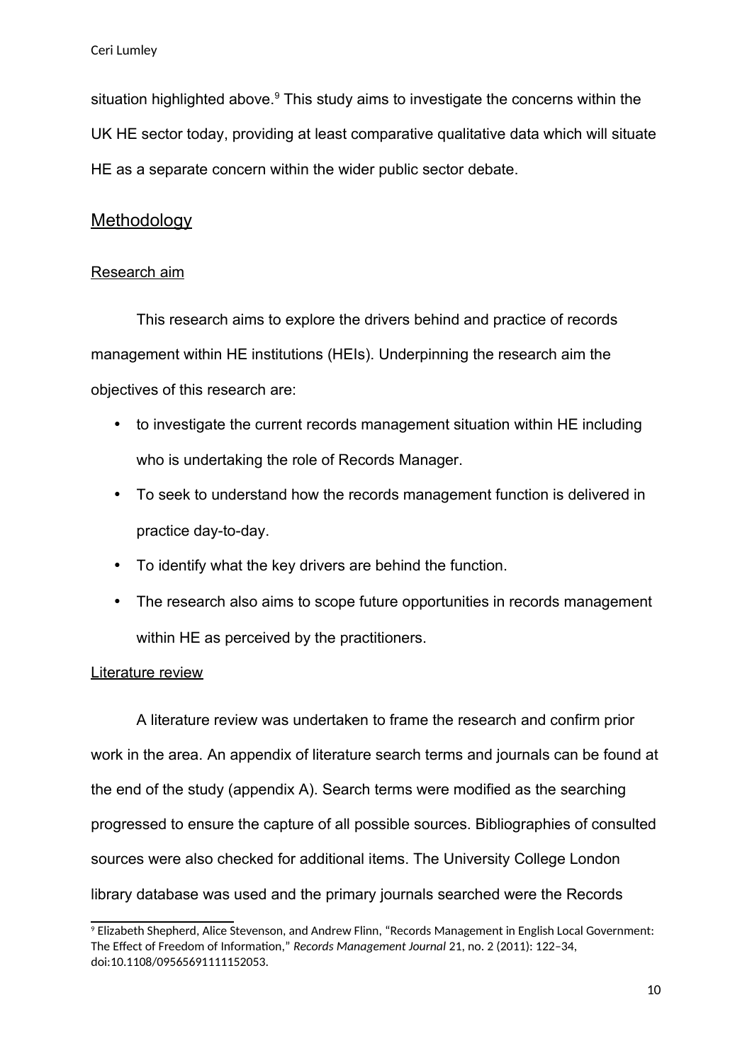situation highlighted above.[9] This study aims to investigate the concerns within the UK HE sector today, providing at least comparative qualitative data which will situate HE as a separate concern within the wider public sector debate.

## Methodology

### Research aim

This research aims to explore the drivers behind and practice of records management within HE institutions (HEIs). Underpinning the research aim the objectives of this research are:

- to investigate the current records management situation within HE including who is undertaking the role of Records Manager.
- To seek to understand how the records management function is delivered in practice day-to-day.
- To identify what the key drivers are behind the function.
- The research also aims to scope future opportunities in records management within HE as perceived by the practitioners.

### Literature review

A literature review was undertaken to frame the research and confirm prior work in the area. An appendix of literature search terms and journals can be found at the end of the study (appendix A). Search terms were modified as the searching progressed to ensure the capture of all possible sources. Bibliographies of consulted sources were also checked for additional items. The University College London library database was used and the primary journals searched were the Records

---

[9] Elizabeth Shepherd, Alice Stevenson, and Andrew Flinn, "Records Management in English Local Government: The Effect of Freedom of Information," *Records Management Journal* 21, no. 2 (2011): 122–34, doi:10.1108/09565691111152053.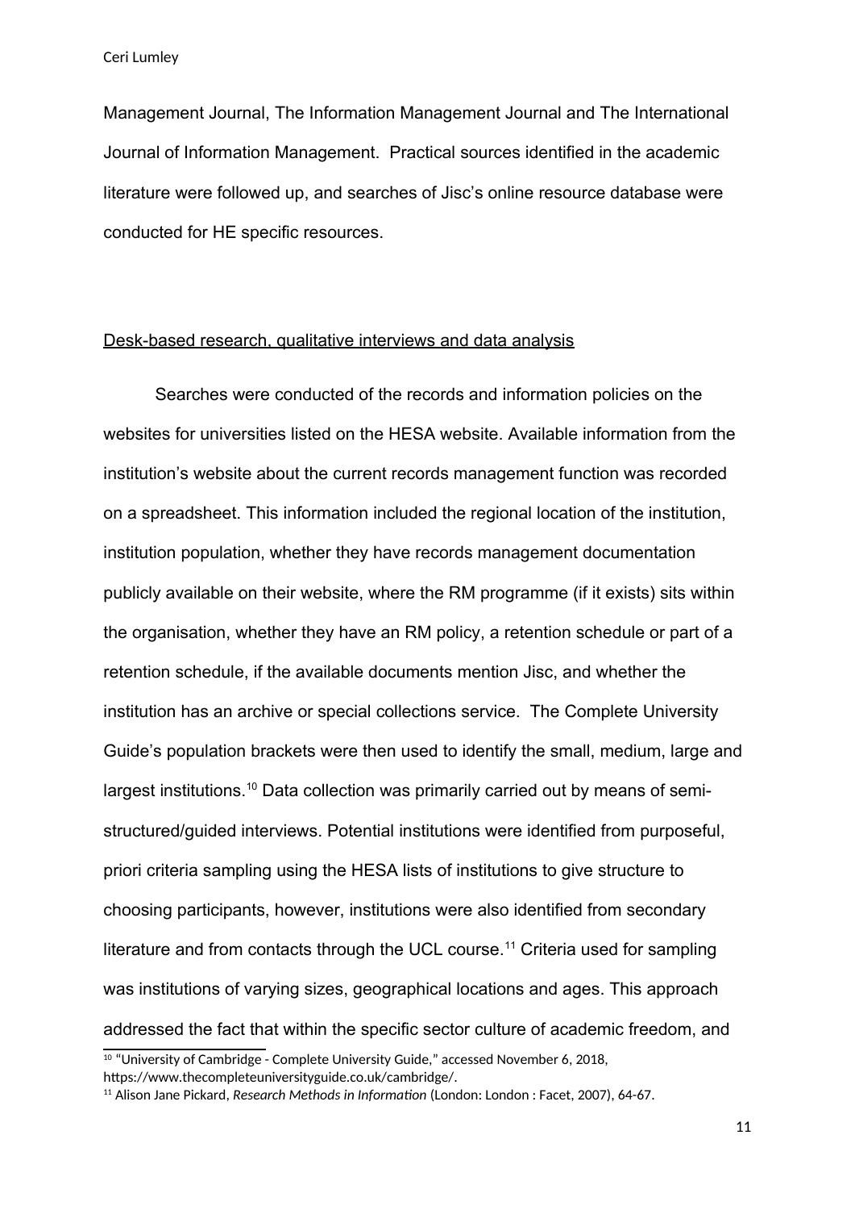Management Journal, The Information Management Journal and The International Journal of Information Management. Practical sources identified in the academic literature were followed up, and searches of Jisc's online resource database were conducted for HE specific resources.

Desk-based research, qualitative interviews and data analysis

Searches were conducted of the records and information policies on the websites for universities listed on the HESA website. Available information from the institution's website about the current records management function was recorded on a spreadsheet. This information included the regional location of the institution, institution population, whether they have records management documentation publicly available on their website, where the RM programme (if it exists) sits within the organisation, whether they have an RM policy, a retention schedule or part of a retention schedule, if the available documents mention Jisc, and whether the institution has an archive or special collections service. The Complete University Guide's population brackets were then used to identify the small, medium, large and largest institutions.[10] Data collection was primarily carried out by means of semi-structured/guided interviews. Potential institutions were identified from purposeful, priori criteria sampling using the HESA lists of institutions to give structure to choosing participants, however, institutions were also identified from secondary literature and from contacts through the UCL course.[11] Criteria used for sampling was institutions of varying sizes, geographical locations and ages. This approach addressed the fact that within the specific sector culture of academic freedom, and

[10] "University of Cambridge - Complete University Guide," accessed November 6, 2018, https://www.thecompleteuniversityguide.co.uk/cambridge/.

[11] Alison Jane Pickard, *Research Methods in Information* (London: London : Facet, 2007), 64-67.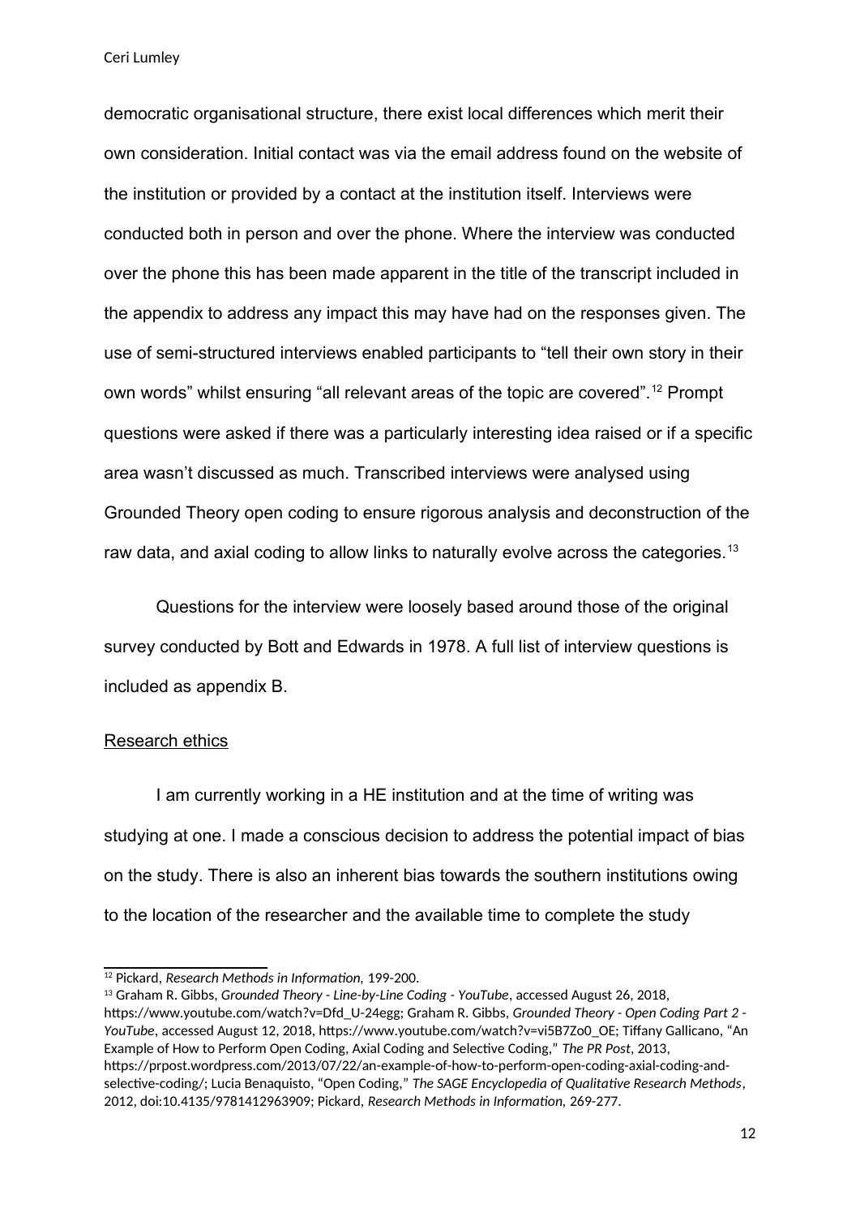democratic organisational structure, there exist local differences which merit their own consideration. Initial contact was via the email address found on the website of the institution or provided by a contact at the institution itself. Interviews were conducted both in person and over the phone. Where the interview was conducted over the phone this has been made apparent in the title of the transcript included in the appendix to address any impact this may have had on the responses given. The use of semi-structured interviews enabled participants to "tell their own story in their own words" whilst ensuring "all relevant areas of the topic are covered".[12] Prompt questions were asked if there was a particularly interesting idea raised or if a specific area wasn't discussed as much. Transcribed interviews were analysed using Grounded Theory open coding to ensure rigorous analysis and deconstruction of the raw data, and axial coding to allow links to naturally evolve across the categories.[13]

Questions for the interview were loosely based around those of the original survey conducted by Bott and Edwards in 1978. A full list of interview questions is included as appendix B.

<u>Research ethics</u>

I am currently working in a HE institution and at the time of writing was studying at one. I made a conscious decision to address the potential impact of bias on the study. There is also an inherent bias towards the southern institutions owing to the location of the researcher and the available time to complete the study

---

[12] Pickard, *Research Methods in Information*, 199-200.

[13] Graham R. Gibbs, *Grounded Theory - Line-by-Line Coding - YouTube*, accessed August 26, 2018, https://www.youtube.com/watch?v=Dfd_U-24egg; Graham R. Gibbs, *Grounded Theory - Open Coding Part 2 - YouTube*, accessed August 12, 2018, https://www.youtube.com/watch?v=vi5B7Zo0_OE; Tiffany Gallicano, "An Example of How to Perform Open Coding, Axial Coding and Selective Coding," *The PR Post*, 2013, https://prpost.wordpress.com/2013/07/22/an-example-of-how-to-perform-open-coding-axial-coding-and-selective-coding/; Lucia Benaquisto, "Open Coding," *The SAGE Encyclopedia of Qualitative Research Methods*, 2012, doi:10.4135/9781412963909; Pickard, *Research Methods in Information*, 269-277.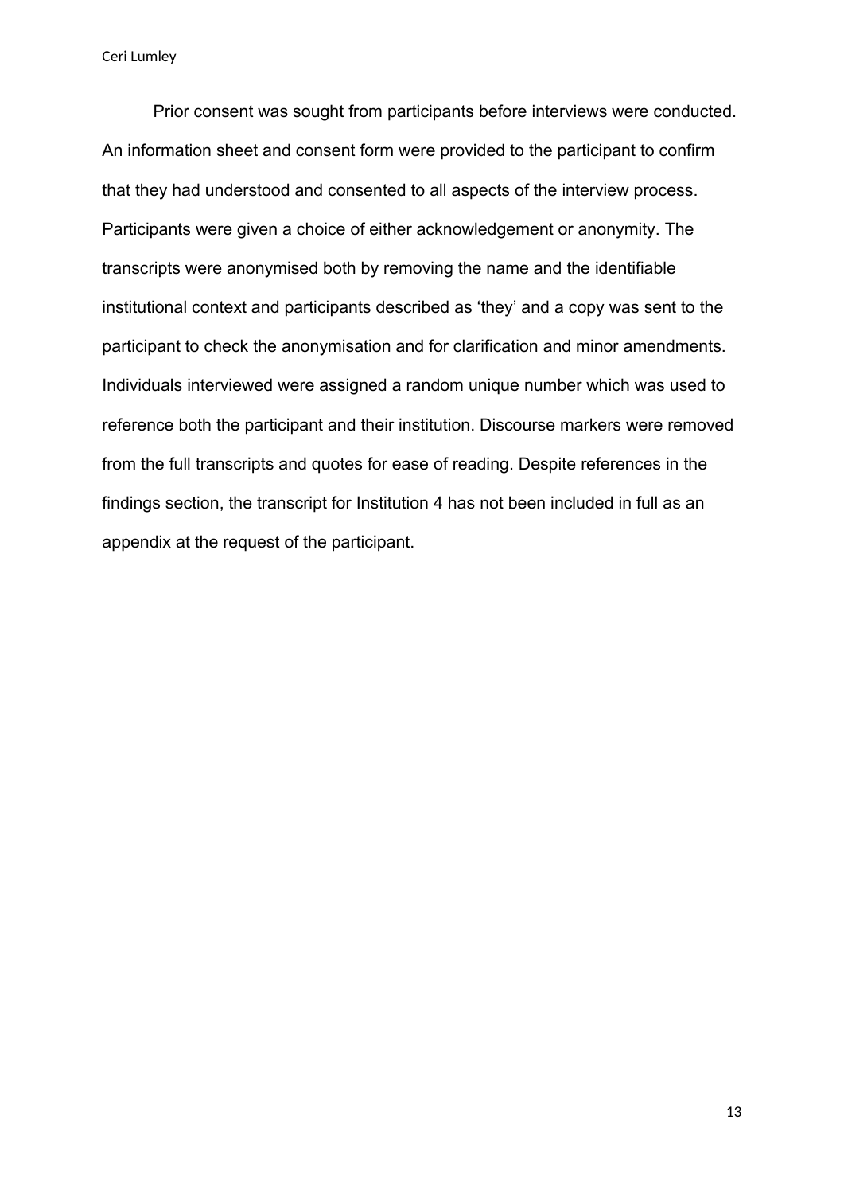Prior consent was sought from participants before interviews were conducted. An information sheet and consent form were provided to the participant to confirm that they had understood and consented to all aspects of the interview process. Participants were given a choice of either acknowledgement or anonymity. The transcripts were anonymised both by removing the name and the identifiable institutional context and participants described as 'they' and a copy was sent to the participant to check the anonymisation and for clarification and minor amendments. Individuals interviewed were assigned a random unique number which was used to reference both the participant and their institution. Discourse markers were removed from the full transcripts and quotes for ease of reading. Despite references in the findings section, the transcript for Institution 4 has not been included in full as an appendix at the request of the participant.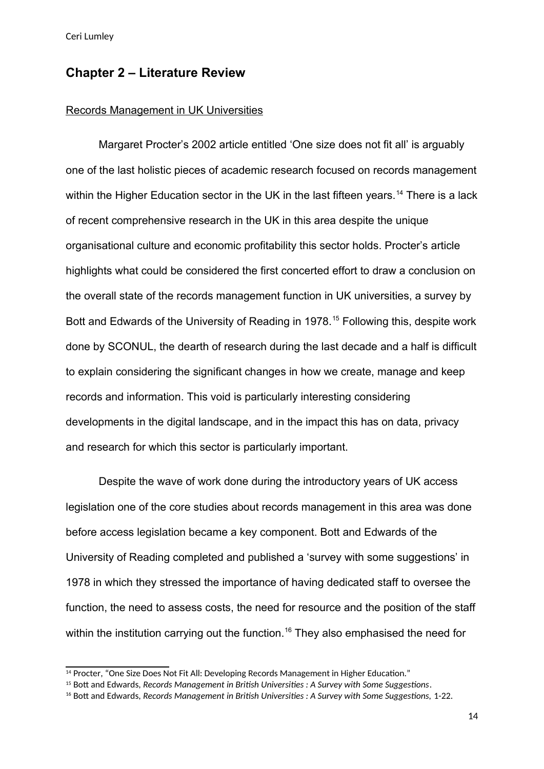## Chapter 2 – Literature Review

Records Management in UK Universities

Margaret Procter's 2002 article entitled 'One size does not fit all' is arguably one of the last holistic pieces of academic research focused on records management within the Higher Education sector in the UK in the last fifteen years.[14] There is a lack of recent comprehensive research in the UK in this area despite the unique organisational culture and economic profitability this sector holds. Procter's article highlights what could be considered the first concerted effort to draw a conclusion on the overall state of the records management function in UK universities, a survey by Bott and Edwards of the University of Reading in 1978.[15] Following this, despite work done by SCONUL, the dearth of research during the last decade and a half is difficult to explain considering the significant changes in how we create, manage and keep records and information. This void is particularly interesting considering developments in the digital landscape, and in the impact this has on data, privacy and research for which this sector is particularly important.

Despite the wave of work done during the introductory years of UK access legislation one of the core studies about records management in this area was done before access legislation became a key component. Bott and Edwards of the University of Reading completed and published a 'survey with some suggestions' in 1978 in which they stressed the importance of having dedicated staff to oversee the function, the need to assess costs, the need for resource and the position of the staff within the institution carrying out the function.[16] They also emphasised the need for

[14] Procter, "One Size Does Not Fit All: Developing Records Management in Higher Education."

[15] Bott and Edwards, *Records Management in British Universities : A Survey with Some Suggestions*.

[16] Bott and Edwards, *Records Management in British Universities : A Survey with Some Suggestions*, 1-22.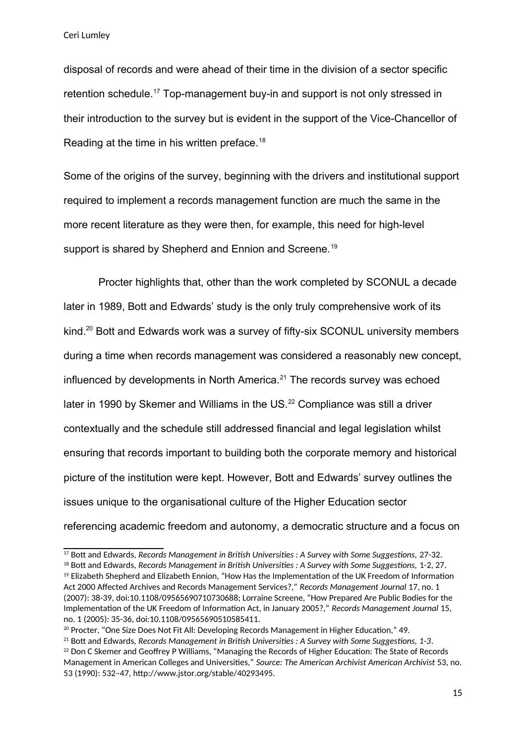disposal of records and were ahead of their time in the division of a sector specific retention schedule.[17] Top-management buy-in and support is not only stressed in their introduction to the survey but is evident in the support of the Vice-Chancellor of Reading at the time in his written preface.[18]

Some of the origins of the survey, beginning with the drivers and institutional support required to implement a records management function are much the same in the more recent literature as they were then, for example, this need for high-level support is shared by Shepherd and Ennion and Screene.[19]

Procter highlights that, other than the work completed by SCONUL a decade later in 1989, Bott and Edwards' study is the only truly comprehensive work of its kind.[20] Bott and Edwards work was a survey of fifty-six SCONUL university members during a time when records management was considered a reasonably new concept, influenced by developments in North America.[21] The records survey was echoed later in 1990 by Skemer and Williams in the US.[22] Compliance was still a driver contextually and the schedule still addressed financial and legal legislation whilst ensuring that records important to building both the corporate memory and historical picture of the institution were kept. However, Bott and Edwards' survey outlines the issues unique to the organisational culture of the Higher Education sector referencing academic freedom and autonomy, a democratic structure and a focus on

---

[17] Bott and Edwards, *Records Management in British Universities : A Survey with Some Suggestions*, 27-32.

[18] Bott and Edwards, *Records Management in British Universities : A Survey with Some Suggestions*, 1-2, 27.

[19] Elizabeth Shepherd and Elizabeth Ennion, "How Has the Implementation of the UK Freedom of Information Act 2000 Affected Archives and Records Management Services?," *Records Management Journal* 17, no. 1 (2007): 38-39, doi:10.1108/09565690710730688; Lorraine Screene, "How Prepared Are Public Bodies for the Implementation of the UK Freedom of Information Act, in January 2005?," *Records Management Journal* 15, no. 1 (2005): 35-36, doi:10.1108/09565690510585411.

[20] Procter, "One Size Does Not Fit All: Developing Records Management in Higher Education," 49.

[21] Bott and Edwards, *Records Management in British Universities : A Survey with Some Suggestions, 1-3*.

[22] Don C Skemer and Geoffrey P Williams, "Managing the Records of Higher Education: The State of Records Management in American Colleges and Universities," *Source: The American Archivist American Archivist* 53, no. 53 (1990): 532–47, http://www.jstor.org/stable/40293495.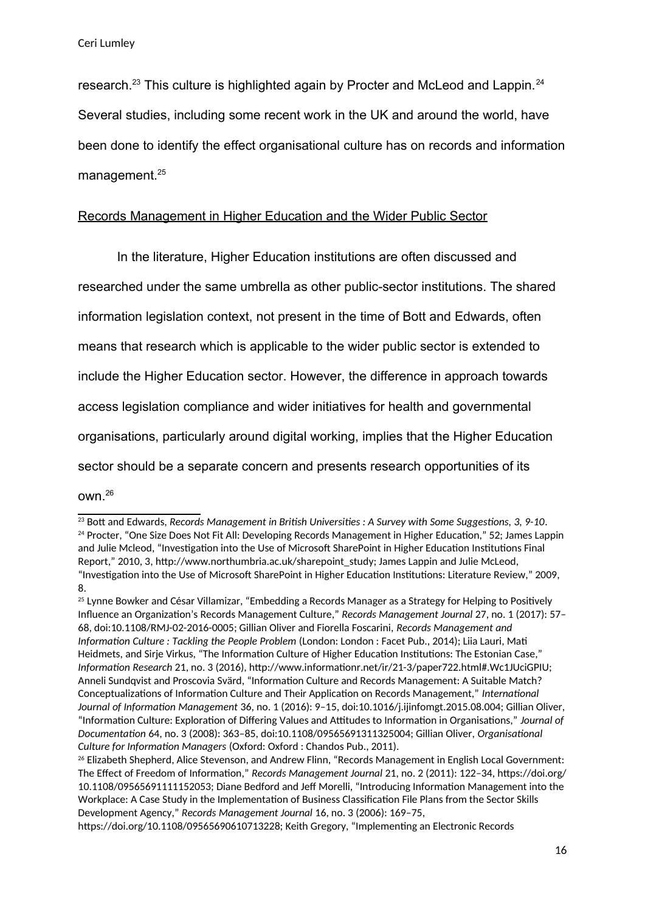research.[23] This culture is highlighted again by Procter and McLeod and Lappin.[24] Several studies, including some recent work in the UK and around the world, have been done to identify the effect organisational culture has on records and information management.[25]

## Records Management in Higher Education and the Wider Public Sector

In the literature, Higher Education institutions are often discussed and researched under the same umbrella as other public-sector institutions. The shared information legislation context, not present in the time of Bott and Edwards, often means that research which is applicable to the wider public sector is extended to include the Higher Education sector. However, the difference in approach towards access legislation compliance and wider initiatives for health and governmental organisations, particularly around digital working, implies that the Higher Education sector should be a separate concern and presents research opportunities of its own.[26]

---

[23] Bott and Edwards, *Records Management in British Universities : A Survey with Some Suggestions*, *3, 9-10*.

[24] Procter, "One Size Does Not Fit All: Developing Records Management in Higher Education," 52; James Lappin and Julie Mcleod, "Investigation into the Use of Microsoft SharePoint in Higher Education Institutions Final Report," 2010, 3, http://www.northumbria.ac.uk/sharepoint_study; James Lappin and Julie McLeod, "Investigation into the Use of Microsoft SharePoint in Higher Education Institutions: Literature Review," 2009, 8.

[25] Lynne Bowker and César Villamizar, "Embedding a Records Manager as a Strategy for Helping to Positively Influence an Organization's Records Management Culture," *Records Management Journal* 27, no. 1 (2017): 57–68, doi:10.1108/RMJ-02-2016-0005; Gillian Oliver and Fiorella Foscarini, *Records Management and Information Culture : Tackling the People Problem* (London: London : Facet Pub., 2014); Liia Lauri, Mati Heidmets, and Sirje Virkus, "The Information Culture of Higher Education Institutions: The Estonian Case," *Information Research* 21, no. 3 (2016), http://www.informationr.net/ir/21-3/paper722.html#.Wc1JUciGPIU; Anneli Sundqvist and Proscovia Svärd, "Information Culture and Records Management: A Suitable Match? Conceptualizations of Information Culture and Their Application on Records Management," *International Journal of Information Management* 36, no. 1 (2016): 9–15, doi:10.1016/j.ijinfomgt.2015.08.004; Gillian Oliver, "Information Culture: Exploration of Differing Values and Attitudes to Information in Organisations," *Journal of Documentation* 64, no. 3 (2008): 363–85, doi:10.1108/09565691311325004; Gillian Oliver, *Organisational Culture for Information Managers* (Oxford: Oxford : Chandos Pub., 2011).

[26] Elizabeth Shepherd, Alice Stevenson, and Andrew Flinn, "Records Management in English Local Government: The Effect of Freedom of Information," *Records Management Journal* 21, no. 2 (2011): 122–34, https://doi.org/10.1108/09565691111152053; Diane Bedford and Jeff Morelli, "Introducing Information Management into the Workplace: A Case Study in the Implementation of Business Classification File Plans from the Sector Skills Development Agency," *Records Management Journal* 16, no. 3 (2006): 169–75, https://doi.org/10.1108/09565690610713228; Keith Gregory, "Implementing an Electronic Records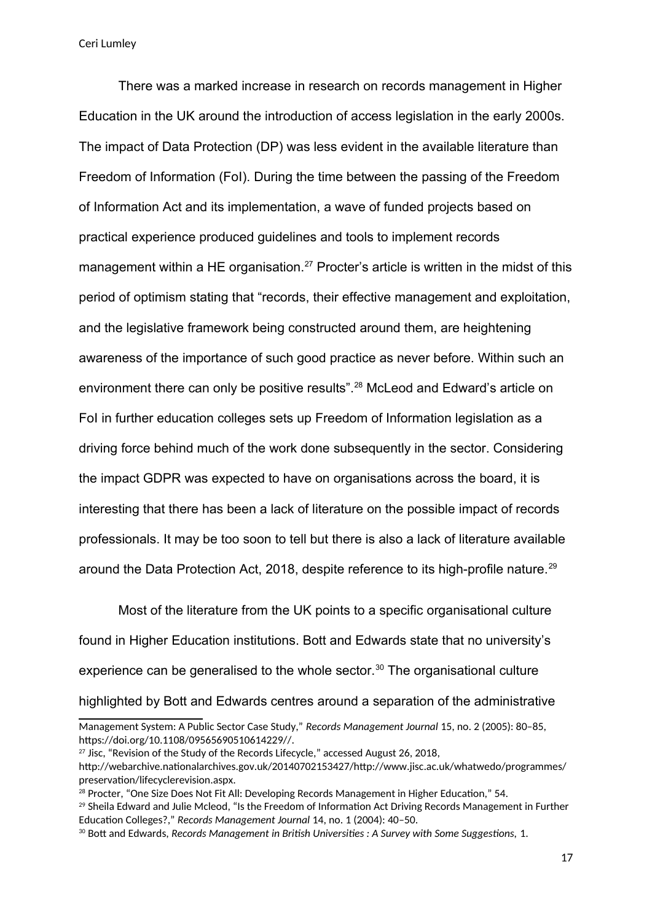There was a marked increase in research on records management in Higher Education in the UK around the introduction of access legislation in the early 2000s. The impact of Data Protection (DP) was less evident in the available literature than Freedom of Information (FoI). During the time between the passing of the Freedom of Information Act and its implementation, a wave of funded projects based on practical experience produced guidelines and tools to implement records management within a HE organisation.[27] Procter's article is written in the midst of this period of optimism stating that "records, their effective management and exploitation, and the legislative framework being constructed around them, are heightening awareness of the importance of such good practice as never before. Within such an environment there can only be positive results".[28] McLeod and Edward's article on FoI in further education colleges sets up Freedom of Information legislation as a driving force behind much of the work done subsequently in the sector. Considering the impact GDPR was expected to have on organisations across the board, it is interesting that there has been a lack of literature on the possible impact of records professionals. It may be too soon to tell but there is also a lack of literature available around the Data Protection Act, 2018, despite reference to its high-profile nature.[29]

Most of the literature from the UK points to a specific organisational culture found in Higher Education institutions. Bott and Edwards state that no university's experience can be generalised to the whole sector.[30] The organisational culture highlighted by Bott and Edwards centres around a separation of the administrative

---

Management System: A Public Sector Case Study," *Records Management Journal* 15, no. 2 (2005): 80–85, https://doi.org/10.1108/09565690510614229//.

[27] Jisc, "Revision of the Study of the Records Lifecycle," accessed August 26, 2018, http://webarchive.nationalarchives.gov.uk/20140702153427/http://www.jisc.ac.uk/whatwedo/programmes/preservation/lifecyclerevision.aspx.

[28] Procter, "One Size Does Not Fit All: Developing Records Management in Higher Education," 54.

[29] Sheila Edward and Julie Mcleod, "Is the Freedom of Information Act Driving Records Management in Further Education Colleges?," *Records Management Journal* 14, no. 1 (2004): 40–50.

[30] Bott and Edwards, *Records Management in British Universities : A Survey with Some Suggestions*, 1.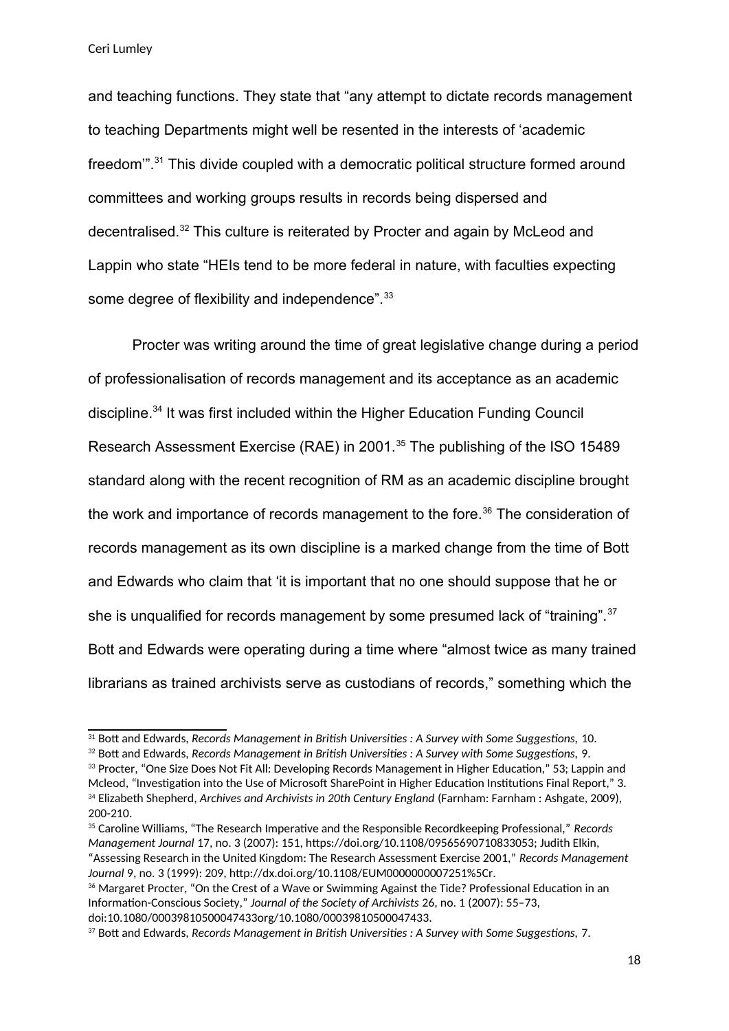and teaching functions. They state that “any attempt to dictate records management to teaching Departments might well be resented in the interests of ‘academic freedom’”.[31] This divide coupled with a democratic political structure formed around committees and working groups results in records being dispersed and decentralised.[32] This culture is reiterated by Procter and again by McLeod and Lappin who state “HEIs tend to be more federal in nature, with faculties expecting some degree of flexibility and independence”.[33]

Procter was writing around the time of great legislative change during a period of professionalisation of records management and its acceptance as an academic discipline.[34] It was first included within the Higher Education Funding Council Research Assessment Exercise (RAE) in 2001.[35] The publishing of the ISO 15489 standard along with the recent recognition of RM as an academic discipline brought the work and importance of records management to the fore.[36] The consideration of records management as its own discipline is a marked change from the time of Bott and Edwards who claim that ‘it is important that no one should suppose that he or she is unqualified for records management by some presumed lack of “training”.[37] Bott and Edwards were operating during a time where “almost twice as many trained librarians as trained archivists serve as custodians of records,” something which the

---

[31] Bott and Edwards, *Records Management in British Universities : A Survey with Some Suggestions*, 10.

[32] Bott and Edwards, *Records Management in British Universities : A Survey with Some Suggestions*, 9.

[33] Procter, “One Size Does Not Fit All: Developing Records Management in Higher Education,” 53; Lappin and Mcleod, “Investigation into the Use of Microsoft SharePoint in Higher Education Institutions Final Report,” 3.

[34] Elizabeth Shepherd, *Archives and Archivists in 20th Century England* (Farnham: Farnham : Ashgate, 2009), 200-210.

[35] Caroline Williams, “The Research Imperative and the Responsible Recordkeeping Professional,” *Records Management Journal* 17, no. 3 (2007): 151, https://doi.org/10.1108/09565690710833053; Judith Elkin, “Assessing Research in the United Kingdom: The Research Assessment Exercise 2001,” *Records Management Journal* 9, no. 3 (1999): 209, http://dx.doi.org/10.1108/EUM0000000007251%5Cr.

[36] Margaret Procter, “On the Crest of a Wave or Swimming Against the Tide? Professional Education in an Information-Conscious Society,” *Journal of the Society of Archivists* 26, no. 1 (2007): 55–73, doi:10.1080/00039810500047433org/10.1080/00039810500047433.

[37] Bott and Edwards, *Records Management in British Universities : A Survey with Some Suggestions*, 7.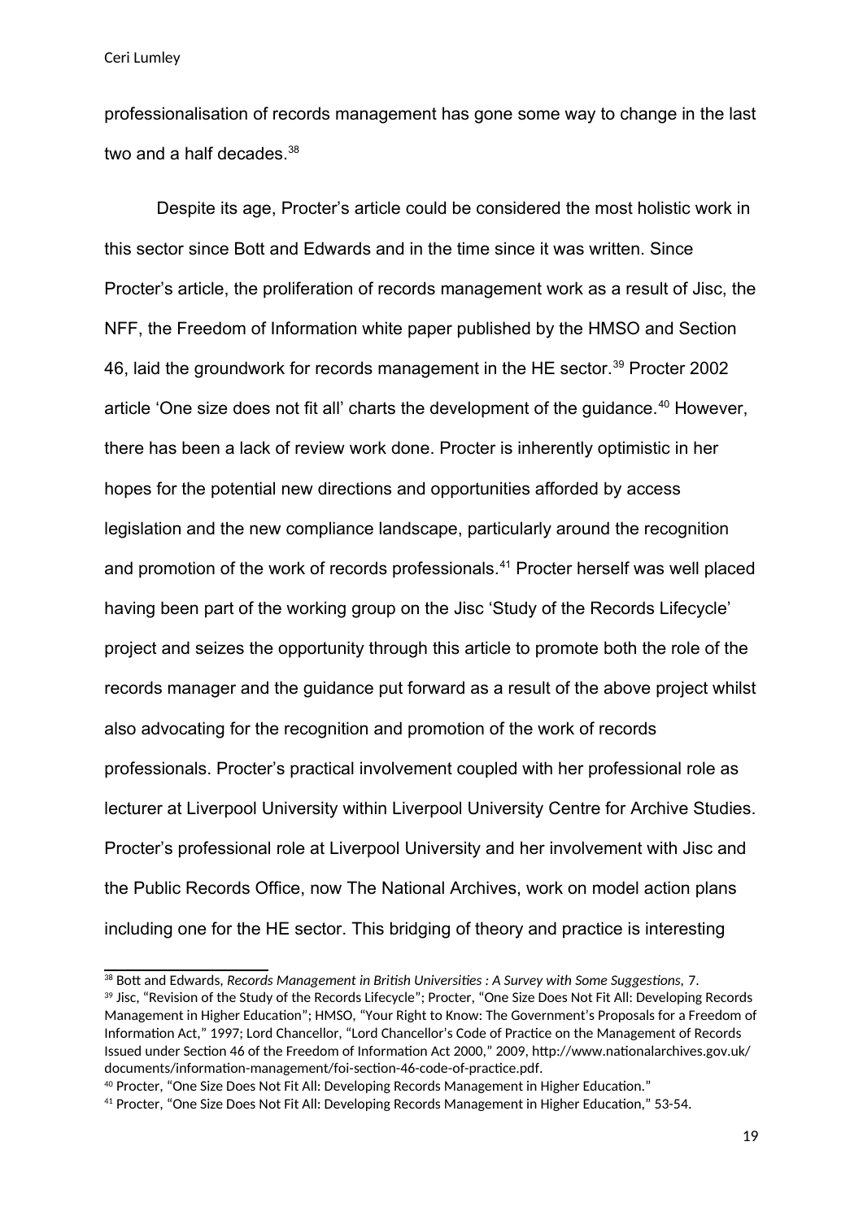professionalisation of records management has gone some way to change in the last two and a half decades.[38]

Despite its age, Procter's article could be considered the most holistic work in this sector since Bott and Edwards and in the time since it was written. Since Procter's article, the proliferation of records management work as a result of Jisc, the NFF, the Freedom of Information white paper published by the HMSO and Section 46, laid the groundwork for records management in the HE sector.[39] Procter 2002 article 'One size does not fit all' charts the development of the guidance.[40] However, there has been a lack of review work done. Procter is inherently optimistic in her hopes for the potential new directions and opportunities afforded by access legislation and the new compliance landscape, particularly around the recognition and promotion of the work of records professionals.[41] Procter herself was well placed having been part of the working group on the Jisc 'Study of the Records Lifecycle' project and seizes the opportunity through this article to promote both the role of the records manager and the guidance put forward as a result of the above project whilst also advocating for the recognition and promotion of the work of records professionals. Procter's practical involvement coupled with her professional role as lecturer at Liverpool University within Liverpool University Centre for Archive Studies. Procter's professional role at Liverpool University and her involvement with Jisc and the Public Records Office, now The National Archives, work on model action plans including one for the HE sector. This bridging of theory and practice is interesting

---

[38] Bott and Edwards, *Records Management in British Universities : A Survey with Some Suggestions*, 7.

[39] Jisc, "Revision of the Study of the Records Lifecycle"; Procter, "One Size Does Not Fit All: Developing Records Management in Higher Education"; HMSO, "Your Right to Know: The Government's Proposals for a Freedom of Information Act," 1997; Lord Chancellor, "Lord Chancellor's Code of Practice on the Management of Records Issued under Section 46 of the Freedom of Information Act 2000," 2009, http://www.nationalarchives.gov.uk/documents/information-management/foi-section-46-code-of-practice.pdf.

[40] Procter, "One Size Does Not Fit All: Developing Records Management in Higher Education."

[41] Procter, "One Size Does Not Fit All: Developing Records Management in Higher Education," 53-54.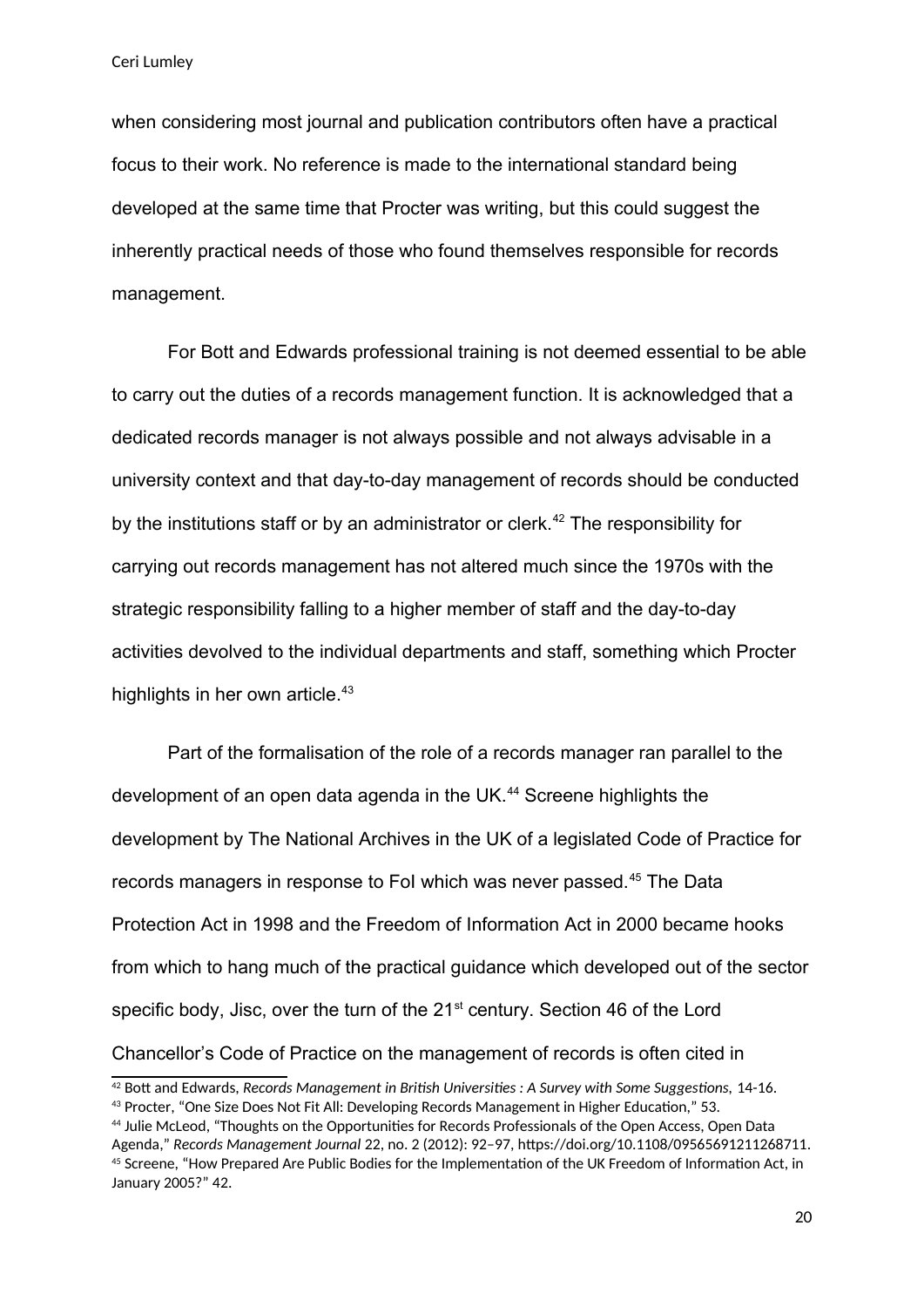when considering most journal and publication contributors often have a practical focus to their work. No reference is made to the international standard being developed at the same time that Procter was writing, but this could suggest the inherently practical needs of those who found themselves responsible for records management.

For Bott and Edwards professional training is not deemed essential to be able to carry out the duties of a records management function. It is acknowledged that a dedicated records manager is not always possible and not always advisable in a university context and that day-to-day management of records should be conducted by the institutions staff or by an administrator or clerk.[42] The responsibility for carrying out records management has not altered much since the 1970s with the strategic responsibility falling to a higher member of staff and the day-to-day activities devolved to the individual departments and staff, something which Procter highlights in her own article.[43]

Part of the formalisation of the role of a records manager ran parallel to the development of an open data agenda in the UK.[44] Screene highlights the development by The National Archives in the UK of a legislated Code of Practice for records managers in response to FoI which was never passed.[45] The Data Protection Act in 1998 and the Freedom of Information Act in 2000 became hooks from which to hang much of the practical guidance which developed out of the sector specific body, Jisc, over the turn of the 21st century. Section 46 of the Lord Chancellor's Code of Practice on the management of records is often cited in

[42] Bott and Edwards, *Records Management in British Universities : A Survey with Some Suggestions*, 14-16.
[43] Procter, "One Size Does Not Fit All: Developing Records Management in Higher Education," 53.
[44] Julie McLeod, "Thoughts on the Opportunities for Records Professionals of the Open Access, Open Data Agenda," *Records Management Journal* 22, no. 2 (2012): 92–97, https://doi.org/10.1108/09565691211268711.
[45] Screene, "How Prepared Are Public Bodies for the Implementation of the UK Freedom of Information Act, in January 2005?" 42.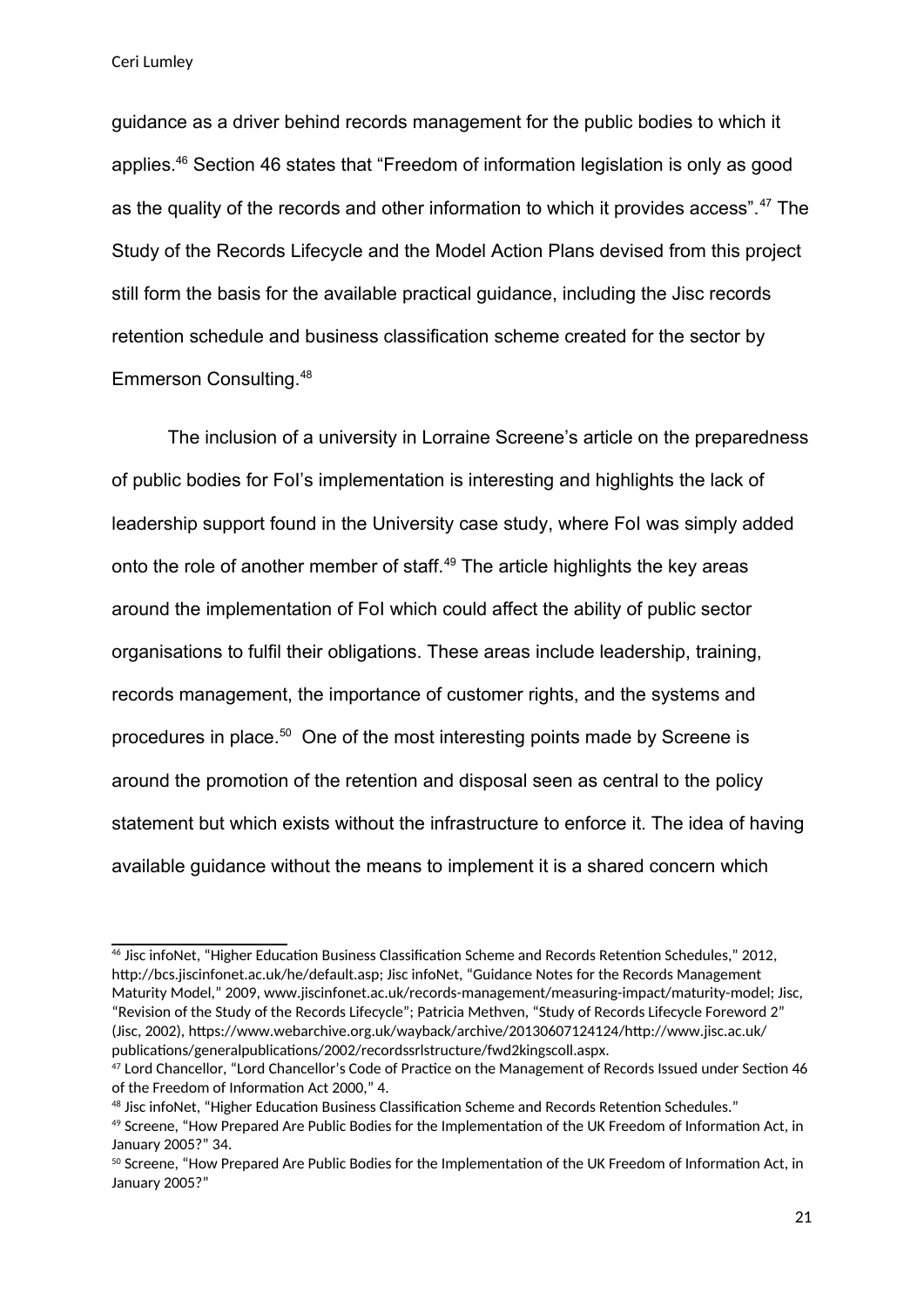guidance as a driver behind records management for the public bodies to which it applies.[46] Section 46 states that "Freedom of information legislation is only as good as the quality of the records and other information to which it provides access".[47] The Study of the Records Lifecycle and the Model Action Plans devised from this project still form the basis for the available practical guidance, including the Jisc records retention schedule and business classification scheme created for the sector by Emmerson Consulting.[48]

The inclusion of a university in Lorraine Screene's article on the preparedness of public bodies for FoI's implementation is interesting and highlights the lack of leadership support found in the University case study, where FoI was simply added onto the role of another member of staff.[49] The article highlights the key areas around the implementation of FoI which could affect the ability of public sector organisations to fulfil their obligations. These areas include leadership, training, records management, the importance of customer rights, and the systems and procedures in place.[50] One of the most interesting points made by Screene is around the promotion of the retention and disposal seen as central to the policy statement but which exists without the infrastructure to enforce it. The idea of having available guidance without the means to implement it is a shared concern which

---

[46] Jisc infoNet, "Higher Education Business Classification Scheme and Records Retention Schedules," 2012, http://bcs.jiscinfonet.ac.uk/he/default.asp; Jisc infoNet, "Guidance Notes for the Records Management Maturity Model," 2009, www.jiscinfonet.ac.uk/records-management/measuring-impact/maturity-model; Jisc, "Revision of the Study of the Records Lifecycle"; Patricia Methven, "Study of Records Lifecycle Foreword 2" (Jisc, 2002), https://www.webarchive.org.uk/wayback/archive/20130607124124/http://www.jisc.ac.uk/publications/generalpublications/2002/recordssrlstructure/fwd2kingscoll.aspx.

[47] Lord Chancellor, "Lord Chancellor's Code of Practice on the Management of Records Issued under Section 46 of the Freedom of Information Act 2000," 4.

[48] Jisc infoNet, "Higher Education Business Classification Scheme and Records Retention Schedules."

[49] Screene, "How Prepared Are Public Bodies for the Implementation of the UK Freedom of Information Act, in January 2005?" 34.

[50] Screene, "How Prepared Are Public Bodies for the Implementation of the UK Freedom of Information Act, in January 2005?"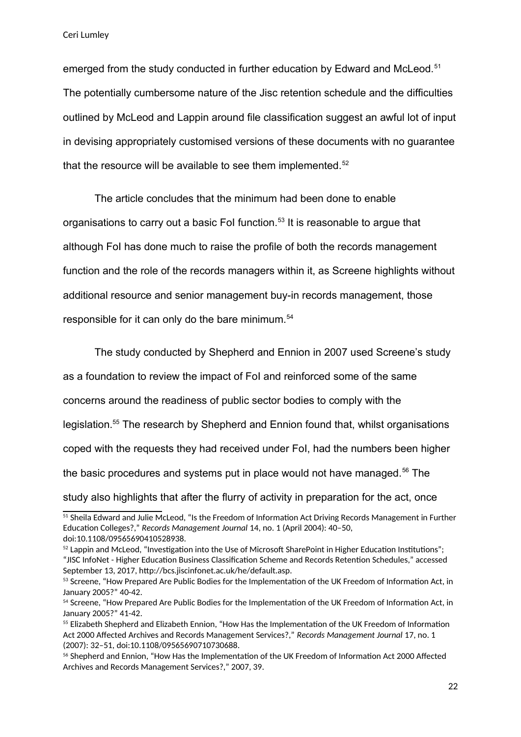emerged from the study conducted in further education by Edward and McLeod.[51] The potentially cumbersome nature of the Jisc retention schedule and the difficulties outlined by McLeod and Lappin around file classification suggest an awful lot of input in devising appropriately customised versions of these documents with no guarantee that the resource will be available to see them implemented.[52]

The article concludes that the minimum had been done to enable organisations to carry out a basic FoI function.[53] It is reasonable to argue that although FoI has done much to raise the profile of both the records management function and the role of the records managers within it, as Screene highlights without additional resource and senior management buy-in records management, those responsible for it can only do the bare minimum.[54]

The study conducted by Shepherd and Ennion in 2007 used Screene's study as a foundation to review the impact of FoI and reinforced some of the same concerns around the readiness of public sector bodies to comply with the legislation.[55] The research by Shepherd and Ennion found that, whilst organisations coped with the requests they had received under FoI, had the numbers been higher the basic procedures and systems put in place would not have managed.[56] The study also highlights that after the flurry of activity in preparation for the act, once

---

[51] Sheila Edward and Julie McLeod, "Is the Freedom of Information Act Driving Records Management in Further Education Colleges?," *Records Management Journal* 14, no. 1 (April 2004): 40–50, doi:10.1108/09565690410528938.

[52] Lappin and McLeod, "Investigation into the Use of Microsoft SharePoint in Higher Education Institutions"; "JISC InfoNet - Higher Education Business Classification Scheme and Records Retention Schedules," accessed September 13, 2017, http://bcs.jiscinfonet.ac.uk/he/default.asp.

[53] Screene, "How Prepared Are Public Bodies for the Implementation of the UK Freedom of Information Act, in January 2005?" 40-42.

[54] Screene, "How Prepared Are Public Bodies for the Implementation of the UK Freedom of Information Act, in January 2005?" 41-42.

[55] Elizabeth Shepherd and Elizabeth Ennion, "How Has the Implementation of the UK Freedom of Information Act 2000 Affected Archives and Records Management Services?," *Records Management Journal* 17, no. 1 (2007): 32–51, doi:10.1108/09565690710730688.

[56] Shepherd and Ennion, "How Has the Implementation of the UK Freedom of Information Act 2000 Affected Archives and Records Management Services?," 2007, 39.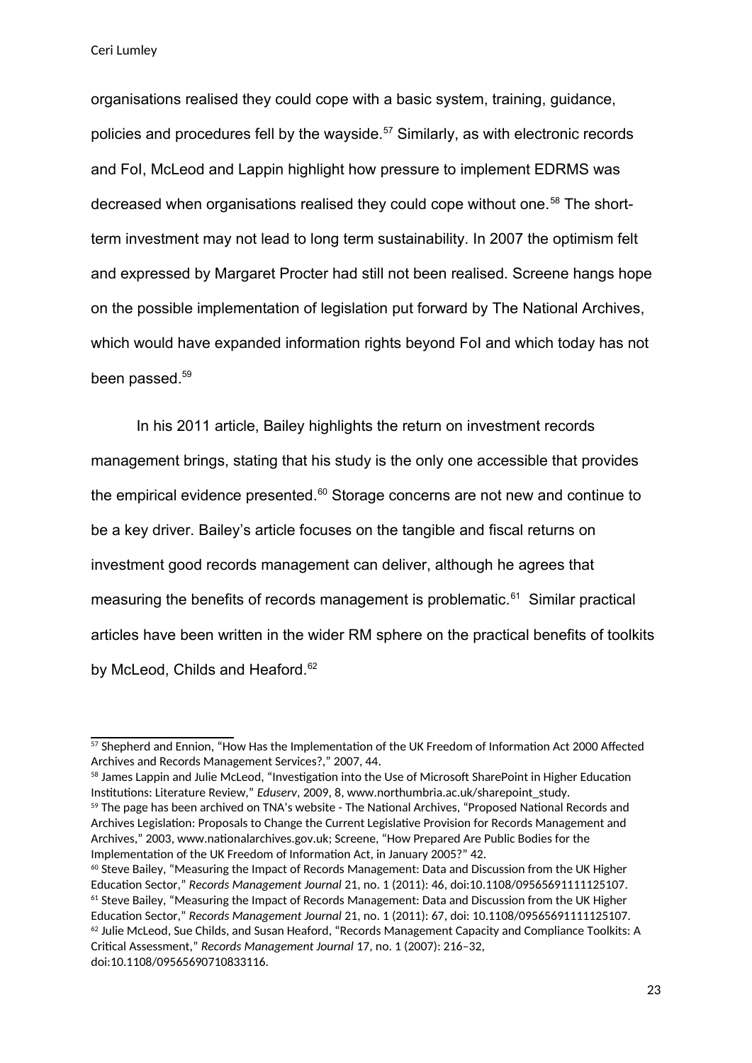organisations realised they could cope with a basic system, training, guidance, policies and procedures fell by the wayside.[57] Similarly, as with electronic records and FoI, McLeod and Lappin highlight how pressure to implement EDRMS was decreased when organisations realised they could cope without one.[58] The short-term investment may not lead to long term sustainability. In 2007 the optimism felt and expressed by Margaret Procter had still not been realised. Screene hangs hope on the possible implementation of legislation put forward by The National Archives, which would have expanded information rights beyond FoI and which today has not been passed.[59]

In his 2011 article, Bailey highlights the return on investment records management brings, stating that his study is the only one accessible that provides the empirical evidence presented.[60] Storage concerns are not new and continue to be a key driver. Bailey's article focuses on the tangible and fiscal returns on investment good records management can deliver, although he agrees that measuring the benefits of records management is problematic.[61] Similar practical articles have been written in the wider RM sphere on the practical benefits of toolkits by McLeod, Childs and Heaford.[62]

---

[57] Shepherd and Ennion, "How Has the Implementation of the UK Freedom of Information Act 2000 Affected Archives and Records Management Services?," 2007, 44.

[58] James Lappin and Julie McLeod, "Investigation into the Use of Microsoft SharePoint in Higher Education Institutions: Literature Review," *Eduserv*, 2009, 8, www.northumbria.ac.uk/sharepoint_study.

[59] The page has been archived on TNA's website - The National Archives, "Proposed National Records and Archives Legislation: Proposals to Change the Current Legislative Provision for Records Management and Archives," 2003, www.nationalarchives.gov.uk; Screene, "How Prepared Are Public Bodies for the Implementation of the UK Freedom of Information Act, in January 2005?" 42.

[60] Steve Bailey, "Measuring the Impact of Records Management: Data and Discussion from the UK Higher Education Sector," *Records Management Journal* 21, no. 1 (2011): 46, doi:10.1108/09565691111125107.

[61] Steve Bailey, "Measuring the Impact of Records Management: Data and Discussion from the UK Higher Education Sector," *Records Management Journal* 21, no. 1 (2011): 67, doi: 10.1108/09565691111125107.

[62] Julie McLeod, Sue Childs, and Susan Heaford, "Records Management Capacity and Compliance Toolkits: A Critical Assessment," *Records Management Journal* 17, no. 1 (2007): 216–32, doi:10.1108/09565690710833116.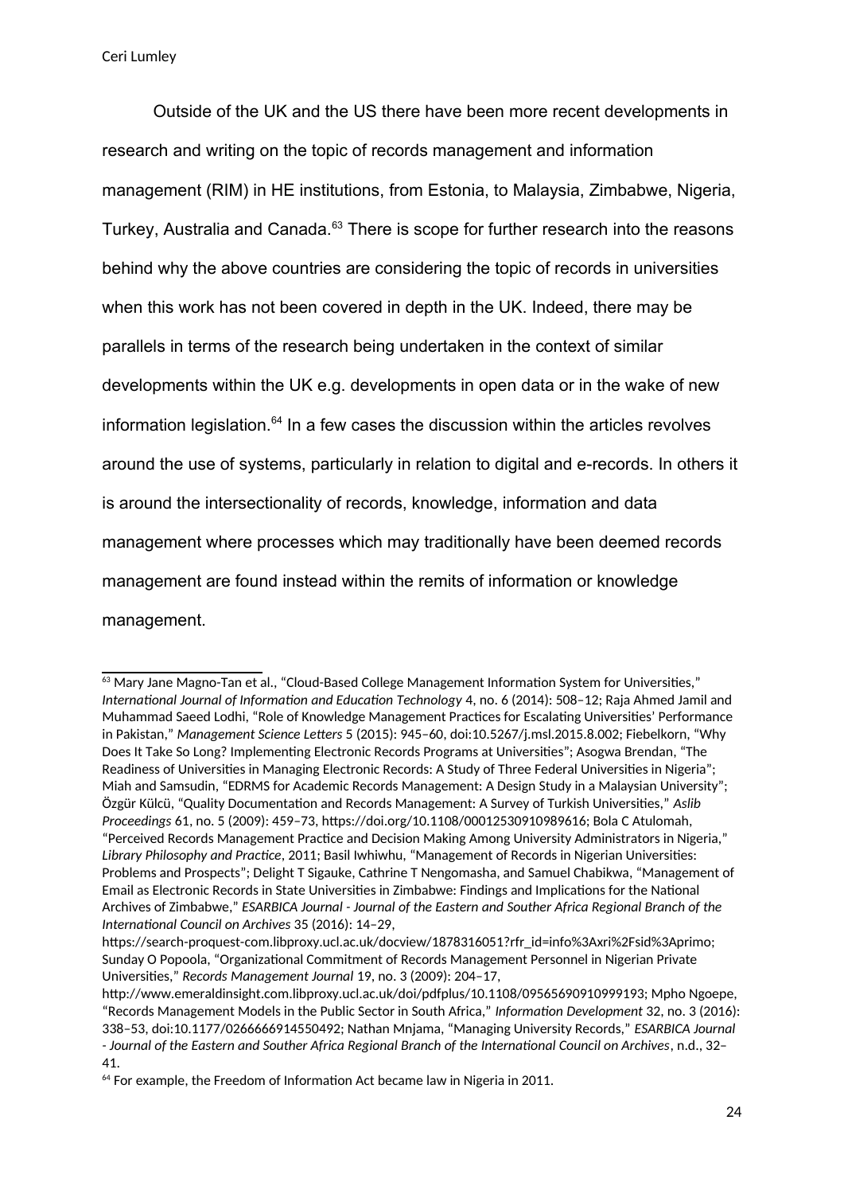Outside of the UK and the US there have been more recent developments in research and writing on the topic of records management and information management (RIM) in HE institutions, from Estonia, to Malaysia, Zimbabwe, Nigeria, Turkey, Australia and Canada.[63] There is scope for further research into the reasons behind why the above countries are considering the topic of records in universities when this work has not been covered in depth in the UK. Indeed, there may be parallels in terms of the research being undertaken in the context of similar developments within the UK e.g. developments in open data or in the wake of new information legislation.[64] In a few cases the discussion within the articles revolves around the use of systems, particularly in relation to digital and e-records. In others it is around the intersectionality of records, knowledge, information and data management where processes which may traditionally have been deemed records management are found instead within the remits of information or knowledge management.

---

[63] Mary Jane Magno-Tan et al., "Cloud-Based College Management Information System for Universities," *International Journal of Information and Education Technology* 4, no. 6 (2014): 508–12; Raja Ahmed Jamil and Muhammad Saeed Lodhi, "Role of Knowledge Management Practices for Escalating Universities' Performance in Pakistan," *Management Science Letters* 5 (2015): 945–60, doi:10.5267/j.msl.2015.8.002; Fiebelkorn, "Why Does It Take So Long? Implementing Electronic Records Programs at Universities"; Asogwa Brendan, "The Readiness of Universities in Managing Electronic Records: A Study of Three Federal Universities in Nigeria"; Miah and Samsudin, "EDRMS for Academic Records Management: A Design Study in a Malaysian University"; Özgür Külcü, "Quality Documentation and Records Management: A Survey of Turkish Universities," *Aslib Proceedings* 61, no. 5 (2009): 459–73, https://doi.org/10.1108/00012530910989616; Bola C Atulomah, "Perceived Records Management Practice and Decision Making Among University Administrators in Nigeria," *Library Philosophy and Practice*, 2011; Basil Iwhiwhu, "Management of Records in Nigerian Universities: Problems and Prospects"; Delight T Sigauke, Cathrine T Nengomasha, and Samuel Chabikwa, "Management of Email as Electronic Records in State Universities in Zimbabwe: Findings and Implications for the National Archives of Zimbabwe," *ESARBICA Journal - Journal of the Eastern and Souther Africa Regional Branch of the International Council on Archives* 35 (2016): 14–29, https://search-proquest-com.libproxy.ucl.ac.uk/docview/1878316051?rfr_id=info%3Axri%2Fsid%3Aprimo; Sunday O Popoola, "Organizational Commitment of Records Management Personnel in Nigerian Private Universities," *Records Management Journal* 19, no. 3 (2009): 204–17, http://www.emeraldinsight.com.libproxy.ucl.ac.uk/doi/pdfplus/10.1108/09565690910999193; Mpho Ngoepe, "Records Management Models in the Public Sector in South Africa," *Information Development* 32, no. 3 (2016): 338–53, doi:10.1177/0266666914550492; Nathan Mnjama, "Managing University Records," *ESARBICA Journal - Journal of the Eastern and Souther Africa Regional Branch of the International Council on Archives*, n.d., 32–41.

[64] For example, the Freedom of Information Act became law in Nigeria in 2011.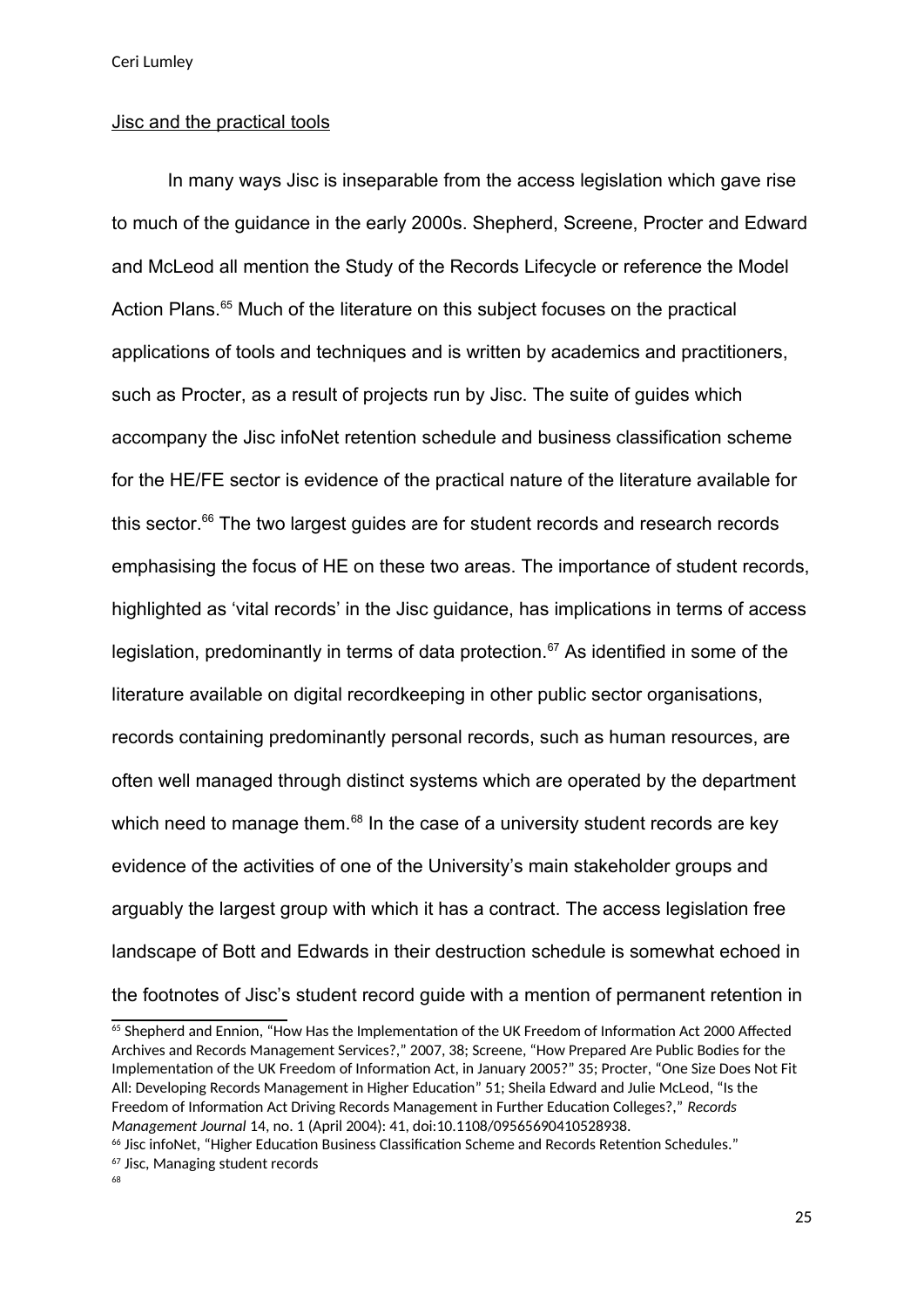Jisc and the practical tools

In many ways Jisc is inseparable from the access legislation which gave rise to much of the guidance in the early 2000s. Shepherd, Screene, Procter and Edward and McLeod all mention the Study of the Records Lifecycle or reference the Model Action Plans.[65] Much of the literature on this subject focuses on the practical applications of tools and techniques and is written by academics and practitioners, such as Procter, as a result of projects run by Jisc. The suite of guides which accompany the Jisc infoNet retention schedule and business classification scheme for the HE/FE sector is evidence of the practical nature of the literature available for this sector.[66] The two largest guides are for student records and research records emphasising the focus of HE on these two areas. The importance of student records, highlighted as 'vital records' in the Jisc guidance, has implications in terms of access legislation, predominantly in terms of data protection.[67] As identified in some of the literature available on digital recordkeeping in other public sector organisations, records containing predominantly personal records, such as human resources, are often well managed through distinct systems which are operated by the department which need to manage them.[68] In the case of a university student records are key evidence of the activities of one of the University's main stakeholder groups and arguably the largest group with which it has a contract. The access legislation free landscape of Bott and Edwards in their destruction schedule is somewhat echoed in the footnotes of Jisc's student record guide with a mention of permanent retention in

---

[65] Shepherd and Ennion, "How Has the Implementation of the UK Freedom of Information Act 2000 Affected Archives and Records Management Services?," 2007, 38; Screene, "How Prepared Are Public Bodies for the Implementation of the UK Freedom of Information Act, in January 2005?" 35; Procter, "One Size Does Not Fit All: Developing Records Management in Higher Education" 51; Sheila Edward and Julie McLeod, "Is the Freedom of Information Act Driving Records Management in Further Education Colleges?," *Records Management Journal* 14, no. 1 (April 2004): 41, doi:10.1108/09565690410528938.

[66] Jisc infoNet, "Higher Education Business Classification Scheme and Records Retention Schedules."

[67] Jisc, Managing student records

[68]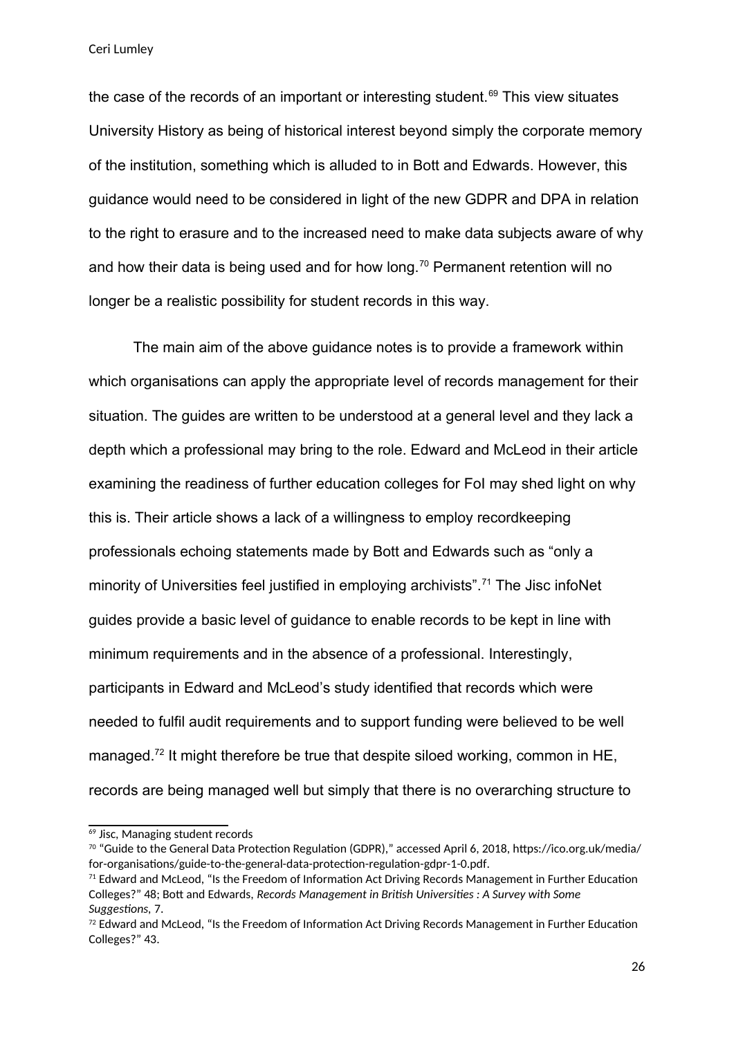the case of the records of an important or interesting student.[69] This view situates University History as being of historical interest beyond simply the corporate memory of the institution, something which is alluded to in Bott and Edwards. However, this guidance would need to be considered in light of the new GDPR and DPA in relation to the right to erasure and to the increased need to make data subjects aware of why and how their data is being used and for how long.[70] Permanent retention will no longer be a realistic possibility for student records in this way.

The main aim of the above guidance notes is to provide a framework within which organisations can apply the appropriate level of records management for their situation. The guides are written to be understood at a general level and they lack a depth which a professional may bring to the role. Edward and McLeod in their article examining the readiness of further education colleges for FoI may shed light on why this is. Their article shows a lack of a willingness to employ recordkeeping professionals echoing statements made by Bott and Edwards such as "only a minority of Universities feel justified in employing archivists".[71] The Jisc infoNet guides provide a basic level of guidance to enable records to be kept in line with minimum requirements and in the absence of a professional. Interestingly, participants in Edward and McLeod's study identified that records which were needed to fulfil audit requirements and to support funding were believed to be well managed.[72] It might therefore be true that despite siloed working, common in HE, records are being managed well but simply that there is no overarching structure to

---

[69] Jisc, Managing student records

[70] "Guide to the General Data Protection Regulation (GDPR)," accessed April 6, 2018, https://ico.org.uk/media/for-organisations/guide-to-the-general-data-protection-regulation-gdpr-1-0.pdf.

[71] Edward and McLeod, "Is the Freedom of Information Act Driving Records Management in Further Education Colleges?" 48; Bott and Edwards, *Records Management in British Universities : A Survey with Some Suggestions*, 7.

[72] Edward and McLeod, "Is the Freedom of Information Act Driving Records Management in Further Education Colleges?" 43.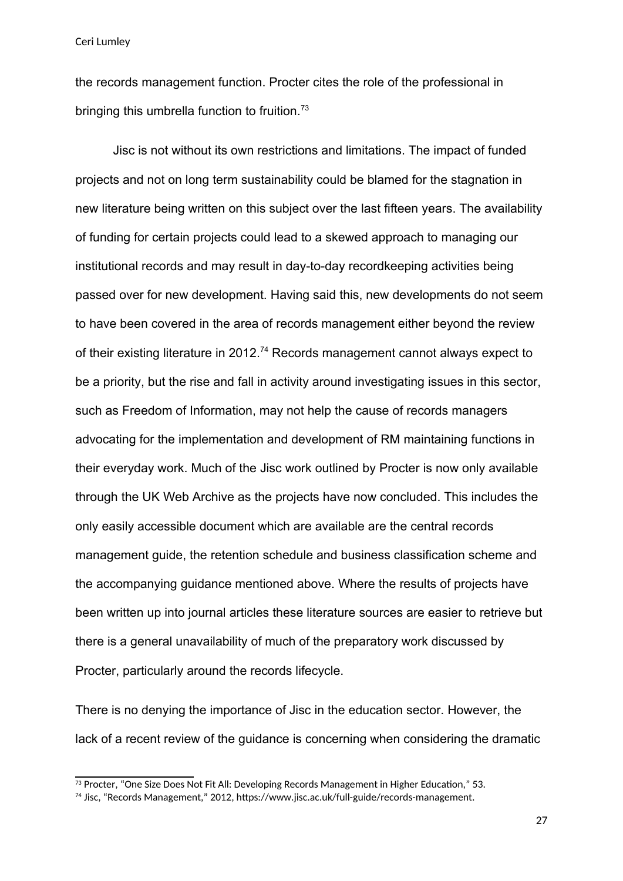the records management function. Procter cites the role of the professional in bringing this umbrella function to fruition.[73]

Jisc is not without its own restrictions and limitations. The impact of funded projects and not on long term sustainability could be blamed for the stagnation in new literature being written on this subject over the last fifteen years. The availability of funding for certain projects could lead to a skewed approach to managing our institutional records and may result in day-to-day recordkeeping activities being passed over for new development. Having said this, new developments do not seem to have been covered in the area of records management either beyond the review of their existing literature in 2012.[74] Records management cannot always expect to be a priority, but the rise and fall in activity around investigating issues in this sector, such as Freedom of Information, may not help the cause of records managers advocating for the implementation and development of RM maintaining functions in their everyday work. Much of the Jisc work outlined by Procter is now only available through the UK Web Archive as the projects have now concluded. This includes the only easily accessible document which are available are the central records management guide, the retention schedule and business classification scheme and the accompanying guidance mentioned above. Where the results of projects have been written up into journal articles these literature sources are easier to retrieve but there is a general unavailability of much of the preparatory work discussed by Procter, particularly around the records lifecycle.

There is no denying the importance of Jisc in the education sector. However, the lack of a recent review of the guidance is concerning when considering the dramatic

[73] Procter, "One Size Does Not Fit All: Developing Records Management in Higher Education," 53.

[74] Jisc, "Records Management," 2012, https://www.jisc.ac.uk/full-guide/records-management.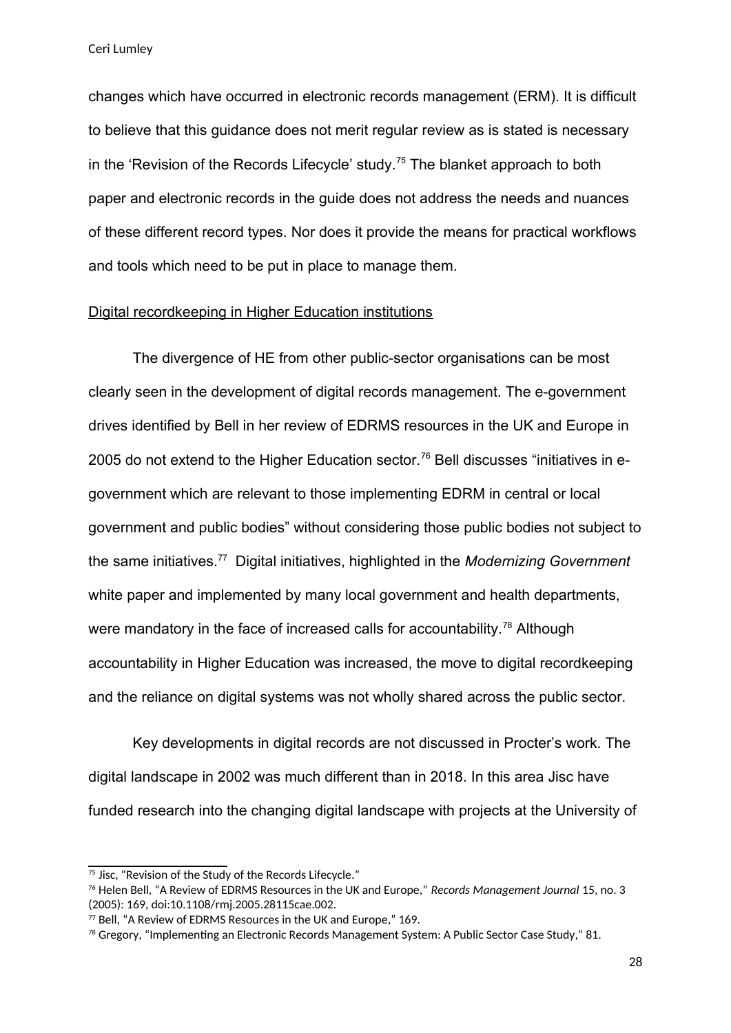changes which have occurred in electronic records management (ERM). It is difficult to believe that this guidance does not merit regular review as is stated is necessary in the 'Revision of the Records Lifecycle' study.[75] The blanket approach to both paper and electronic records in the guide does not address the needs and nuances of these different record types. Nor does it provide the means for practical workflows and tools which need to be put in place to manage them.

<u>Digital recordkeeping in Higher Education institutions</u>

The divergence of HE from other public-sector organisations can be most clearly seen in the development of digital records management. The e-government drives identified by Bell in her review of EDRMS resources in the UK and Europe in 2005 do not extend to the Higher Education sector.[76] Bell discusses "initiatives in e-government which are relevant to those implementing EDRM in central or local government and public bodies" without considering those public bodies not subject to the same initiatives.[77] Digital initiatives, highlighted in the *Modernizing Government* white paper and implemented by many local government and health departments, were mandatory in the face of increased calls for accountability.[78] Although accountability in Higher Education was increased, the move to digital recordkeeping and the reliance on digital systems was not wholly shared across the public sector.

Key developments in digital records are not discussed in Procter's work. The digital landscape in 2002 was much different than in 2018. In this area Jisc have funded research into the changing digital landscape with projects at the University of

---

[75] Jisc, "Revision of the Study of the Records Lifecycle."

[76] Helen Bell, "A Review of EDRMS Resources in the UK and Europe," *Records Management Journal* 15, no. 3 (2005): 169, doi:10.1108/rmj.2005.28115cae.002.

[77] Bell, "A Review of EDRMS Resources in the UK and Europe," 169.

[78] Gregory, "Implementing an Electronic Records Management System: A Public Sector Case Study," 81.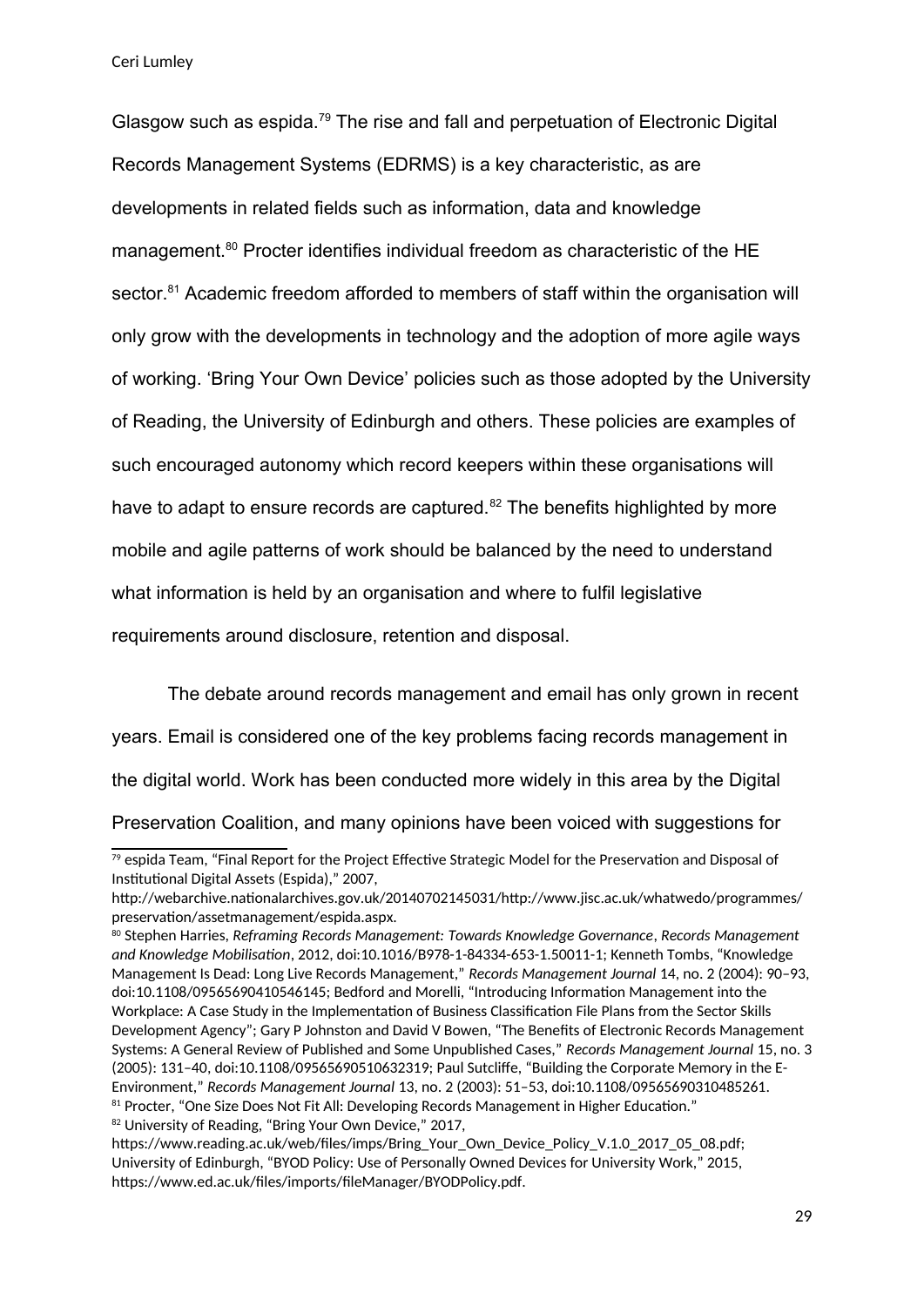Glasgow such as espida.[79] The rise and fall and perpetuation of Electronic Digital Records Management Systems (EDRMS) is a key characteristic, as are developments in related fields such as information, data and knowledge management.[80] Procter identifies individual freedom as characteristic of the HE sector.[81] Academic freedom afforded to members of staff within the organisation will only grow with the developments in technology and the adoption of more agile ways of working. 'Bring Your Own Device' policies such as those adopted by the University of Reading, the University of Edinburgh and others. These policies are examples of such encouraged autonomy which record keepers within these organisations will have to adapt to ensure records are captured.[82] The benefits highlighted by more mobile and agile patterns of work should be balanced by the need to understand what information is held by an organisation and where to fulfil legislative requirements around disclosure, retention and disposal.

The debate around records management and email has only grown in recent years. Email is considered one of the key problems facing records management in the digital world. Work has been conducted more widely in this area by the Digital Preservation Coalition, and many opinions have been voiced with suggestions for

---

[79] espida Team, "Final Report for the Project Effective Strategic Model for the Preservation and Disposal of Institutional Digital Assets (Espida)," 2007, http://webarchive.nationalarchives.gov.uk/20140702145031/http://www.jisc.ac.uk/whatwedo/programmes/preservation/assetmanagement/espida.aspx.

[80] Stephen Harries, *Reframing Records Management: Towards Knowledge Governance*, *Records Management and Knowledge Mobilisation*, 2012, doi:10.1016/B978-1-84334-653-1.50011-1; Kenneth Tombs, "Knowledge Management Is Dead: Long Live Records Management," *Records Management Journal* 14, no. 2 (2004): 90–93, doi:10.1108/09565690410546145; Bedford and Morelli, "Introducing Information Management into the Workplace: A Case Study in the Implementation of Business Classification File Plans from the Sector Skills Development Agency"; Gary P Johnston and David V Bowen, "The Benefits of Electronic Records Management Systems: A General Review of Published and Some Unpublished Cases," *Records Management Journal* 15, no. 3 (2005): 131–40, doi:10.1108/09565690510632319; Paul Sutcliffe, "Building the Corporate Memory in the E-Environment," *Records Management Journal* 13, no. 2 (2003): 51–53, doi:10.1108/09565690310485261.

[81] Procter, "One Size Does Not Fit All: Developing Records Management in Higher Education."

[82] University of Reading, "Bring Your Own Device," 2017, https://www.reading.ac.uk/web/files/imps/Bring_Your_Own_Device_Policy_V.1.0_2017_05_08.pdf; University of Edinburgh, "BYOD Policy: Use of Personally Owned Devices for University Work," 2015, https://www.ed.ac.uk/files/imports/fileManager/BYODPolicy.pdf.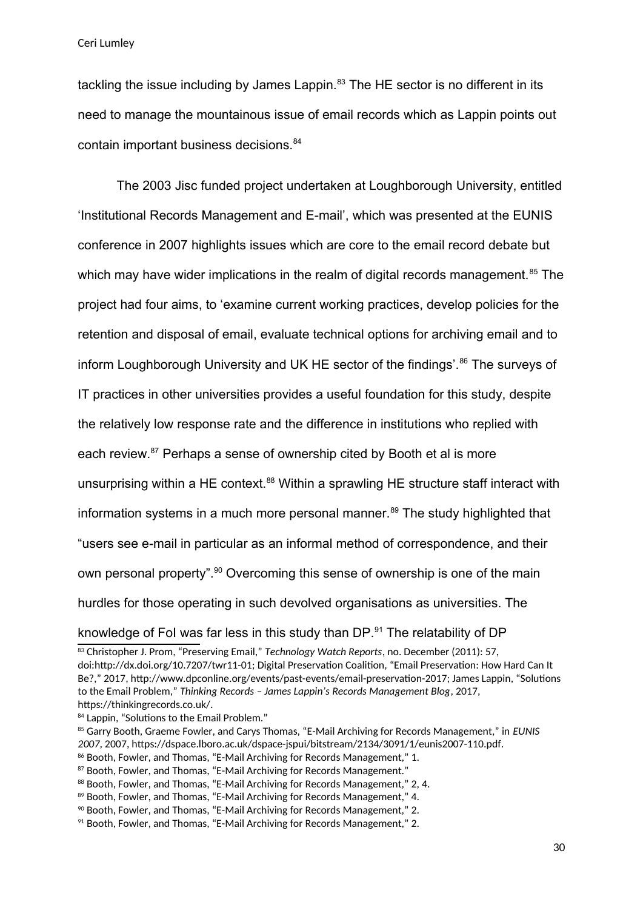tackling the issue including by James Lappin.[83] The HE sector is no different in its need to manage the mountainous issue of email records which as Lappin points out contain important business decisions.[84]

The 2003 Jisc funded project undertaken at Loughborough University, entitled 'Institutional Records Management and E-mail', which was presented at the EUNIS conference in 2007 highlights issues which are core to the email record debate but which may have wider implications in the realm of digital records management.[85] The project had four aims, to 'examine current working practices, develop policies for the retention and disposal of email, evaluate technical options for archiving email and to inform Loughborough University and UK HE sector of the findings'.[86] The surveys of IT practices in other universities provides a useful foundation for this study, despite the relatively low response rate and the difference in institutions who replied with each review.[87] Perhaps a sense of ownership cited by Booth et al is more unsurprising within a HE context.[88] Within a sprawling HE structure staff interact with information systems in a much more personal manner.[89] The study highlighted that "users see e-mail in particular as an informal method of correspondence, and their own personal property".[90] Overcoming this sense of ownership is one of the main hurdles for those operating in such devolved organisations as universities. The knowledge of FoI was far less in this study than DP.[91] The relatability of DP

---

[83] Christopher J. Prom, "Preserving Email," *Technology Watch Reports*, no. December (2011): 57, doi:http://dx.doi.org/10.7207/twr11-01; Digital Preservation Coalition, "Email Preservation: How Hard Can It Be?," 2017, http://www.dpconline.org/events/past-events/email-preservation-2017; James Lappin, "Solutions to the Email Problem," *Thinking Records – James Lappin's Records Management Blog*, 2017, https://thinkingrecords.co.uk/.

[84] Lappin, "Solutions to the Email Problem."

[85] Garry Booth, Graeme Fowler, and Carys Thomas, "E-Mail Archiving for Records Management," in *EUNIS 2007*, 2007, https://dspace.lboro.ac.uk/dspace-jspui/bitstream/2134/3091/1/eunis2007-110.pdf.

[86] Booth, Fowler, and Thomas, "E-Mail Archiving for Records Management," 1.

[87] Booth, Fowler, and Thomas, "E-Mail Archiving for Records Management."

[88] Booth, Fowler, and Thomas, "E-Mail Archiving for Records Management," 2, 4.

[89] Booth, Fowler, and Thomas, "E-Mail Archiving for Records Management," 4.

[90] Booth, Fowler, and Thomas, "E-Mail Archiving for Records Management," 2.

[91] Booth, Fowler, and Thomas, "E-Mail Archiving for Records Management," 2.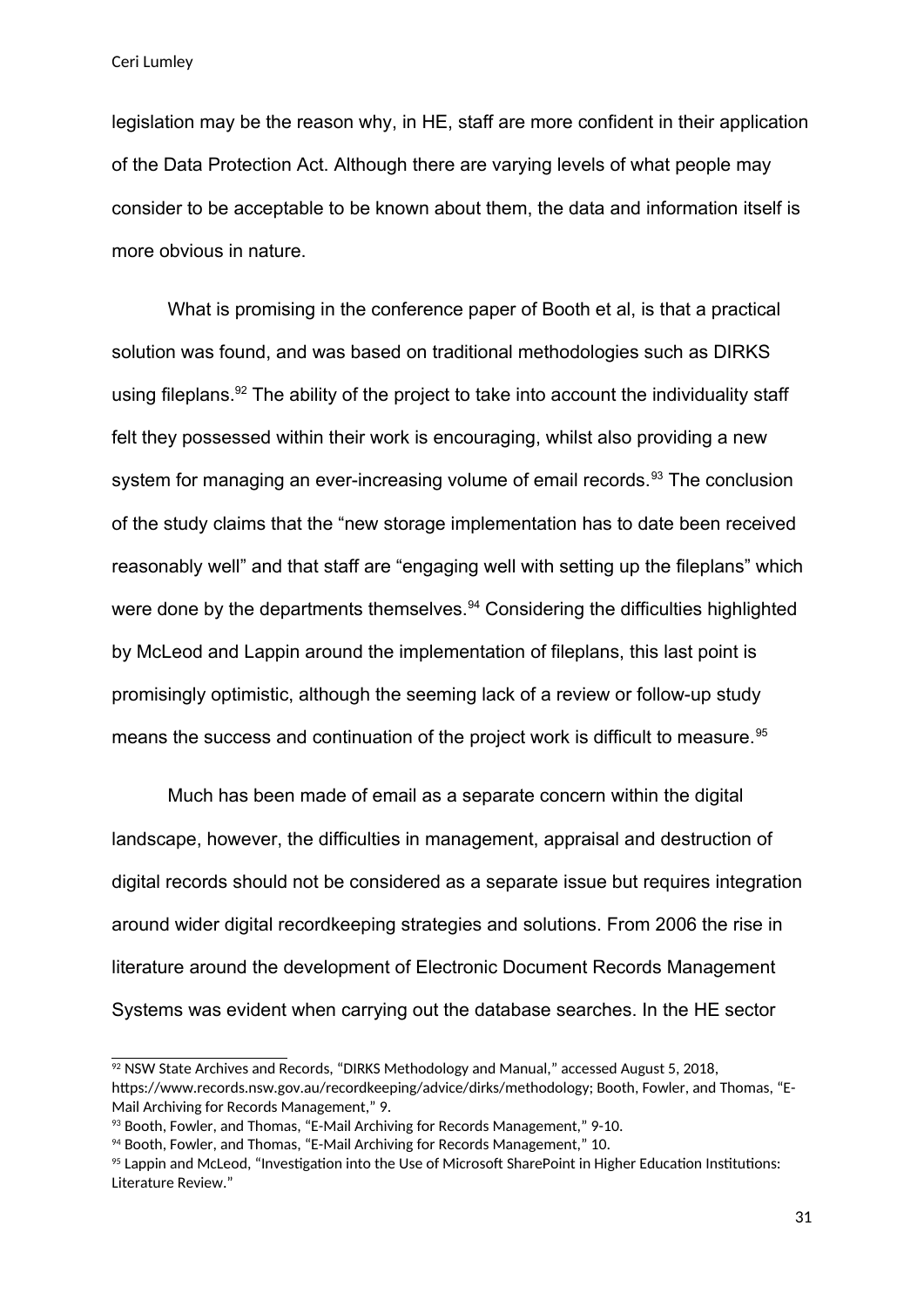legislation may be the reason why, in HE, staff are more confident in their application of the Data Protection Act. Although there are varying levels of what people may consider to be acceptable to be known about them, the data and information itself is more obvious in nature.

What is promising in the conference paper of Booth et al, is that a practical solution was found, and was based on traditional methodologies such as DIRKS using fileplans.[92] The ability of the project to take into account the individuality staff felt they possessed within their work is encouraging, whilst also providing a new system for managing an ever-increasing volume of email records.[93] The conclusion of the study claims that the "new storage implementation has to date been received reasonably well" and that staff are "engaging well with setting up the fileplans" which were done by the departments themselves.[94] Considering the difficulties highlighted by McLeod and Lappin around the implementation of fileplans, this last point is promisingly optimistic, although the seeming lack of a review or follow-up study means the success and continuation of the project work is difficult to measure.[95]

Much has been made of email as a separate concern within the digital landscape, however, the difficulties in management, appraisal and destruction of digital records should not be considered as a separate issue but requires integration around wider digital recordkeeping strategies and solutions. From 2006 the rise in literature around the development of Electronic Document Records Management Systems was evident when carrying out the database searches. In the HE sector

---

[92] NSW State Archives and Records, "DIRKS Methodology and Manual," accessed August 5, 2018, https://www.records.nsw.gov.au/recordkeeping/advice/dirks/methodology; Booth, Fowler, and Thomas, "E-Mail Archiving for Records Management," 9.

[93] Booth, Fowler, and Thomas, "E-Mail Archiving for Records Management," 9-10.

[94] Booth, Fowler, and Thomas, "E-Mail Archiving for Records Management," 10.

[95] Lappin and McLeod, "Investigation into the Use of Microsoft SharePoint in Higher Education Institutions: Literature Review."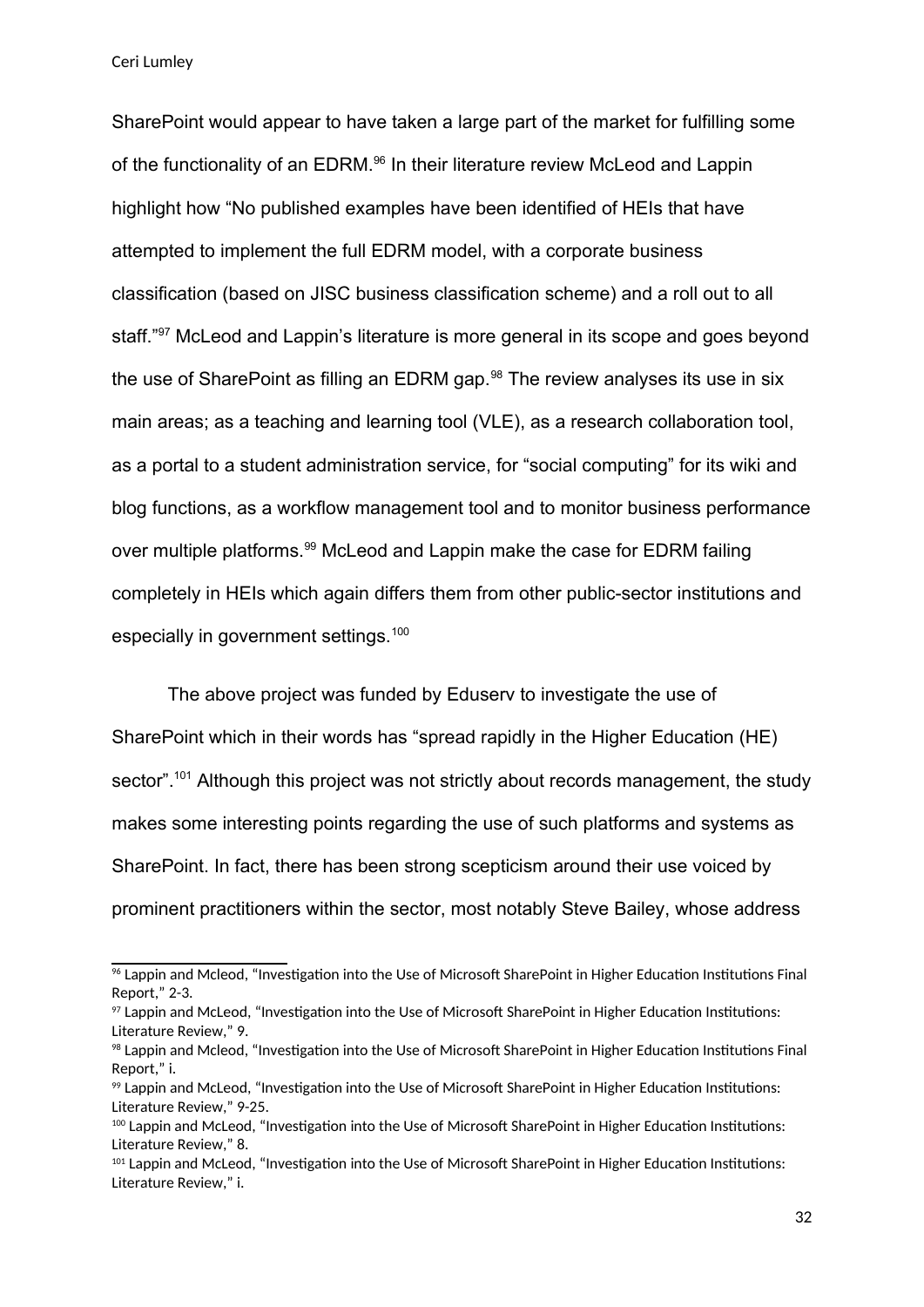SharePoint would appear to have taken a large part of the market for fulfilling some of the functionality of an EDRM.[96] In their literature review McLeod and Lappin highlight how "No published examples have been identified of HEIs that have attempted to implement the full EDRM model, with a corporate business classification (based on JISC business classification scheme) and a roll out to all staff."[97] McLeod and Lappin's literature is more general in its scope and goes beyond the use of SharePoint as filling an EDRM gap.[98] The review analyses its use in six main areas; as a teaching and learning tool (VLE), as a research collaboration tool, as a portal to a student administration service, for "social computing" for its wiki and blog functions, as a workflow management tool and to monitor business performance over multiple platforms.[99] McLeod and Lappin make the case for EDRM failing completely in HEIs which again differs them from other public-sector institutions and especially in government settings.[100]

The above project was funded by Eduserv to investigate the use of SharePoint which in their words has "spread rapidly in the Higher Education (HE) sector".[101] Although this project was not strictly about records management, the study makes some interesting points regarding the use of such platforms and systems as SharePoint. In fact, there has been strong scepticism around their use voiced by prominent practitioners within the sector, most notably Steve Bailey, whose address

---

[96] Lappin and Mcleod, "Investigation into the Use of Microsoft SharePoint in Higher Education Institutions Final Report," 2-3.

[97] Lappin and McLeod, "Investigation into the Use of Microsoft SharePoint in Higher Education Institutions: Literature Review," 9.

[98] Lappin and Mcleod, "Investigation into the Use of Microsoft SharePoint in Higher Education Institutions Final Report," i.

[99] Lappin and McLeod, "Investigation into the Use of Microsoft SharePoint in Higher Education Institutions: Literature Review," 9-25.

[100] Lappin and McLeod, "Investigation into the Use of Microsoft SharePoint in Higher Education Institutions: Literature Review," 8.

[101] Lappin and McLeod, "Investigation into the Use of Microsoft SharePoint in Higher Education Institutions: Literature Review," i.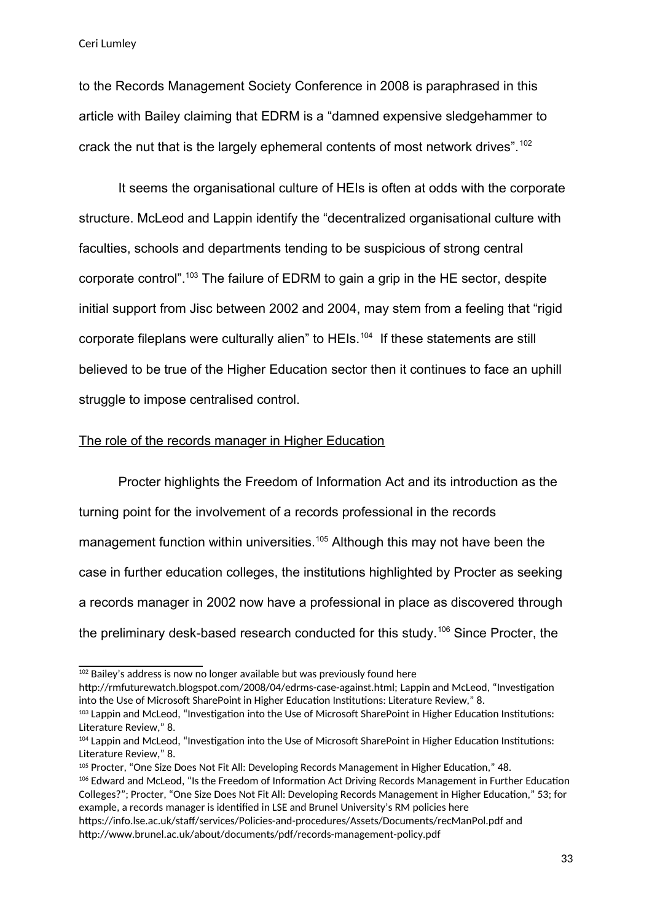to the Records Management Society Conference in 2008 is paraphrased in this article with Bailey claiming that EDRM is a "damned expensive sledgehammer to crack the nut that is the largely ephemeral contents of most network drives".[102]

It seems the organisational culture of HEIs is often at odds with the corporate structure. McLeod and Lappin identify the "decentralized organisational culture with faculties, schools and departments tending to be suspicious of strong central corporate control".[103] The failure of EDRM to gain a grip in the HE sector, despite initial support from Jisc between 2002 and 2004, may stem from a feeling that "rigid corporate fileplans were culturally alien" to HEIs.[104] If these statements are still believed to be true of the Higher Education sector then it continues to face an uphill struggle to impose centralised control.

## The role of the records manager in Higher Education

Procter highlights the Freedom of Information Act and its introduction as the turning point for the involvement of a records professional in the records management function within universities.[105] Although this may not have been the case in further education colleges, the institutions highlighted by Procter as seeking a records manager in 2002 now have a professional in place as discovered through the preliminary desk-based research conducted for this study.[106] Since Procter, the

---

[102] Bailey's address is now no longer available but was previously found here http://rmfuturewatch.blogspot.com/2008/04/edrms-case-against.html; Lappin and McLeod, "Investigation into the Use of Microsoft SharePoint in Higher Education Institutions: Literature Review," 8.

[103] Lappin and McLeod, "Investigation into the Use of Microsoft SharePoint in Higher Education Institutions: Literature Review," 8.

[104] Lappin and McLeod, "Investigation into the Use of Microsoft SharePoint in Higher Education Institutions: Literature Review," 8.

[105] Procter, "One Size Does Not Fit All: Developing Records Management in Higher Education," 48.

[106] Edward and McLeod, "Is the Freedom of Information Act Driving Records Management in Further Education Colleges?"; Procter, "One Size Does Not Fit All: Developing Records Management in Higher Education," 53; for example, a records manager is identified in LSE and Brunel University's RM policies here https://info.lse.ac.uk/staff/services/Policies-and-procedures/Assets/Documents/recManPol.pdf and http://www.brunel.ac.uk/about/documents/pdf/records-management-policy.pdf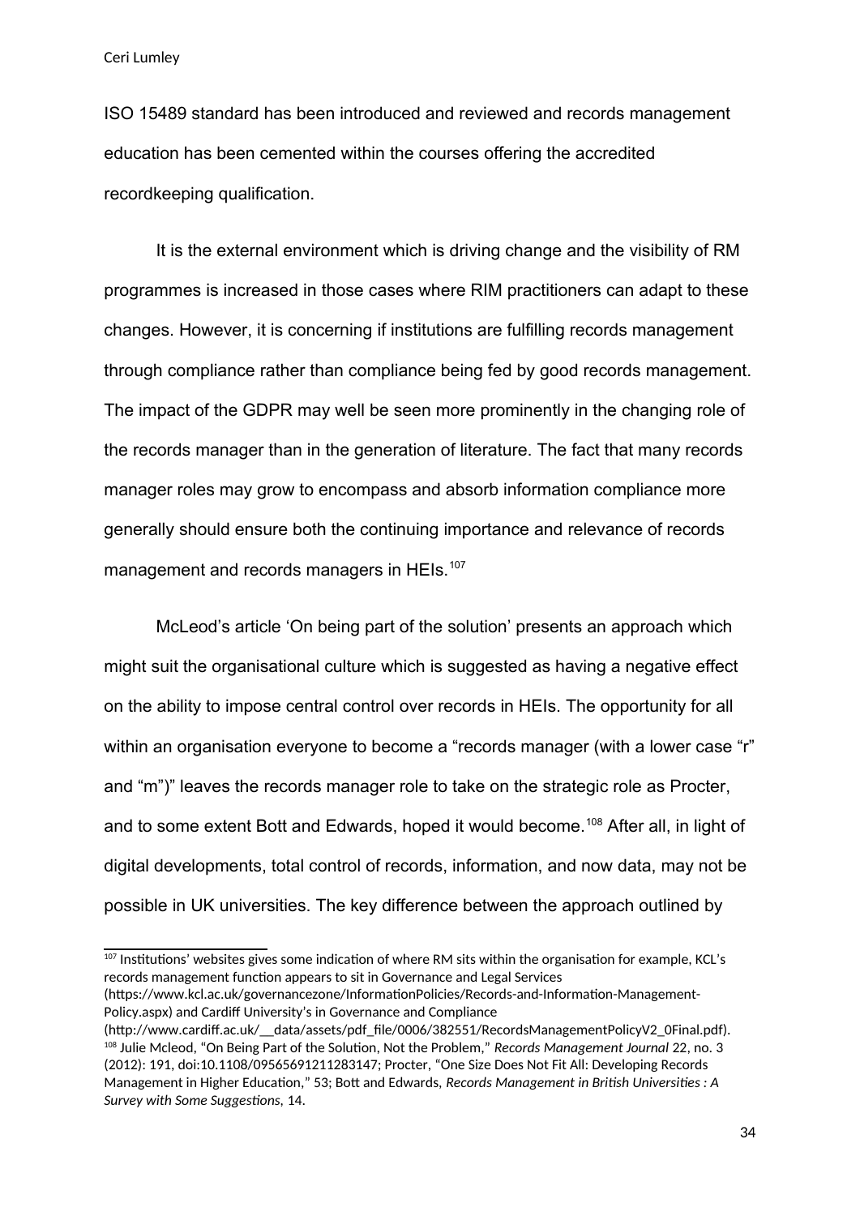ISO 15489 standard has been introduced and reviewed and records management education has been cemented within the courses offering the accredited recordkeeping qualification.

It is the external environment which is driving change and the visibility of RM programmes is increased in those cases where RIM practitioners can adapt to these changes. However, it is concerning if institutions are fulfilling records management through compliance rather than compliance being fed by good records management. The impact of the GDPR may well be seen more prominently in the changing role of the records manager than in the generation of literature. The fact that many records manager roles may grow to encompass and absorb information compliance more generally should ensure both the continuing importance and relevance of records management and records managers in HEIs.[107]

McLeod's article 'On being part of the solution' presents an approach which might suit the organisational culture which is suggested as having a negative effect on the ability to impose central control over records in HEIs. The opportunity for all within an organisation everyone to become a "records manager (with a lower case "r" and "m")" leaves the records manager role to take on the strategic role as Procter, and to some extent Bott and Edwards, hoped it would become.[108] After all, in light of digital developments, total control of records, information, and now data, may not be possible in UK universities. The key difference between the approach outlined by

---

[107] Institutions' websites gives some indication of where RM sits within the organisation for example, KCL's records management function appears to sit in Governance and Legal Services (https://www.kcl.ac.uk/governancezone/InformationPolicies/Records-and-Information-Management-Policy.aspx) and Cardiff University's in Governance and Compliance (http://www.cardiff.ac.uk/__data/assets/pdf_file/0006/382551/RecordsManagementPolicyV2_0Final.pdf).

[108] Julie Mcleod, "On Being Part of the Solution, Not the Problem," *Records Management Journal* 22, no. 3 (2012): 191, doi:10.1108/09565691211283147; Procter, "One Size Does Not Fit All: Developing Records Management in Higher Education," 53; Bott and Edwards, *Records Management in British Universities : A Survey with Some Suggestions*, 14.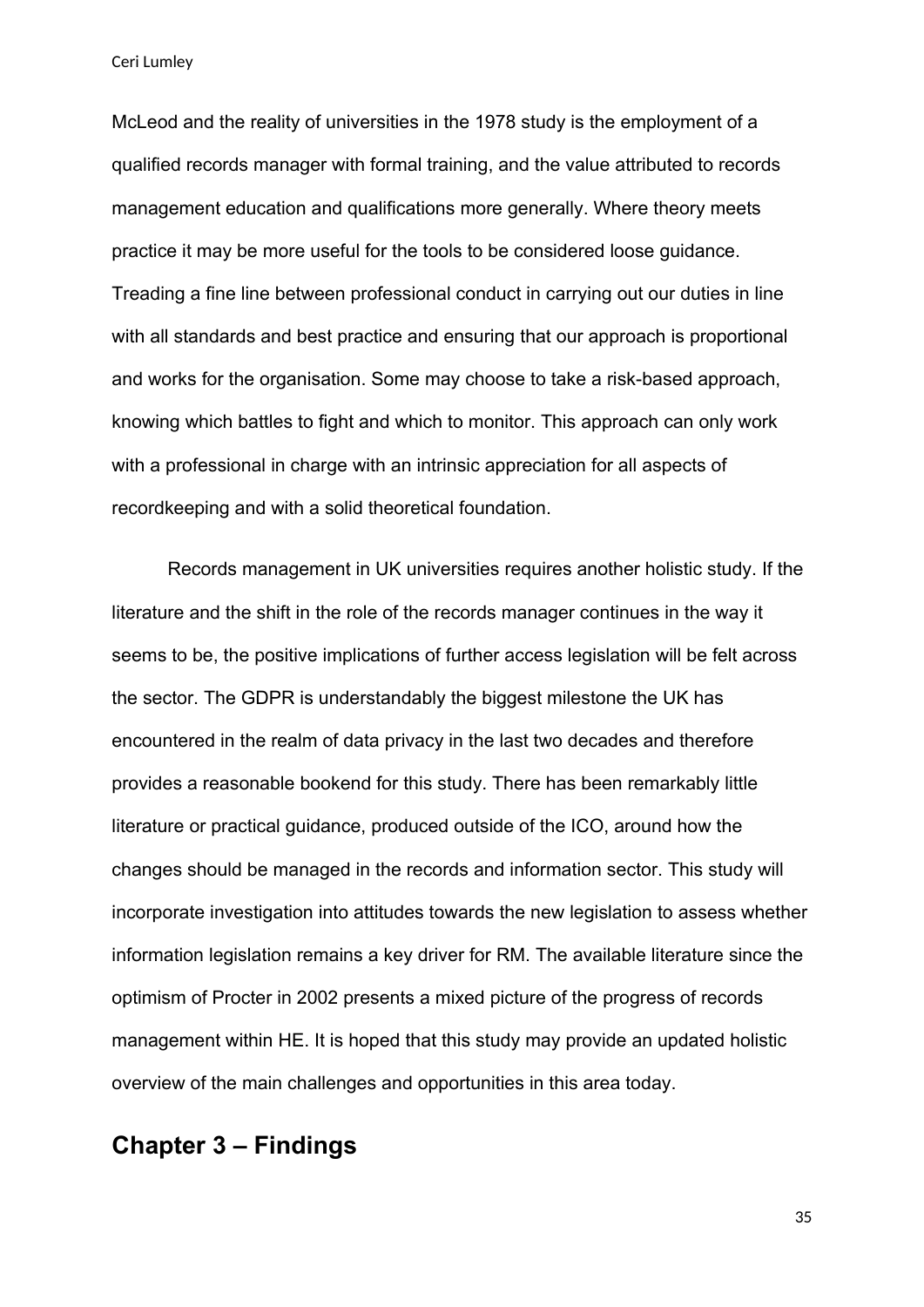McLeod and the reality of universities in the 1978 study is the employment of a qualified records manager with formal training, and the value attributed to records management education and qualifications more generally. Where theory meets practice it may be more useful for the tools to be considered loose guidance. Treading a fine line between professional conduct in carrying out our duties in line with all standards and best practice and ensuring that our approach is proportional and works for the organisation. Some may choose to take a risk-based approach, knowing which battles to fight and which to monitor. This approach can only work with a professional in charge with an intrinsic appreciation for all aspects of recordkeeping and with a solid theoretical foundation.

Records management in UK universities requires another holistic study. If the literature and the shift in the role of the records manager continues in the way it seems to be, the positive implications of further access legislation will be felt across the sector. The GDPR is understandably the biggest milestone the UK has encountered in the realm of data privacy in the last two decades and therefore provides a reasonable bookend for this study. There has been remarkably little literature or practical guidance, produced outside of the ICO, around how the changes should be managed in the records and information sector. This study will incorporate investigation into attitudes towards the new legislation to assess whether information legislation remains a key driver for RM. The available literature since the optimism of Procter in 2002 presents a mixed picture of the progress of records management within HE. It is hoped that this study may provide an updated holistic overview of the main challenges and opportunities in this area today.

## Chapter 3 – Findings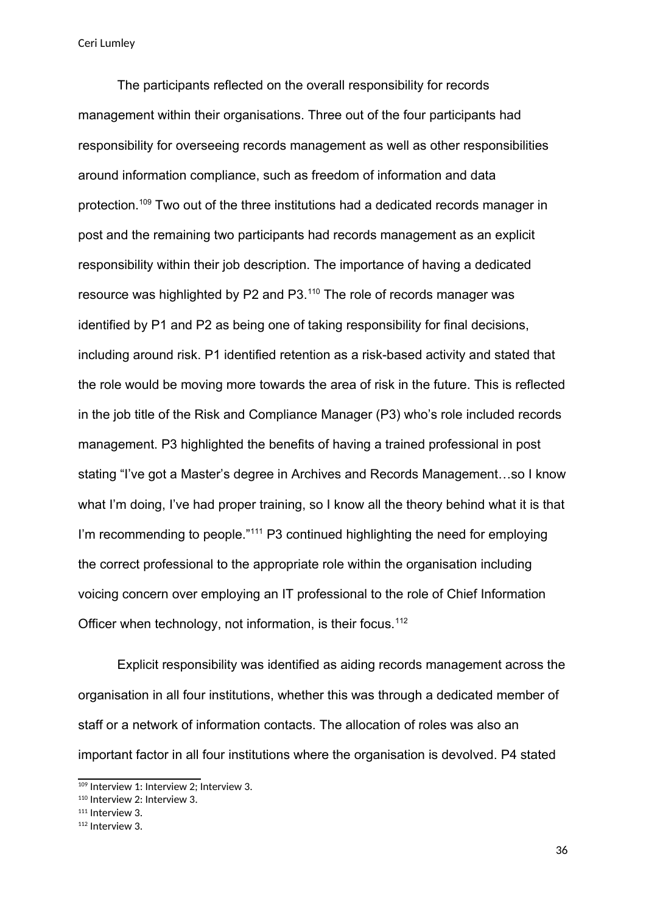The participants reflected on the overall responsibility for records management within their organisations. Three out of the four participants had responsibility for overseeing records management as well as other responsibilities around information compliance, such as freedom of information and data protection.[109] Two out of the three institutions had a dedicated records manager in post and the remaining two participants had records management as an explicit responsibility within their job description. The importance of having a dedicated resource was highlighted by P2 and P3.[110] The role of records manager was identified by P1 and P2 as being one of taking responsibility for final decisions, including around risk. P1 identified retention as a risk-based activity and stated that the role would be moving more towards the area of risk in the future. This is reflected in the job title of the Risk and Compliance Manager (P3) who's role included records management. P3 highlighted the benefits of having a trained professional in post stating "I've got a Master's degree in Archives and Records Management…so I know what I'm doing, I've had proper training, so I know all the theory behind what it is that I'm recommending to people."[111] P3 continued highlighting the need for employing the correct professional to the appropriate role within the organisation including voicing concern over employing an IT professional to the role of Chief Information Officer when technology, not information, is their focus.[112]

Explicit responsibility was identified as aiding records management across the organisation in all four institutions, whether this was through a dedicated member of staff or a network of information contacts. The allocation of roles was also an important factor in all four institutions where the organisation is devolved. P4 stated

---

[109] Interview 1: Interview 2; Interview 3.

[110] Interview 2: Interview 3.

[111] Interview 3.

[112] Interview 3.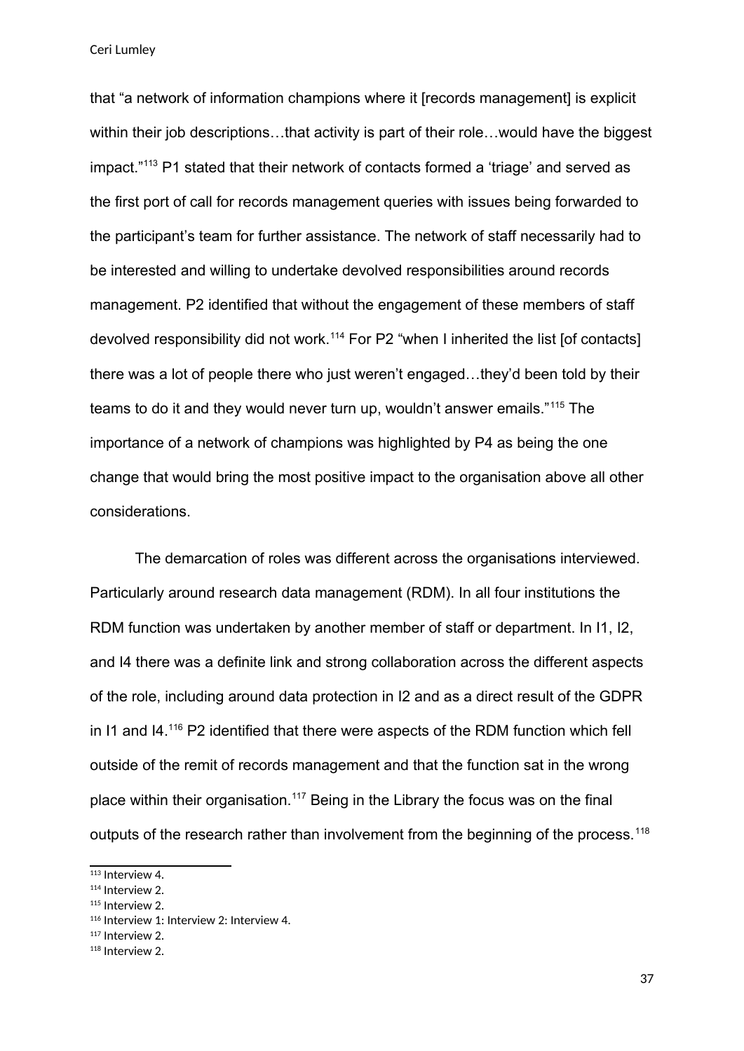that “a network of information champions where it [records management] is explicit within their job descriptions…that activity is part of their role…would have the biggest impact.”[113] P1 stated that their network of contacts formed a ‘triage’ and served as the first port of call for records management queries with issues being forwarded to the participant’s team for further assistance. The network of staff necessarily had to be interested and willing to undertake devolved responsibilities around records management. P2 identified that without the engagement of these members of staff devolved responsibility did not work.[114] For P2 “when I inherited the list [of contacts] there was a lot of people there who just weren’t engaged…they’d been told by their teams to do it and they would never turn up, wouldn’t answer emails.”[115] The importance of a network of champions was highlighted by P4 as being the one change that would bring the most positive impact to the organisation above all other considerations.

The demarcation of roles was different across the organisations interviewed. Particularly around research data management (RDM). In all four institutions the RDM function was undertaken by another member of staff or department. In I1, I2, and I4 there was a definite link and strong collaboration across the different aspects of the role, including around data protection in I2 and as a direct result of the GDPR in I1 and I4.[116] P2 identified that there were aspects of the RDM function which fell outside of the remit of records management and that the function sat in the wrong place within their organisation.[117] Being in the Library the focus was on the final outputs of the research rather than involvement from the beginning of the process.[118]

[113] Interview 4.
[114] Interview 2.
[115] Interview 2.
[116] Interview 1: Interview 2: Interview 4.
[117] Interview 2.
[118] Interview 2.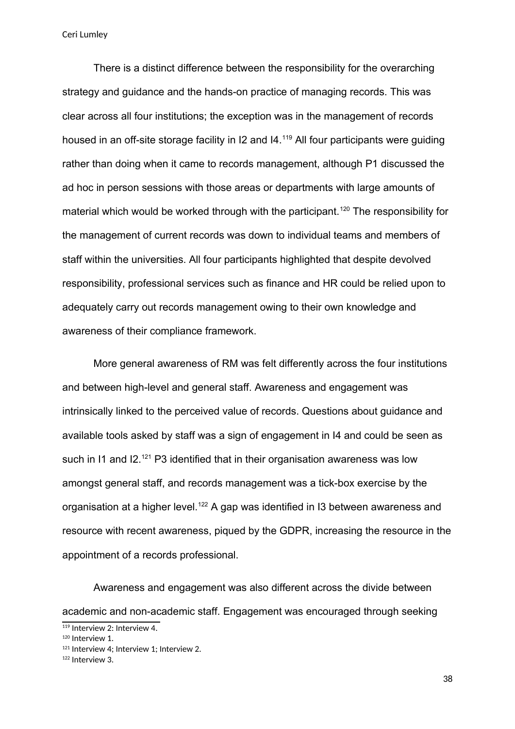There is a distinct difference between the responsibility for the overarching strategy and guidance and the hands-on practice of managing records. This was clear across all four institutions; the exception was in the management of records housed in an off-site storage facility in I2 and I4.[119] All four participants were guiding rather than doing when it came to records management, although P1 discussed the ad hoc in person sessions with those areas or departments with large amounts of material which would be worked through with the participant.[120] The responsibility for the management of current records was down to individual teams and members of staff within the universities. All four participants highlighted that despite devolved responsibility, professional services such as finance and HR could be relied upon to adequately carry out records management owing to their own knowledge and awareness of their compliance framework.

More general awareness of RM was felt differently across the four institutions and between high-level and general staff. Awareness and engagement was intrinsically linked to the perceived value of records. Questions about guidance and available tools asked by staff was a sign of engagement in I4 and could be seen as such in I1 and I2.[121] P3 identified that in their organisation awareness was low amongst general staff, and records management was a tick-box exercise by the organisation at a higher level.[122] A gap was identified in I3 between awareness and resource with recent awareness, piqued by the GDPR, increasing the resource in the appointment of a records professional.

Awareness and engagement was also different across the divide between academic and non-academic staff. Engagement was encouraged through seeking

---

[119] Interview 2: Interview 4.

[120] Interview 1.

[121] Interview 4; Interview 1; Interview 2.

[122] Interview 3.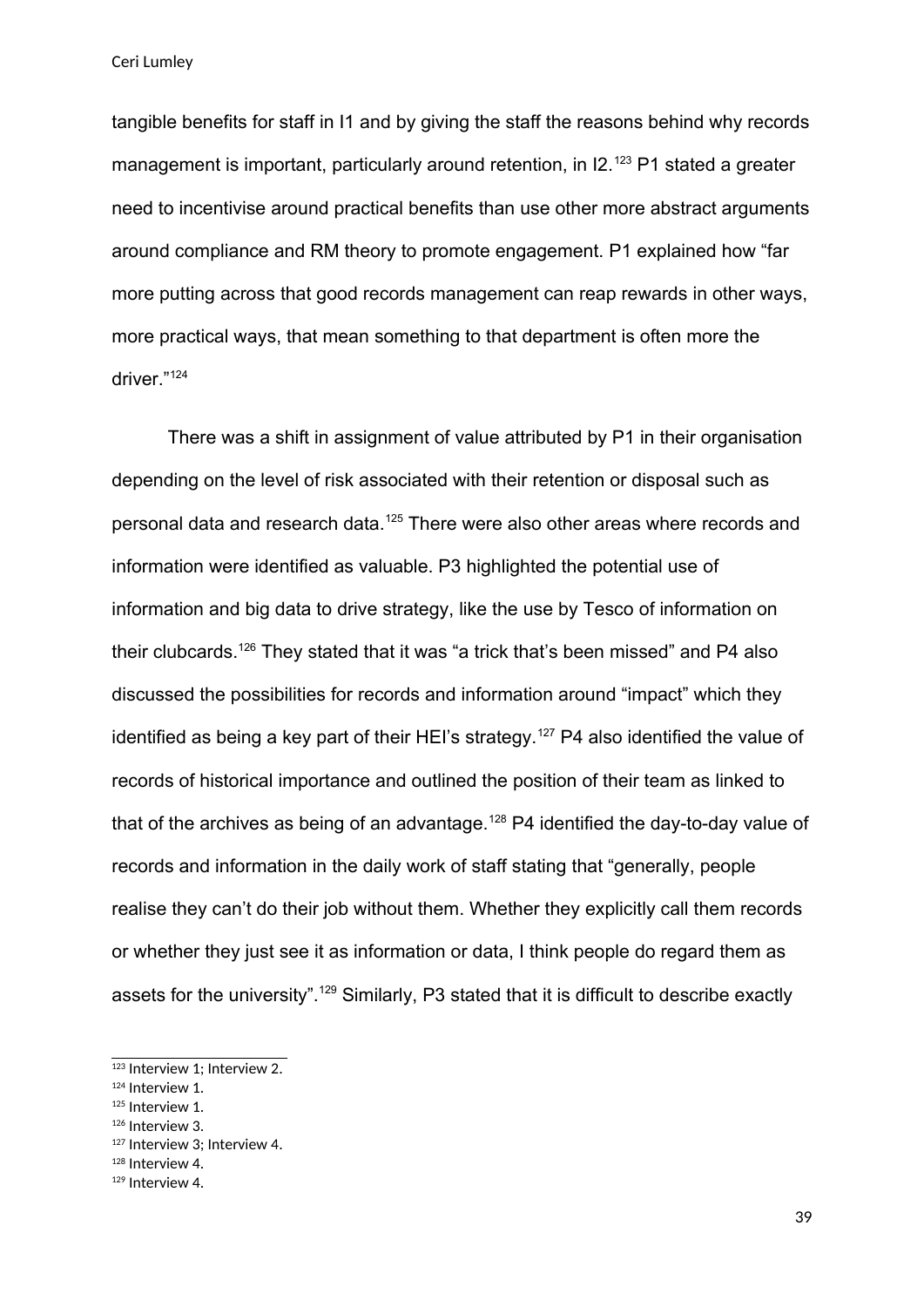tangible benefits for staff in I1 and by giving the staff the reasons behind why records management is important, particularly around retention, in I2.[123] P1 stated a greater need to incentivise around practical benefits than use other more abstract arguments around compliance and RM theory to promote engagement. P1 explained how "far more putting across that good records management can reap rewards in other ways, more practical ways, that mean something to that department is often more the driver."[124]

There was a shift in assignment of value attributed by P1 in their organisation depending on the level of risk associated with their retention or disposal such as personal data and research data.[125] There were also other areas where records and information were identified as valuable. P3 highlighted the potential use of information and big data to drive strategy, like the use by Tesco of information on their clubcards.[126] They stated that it was "a trick that's been missed" and P4 also discussed the possibilities for records and information around "impact" which they identified as being a key part of their HEI's strategy.[127] P4 also identified the value of records of historical importance and outlined the position of their team as linked to that of the archives as being of an advantage.[128] P4 identified the day-to-day value of records and information in the daily work of staff stating that "generally, people realise they can't do their job without them. Whether they explicitly call them records or whether they just see it as information or data, I think people do regard them as assets for the university".[129] Similarly, P3 stated that it is difficult to describe exactly

[123] Interview 1; Interview 2.
[124] Interview 1.
[125] Interview 1.
[126] Interview 3.
[127] Interview 3; Interview 4.
[128] Interview 4.
[129] Interview 4.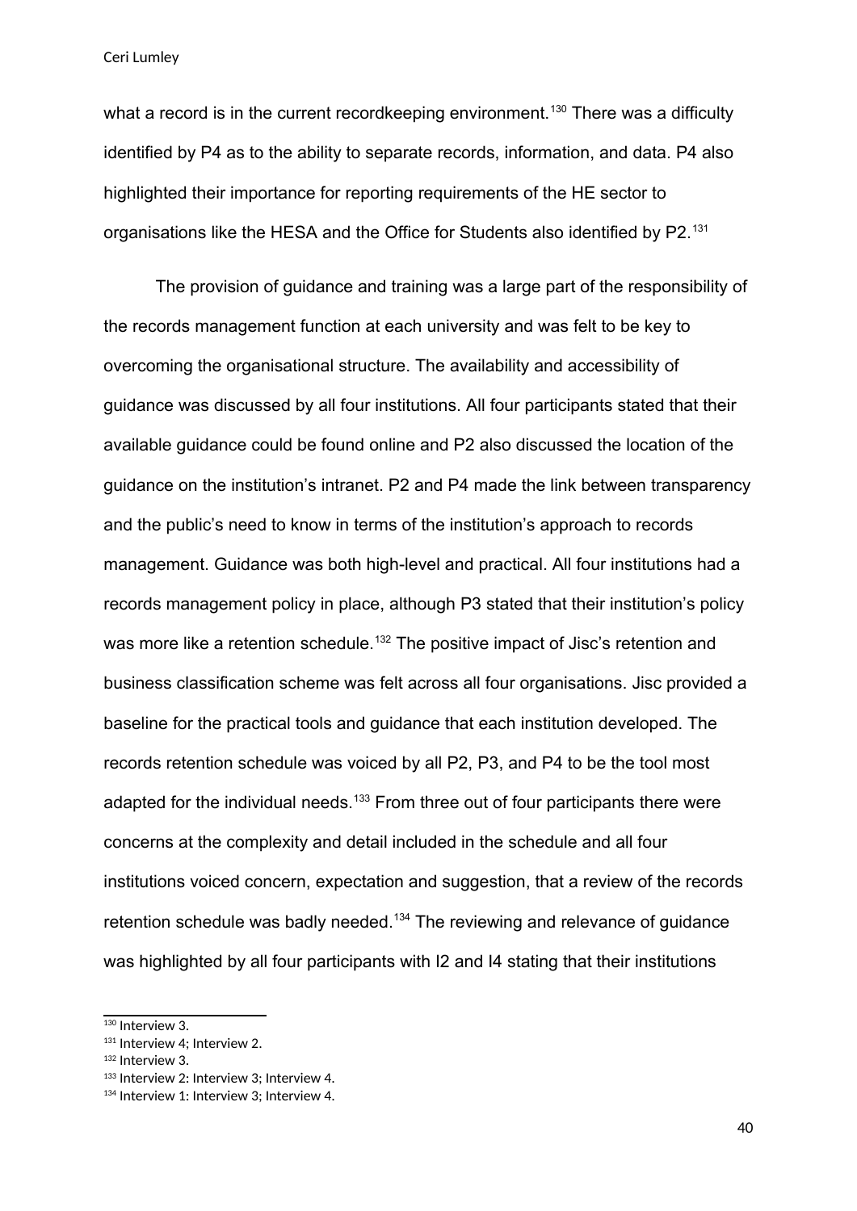what a record is in the current recordkeeping environment.[130] There was a difficulty identified by P4 as to the ability to separate records, information, and data. P4 also highlighted their importance for reporting requirements of the HE sector to organisations like the HESA and the Office for Students also identified by P2.[131]

The provision of guidance and training was a large part of the responsibility of the records management function at each university and was felt to be key to overcoming the organisational structure. The availability and accessibility of guidance was discussed by all four institutions. All four participants stated that their available guidance could be found online and P2 also discussed the location of the guidance on the institution's intranet. P2 and P4 made the link between transparency and the public's need to know in terms of the institution's approach to records management. Guidance was both high-level and practical. All four institutions had a records management policy in place, although P3 stated that their institution's policy was more like a retention schedule.[132] The positive impact of Jisc's retention and business classification scheme was felt across all four organisations. Jisc provided a baseline for the practical tools and guidance that each institution developed. The records retention schedule was voiced by all P2, P3, and P4 to be the tool most adapted for the individual needs.[133] From three out of four participants there were concerns at the complexity and detail included in the schedule and all four institutions voiced concern, expectation and suggestion, that a review of the records retention schedule was badly needed.[134] The reviewing and relevance of guidance was highlighted by all four participants with I2 and I4 stating that their institutions

[130] Interview 3.
[131] Interview 4; Interview 2.
[132] Interview 3.
[133] Interview 2: Interview 3; Interview 4.
[134] Interview 1: Interview 3; Interview 4.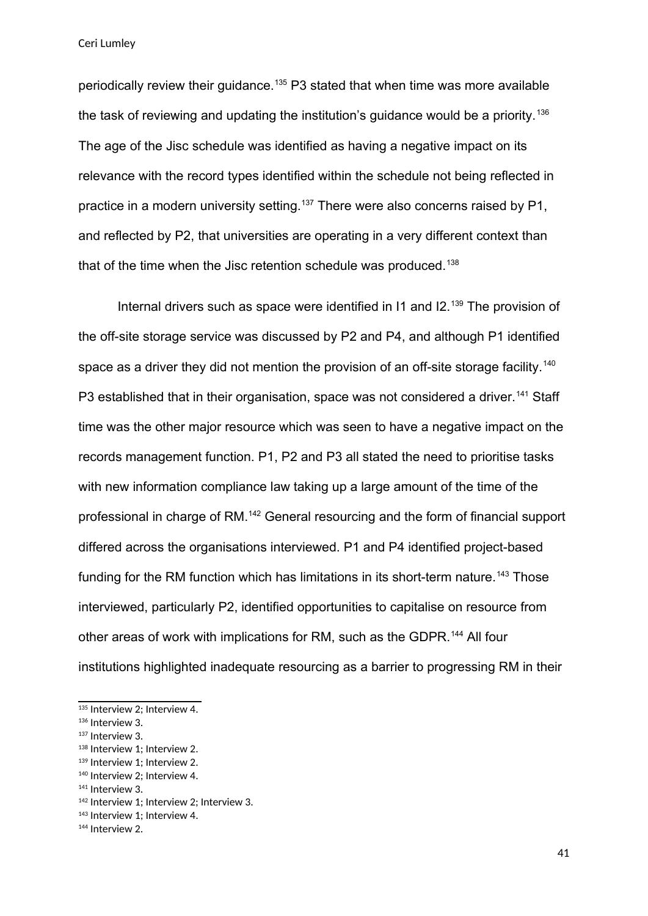periodically review their guidance.[135] P3 stated that when time was more available the task of reviewing and updating the institution's guidance would be a priority.[136] The age of the Jisc schedule was identified as having a negative impact on its relevance with the record types identified within the schedule not being reflected in practice in a modern university setting.[137] There were also concerns raised by P1, and reflected by P2, that universities are operating in a very different context than that of the time when the Jisc retention schedule was produced.[138]

Internal drivers such as space were identified in I1 and I2.[139] The provision of the off-site storage service was discussed by P2 and P4, and although P1 identified space as a driver they did not mention the provision of an off-site storage facility.[140] P3 established that in their organisation, space was not considered a driver.[141] Staff time was the other major resource which was seen to have a negative impact on the records management function. P1, P2 and P3 all stated the need to prioritise tasks with new information compliance law taking up a large amount of the time of the professional in charge of RM.[142] General resourcing and the form of financial support differed across the organisations interviewed. P1 and P4 identified project-based funding for the RM function which has limitations in its short-term nature.[143] Those interviewed, particularly P2, identified opportunities to capitalise on resource from other areas of work with implications for RM, such as the GDPR.[144] All four institutions highlighted inadequate resourcing as a barrier to progressing RM in their

---

[135] Interview 2; Interview 4.
[136] Interview 3.
[137] Interview 3.
[138] Interview 1; Interview 2.
[139] Interview 1; Interview 2.
[140] Interview 2; Interview 4.
[141] Interview 3.
[142] Interview 1; Interview 2; Interview 3.
[143] Interview 1; Interview 4.
[144] Interview 2.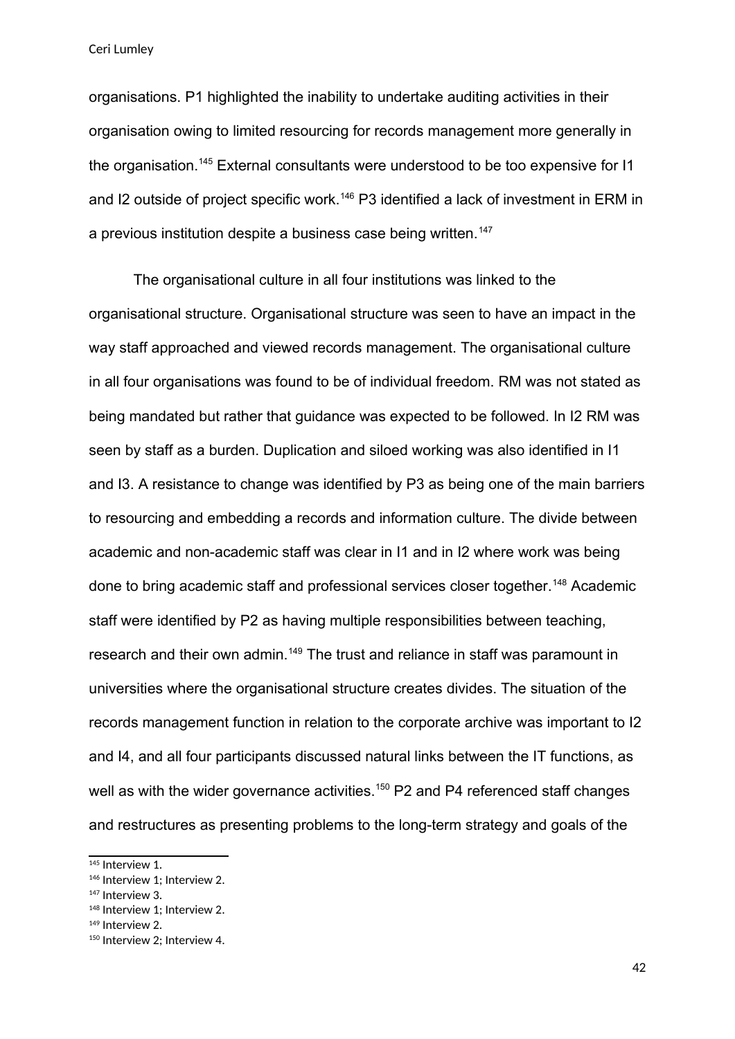organisations. P1 highlighted the inability to undertake auditing activities in their organisation owing to limited resourcing for records management more generally in the organisation.[145] External consultants were understood to be too expensive for I1 and I2 outside of project specific work.[146] P3 identified a lack of investment in ERM in a previous institution despite a business case being written.[147]

The organisational culture in all four institutions was linked to the organisational structure. Organisational structure was seen to have an impact in the way staff approached and viewed records management. The organisational culture in all four organisations was found to be of individual freedom. RM was not stated as being mandated but rather that guidance was expected to be followed. In I2 RM was seen by staff as a burden. Duplication and siloed working was also identified in I1 and I3. A resistance to change was identified by P3 as being one of the main barriers to resourcing and embedding a records and information culture. The divide between academic and non-academic staff was clear in I1 and in I2 where work was being done to bring academic staff and professional services closer together.[148] Academic staff were identified by P2 as having multiple responsibilities between teaching, research and their own admin.[149] The trust and reliance in staff was paramount in universities where the organisational structure creates divides. The situation of the records management function in relation to the corporate archive was important to I2 and I4, and all four participants discussed natural links between the IT functions, as well as with the wider governance activities.[150] P2 and P4 referenced staff changes and restructures as presenting problems to the long-term strategy and goals of the

[145] Interview 1.
[146] Interview 1; Interview 2.
[147] Interview 3.
[148] Interview 1; Interview 2.
[149] Interview 2.
[150] Interview 2; Interview 4.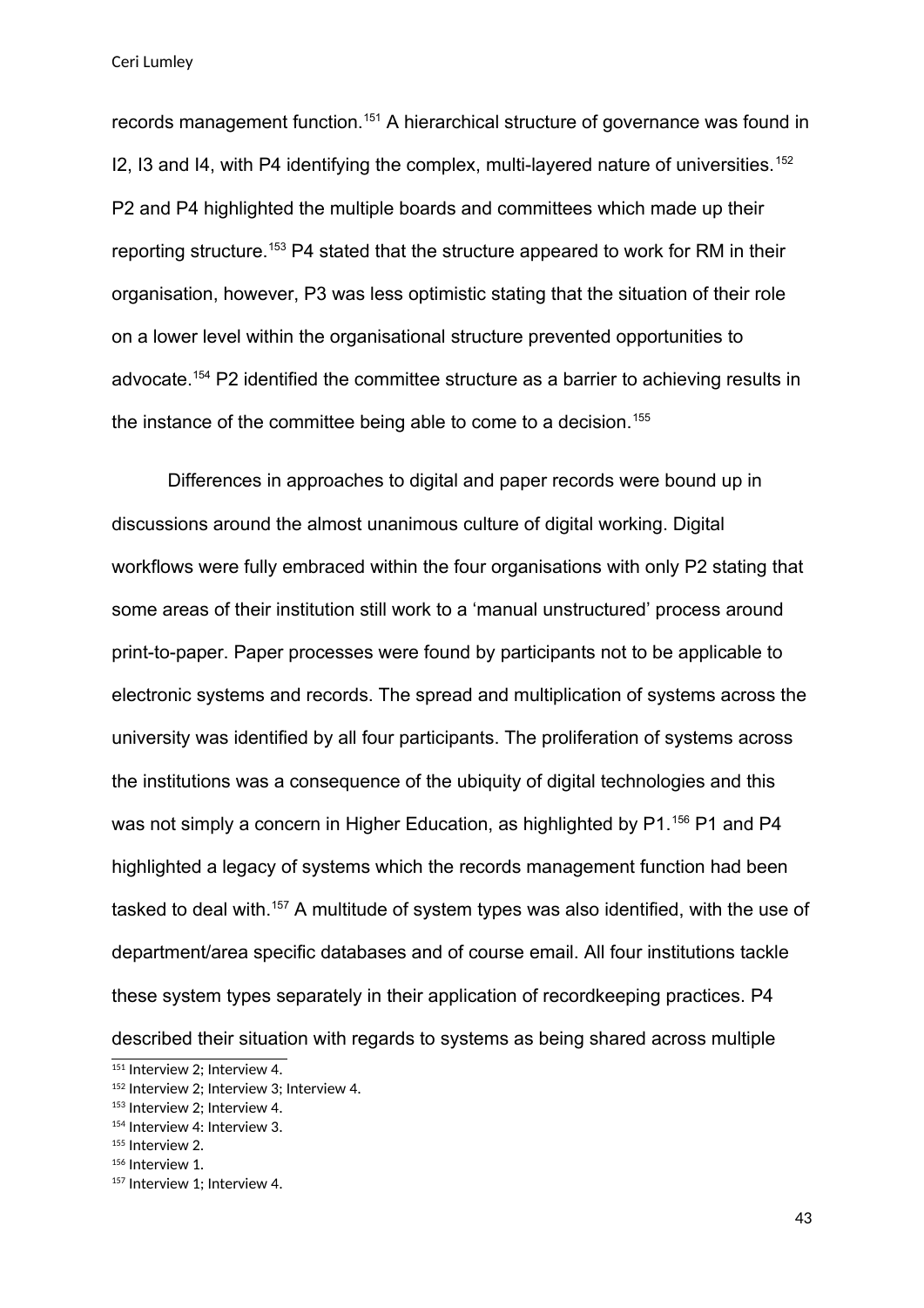records management function.[151] A hierarchical structure of governance was found in I2, I3 and I4, with P4 identifying the complex, multi-layered nature of universities.[152] P2 and P4 highlighted the multiple boards and committees which made up their reporting structure.[153] P4 stated that the structure appeared to work for RM in their organisation, however, P3 was less optimistic stating that the situation of their role on a lower level within the organisational structure prevented opportunities to advocate.[154] P2 identified the committee structure as a barrier to achieving results in the instance of the committee being able to come to a decision.[155]

Differences in approaches to digital and paper records were bound up in discussions around the almost unanimous culture of digital working. Digital workflows were fully embraced within the four organisations with only P2 stating that some areas of their institution still work to a 'manual unstructured' process around print-to-paper. Paper processes were found by participants not to be applicable to electronic systems and records. The spread and multiplication of systems across the university was identified by all four participants. The proliferation of systems across the institutions was a consequence of the ubiquity of digital technologies and this was not simply a concern in Higher Education, as highlighted by P1.[156] P1 and P4 highlighted a legacy of systems which the records management function had been tasked to deal with.[157] A multitude of system types was also identified, with the use of department/area specific databases and of course email. All four institutions tackle these system types separately in their application of recordkeeping practices. P4 described their situation with regards to systems as being shared across multiple

[151] Interview 2; Interview 4.
[152] Interview 2; Interview 3; Interview 4.
[153] Interview 2; Interview 4.
[154] Interview 4: Interview 3.
[155] Interview 2.
[156] Interview 1.
[157] Interview 1; Interview 4.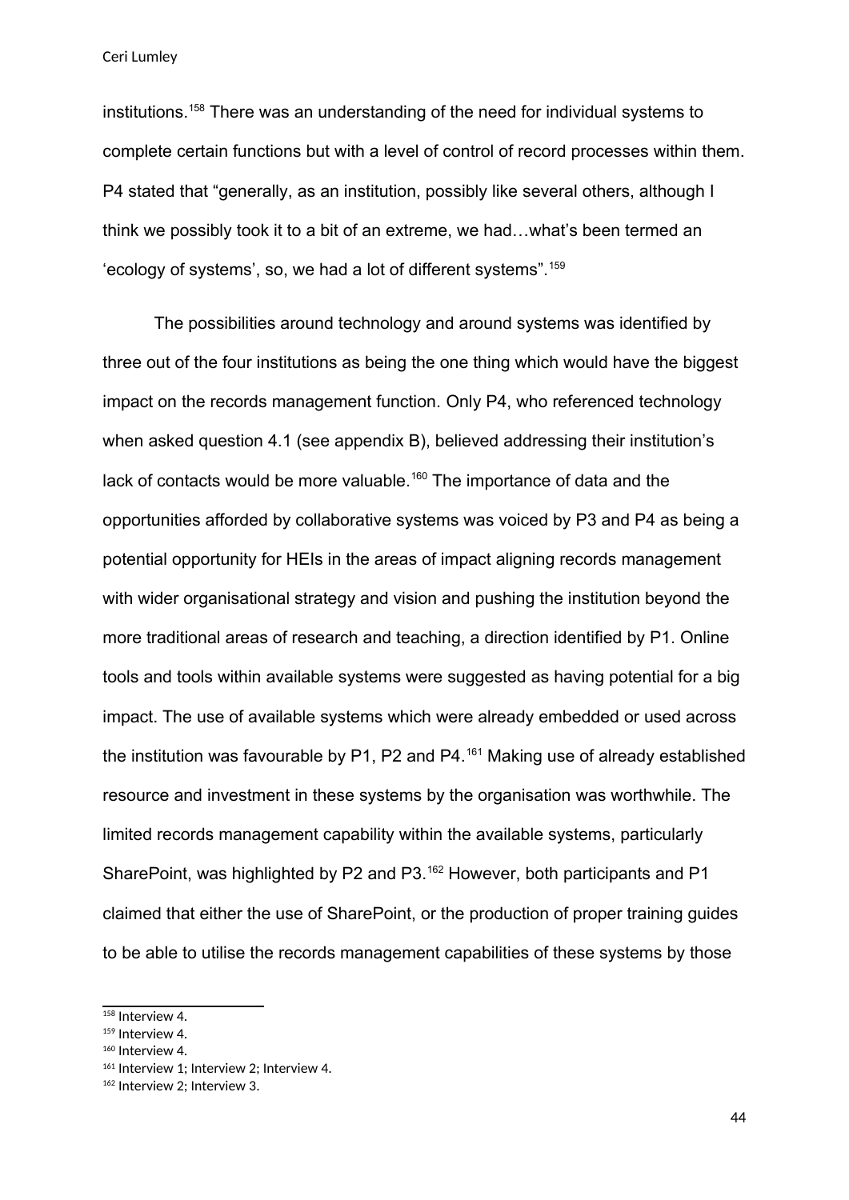institutions.[158] There was an understanding of the need for individual systems to complete certain functions but with a level of control of record processes within them. P4 stated that “generally, as an institution, possibly like several others, although I think we possibly took it to a bit of an extreme, we had…what’s been termed an ‘ecology of systems’, so, we had a lot of different systems”.[159]

The possibilities around technology and around systems was identified by three out of the four institutions as being the one thing which would have the biggest impact on the records management function. Only P4, who referenced technology when asked question 4.1 (see appendix B), believed addressing their institution’s lack of contacts would be more valuable.[160] The importance of data and the opportunities afforded by collaborative systems was voiced by P3 and P4 as being a potential opportunity for HEIs in the areas of impact aligning records management with wider organisational strategy and vision and pushing the institution beyond the more traditional areas of research and teaching, a direction identified by P1. Online tools and tools within available systems were suggested as having potential for a big impact. The use of available systems which were already embedded or used across the institution was favourable by P1, P2 and P4.[161] Making use of already established resource and investment in these systems by the organisation was worthwhile. The limited records management capability within the available systems, particularly SharePoint, was highlighted by P2 and P3.[162] However, both participants and P1 claimed that either the use of SharePoint, or the production of proper training guides to be able to utilise the records management capabilities of these systems by those

[158] Interview 4.
[159] Interview 4.
[160] Interview 4.
[161] Interview 1; Interview 2; Interview 4.
[162] Interview 2; Interview 3.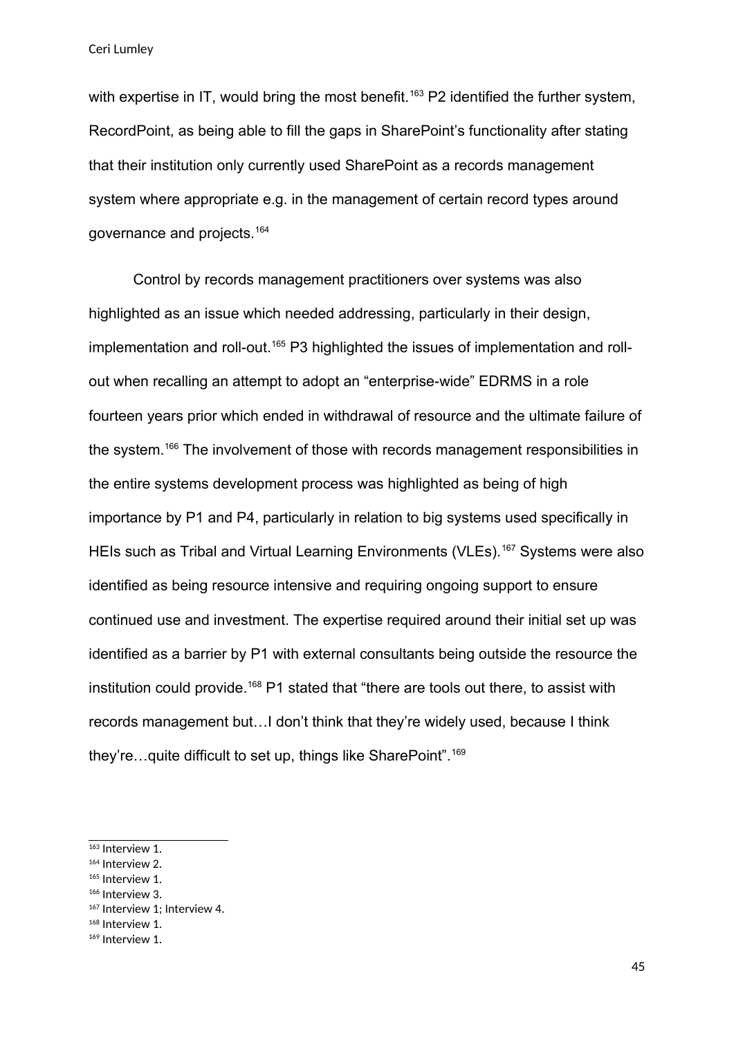with expertise in IT, would bring the most benefit.[163] P2 identified the further system, RecordPoint, as being able to fill the gaps in SharePoint's functionality after stating that their institution only currently used SharePoint as a records management system where appropriate e.g. in the management of certain record types around governance and projects.[164]

Control by records management practitioners over systems was also highlighted as an issue which needed addressing, particularly in their design, implementation and roll-out.[165] P3 highlighted the issues of implementation and roll-out when recalling an attempt to adopt an "enterprise-wide" EDRMS in a role fourteen years prior which ended in withdrawal of resource and the ultimate failure of the system.[166] The involvement of those with records management responsibilities in the entire systems development process was highlighted as being of high importance by P1 and P4, particularly in relation to big systems used specifically in HEIs such as Tribal and Virtual Learning Environments (VLEs).[167] Systems were also identified as being resource intensive and requiring ongoing support to ensure continued use and investment. The expertise required around their initial set up was identified as a barrier by P1 with external consultants being outside the resource the institution could provide.[168] P1 stated that "there are tools out there, to assist with records management but…I don't think that they're widely used, because I think they're…quite difficult to set up, things like SharePoint".[169]

---

[163] Interview 1.
[164] Interview 2.
[165] Interview 1.
[166] Interview 3.
[167] Interview 1; Interview 4.
[168] Interview 1.
[169] Interview 1.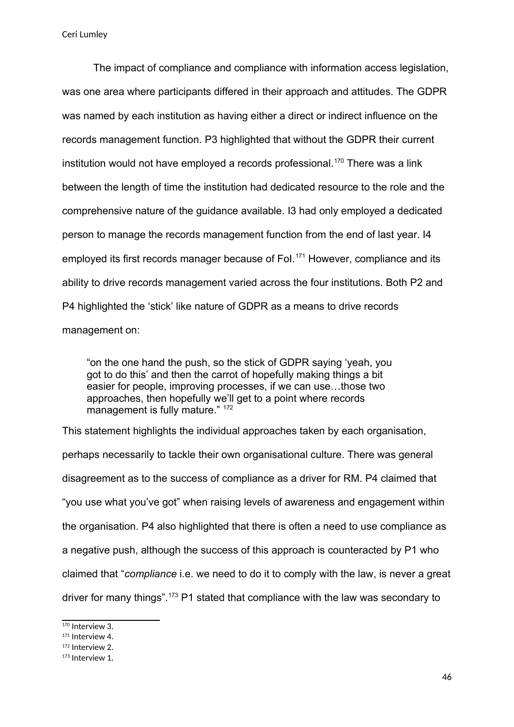The impact of compliance and compliance with information access legislation, was one area where participants differed in their approach and attitudes. The GDPR was named by each institution as having either a direct or indirect influence on the records management function. P3 highlighted that without the GDPR their current institution would not have employed a records professional.[170] There was a link between the length of time the institution had dedicated resource to the role and the comprehensive nature of the guidance available. I3 had only employed a dedicated person to manage the records management function from the end of last year. I4 employed its first records manager because of FoI.[171] However, compliance and its ability to drive records management varied across the four institutions. Both P2 and P4 highlighted the 'stick' like nature of GDPR as a means to drive records management on:

> "on the one hand the push, so the stick of GDPR saying 'yeah, you got to do this' and then the carrot of hopefully making things a bit easier for people, improving processes, if we can use…those two approaches, then hopefully we'll get to a point where records management is fully mature." [172]

This statement highlights the individual approaches taken by each organisation, perhaps necessarily to tackle their own organisational culture. There was general disagreement as to the success of compliance as a driver for RM. P4 claimed that "you use what you've got" when raising levels of awareness and engagement within the organisation. P4 also highlighted that there is often a need to use compliance as a negative push, although the success of this approach is counteracted by P1 who claimed that "*compliance* i.e. we need to do it to comply with the law, is never a great driver for many things".[173] P1 stated that compliance with the law was secondary to

---

[170] Interview 3.
[171] Interview 4.
[172] Interview 2.
[173] Interview 1.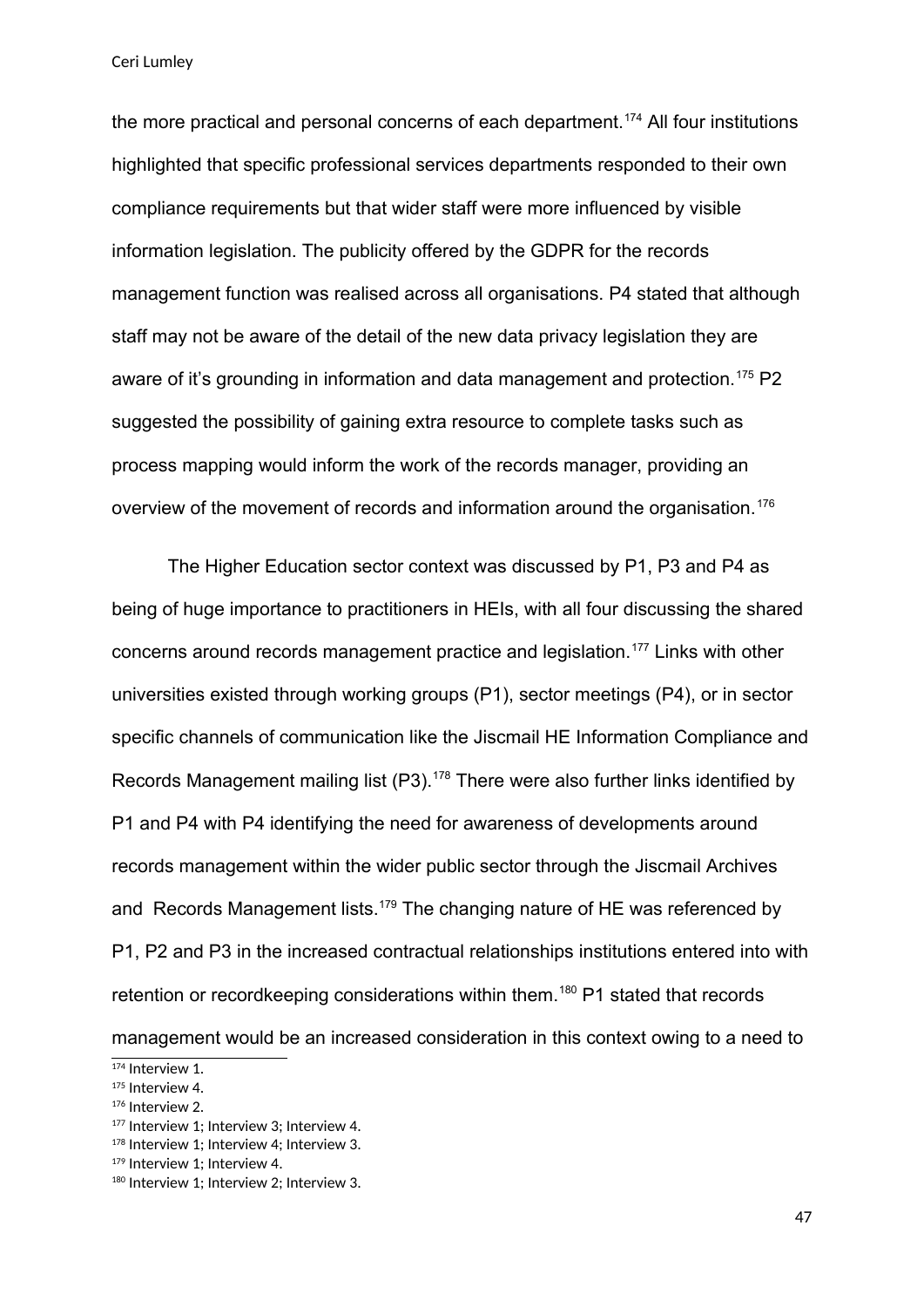the more practical and personal concerns of each department.[174] All four institutions highlighted that specific professional services departments responded to their own compliance requirements but that wider staff were more influenced by visible information legislation. The publicity offered by the GDPR for the records management function was realised across all organisations. P4 stated that although staff may not be aware of the detail of the new data privacy legislation they are aware of it's grounding in information and data management and protection.[175] P2 suggested the possibility of gaining extra resource to complete tasks such as process mapping would inform the work of the records manager, providing an overview of the movement of records and information around the organisation.[176]

The Higher Education sector context was discussed by P1, P3 and P4 as being of huge importance to practitioners in HEIs, with all four discussing the shared concerns around records management practice and legislation.[177] Links with other universities existed through working groups (P1), sector meetings (P4), or in sector specific channels of communication like the Jiscmail HE Information Compliance and Records Management mailing list (P3).[178] There were also further links identified by P1 and P4 with P4 identifying the need for awareness of developments around records management within the wider public sector through the Jiscmail Archives and Records Management lists.[179] The changing nature of HE was referenced by P1, P2 and P3 in the increased contractual relationships institutions entered into with retention or recordkeeping considerations within them.[180] P1 stated that records management would be an increased consideration in this context owing to a need to

[174] Interview 1.
[175] Interview 4.
[176] Interview 2.
[177] Interview 1; Interview 3; Interview 4.
[178] Interview 1; Interview 4; Interview 3.
[179] Interview 1; Interview 4.
[180] Interview 1; Interview 2; Interview 3.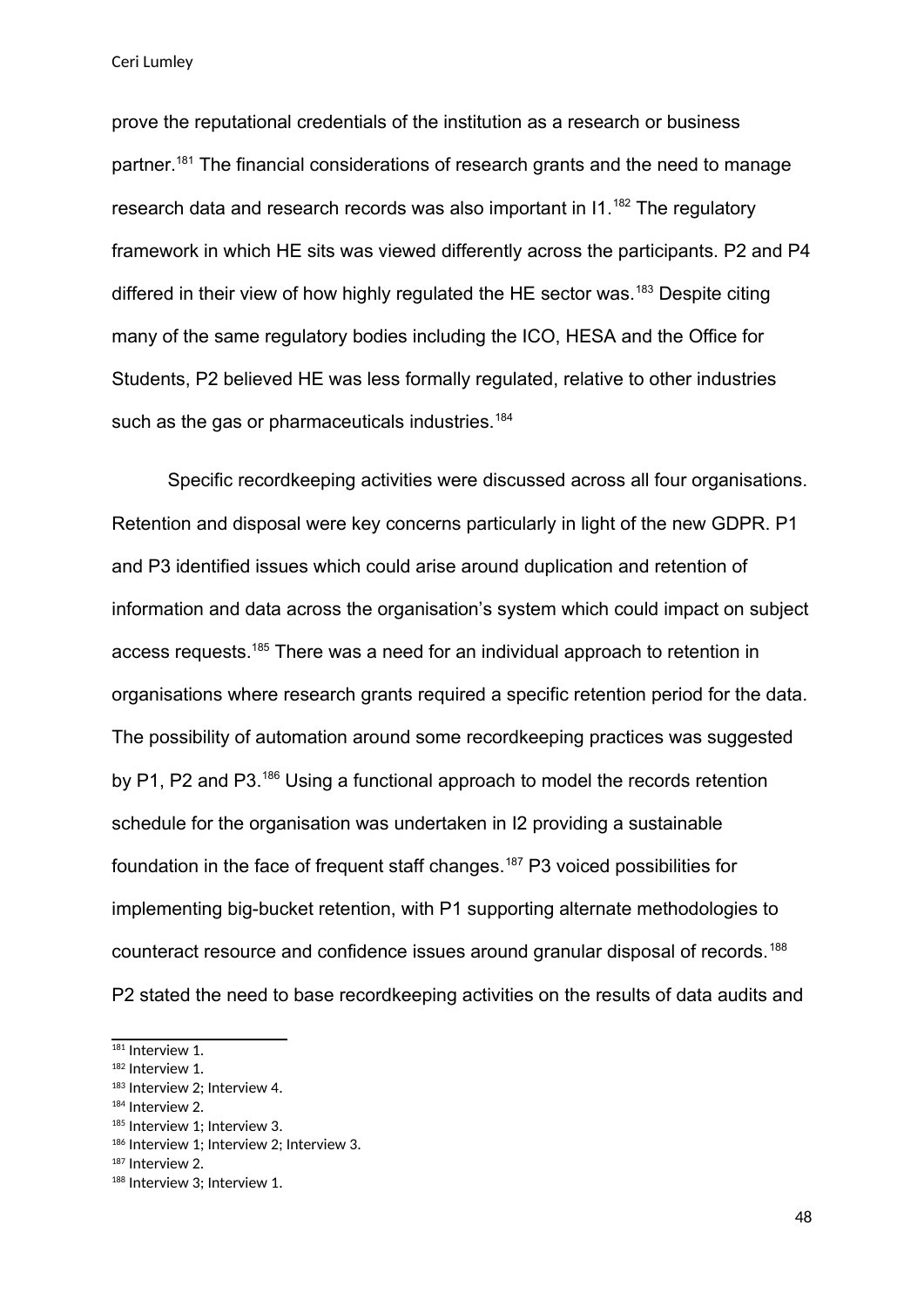prove the reputational credentials of the institution as a research or business partner.[181] The financial considerations of research grants and the need to manage research data and research records was also important in I1.[182] The regulatory framework in which HE sits was viewed differently across the participants. P2 and P4 differed in their view of how highly regulated the HE sector was.[183] Despite citing many of the same regulatory bodies including the ICO, HESA and the Office for Students, P2 believed HE was less formally regulated, relative to other industries such as the gas or pharmaceuticals industries.[184]

Specific recordkeeping activities were discussed across all four organisations. Retention and disposal were key concerns particularly in light of the new GDPR. P1 and P3 identified issues which could arise around duplication and retention of information and data across the organisation's system which could impact on subject access requests.[185] There was a need for an individual approach to retention in organisations where research grants required a specific retention period for the data. The possibility of automation around some recordkeeping practices was suggested by P1, P2 and P3.[186] Using a functional approach to model the records retention schedule for the organisation was undertaken in I2 providing a sustainable foundation in the face of frequent staff changes.[187] P3 voiced possibilities for implementing big-bucket retention, with P1 supporting alternate methodologies to counteract resource and confidence issues around granular disposal of records.[188] P2 stated the need to base recordkeeping activities on the results of data audits and

[181] Interview 1.
[182] Interview 1.
[183] Interview 2; Interview 4.
[184] Interview 2.
[185] Interview 1; Interview 3.
[186] Interview 1; Interview 2; Interview 3.
[187] Interview 2.
[188] Interview 3; Interview 1.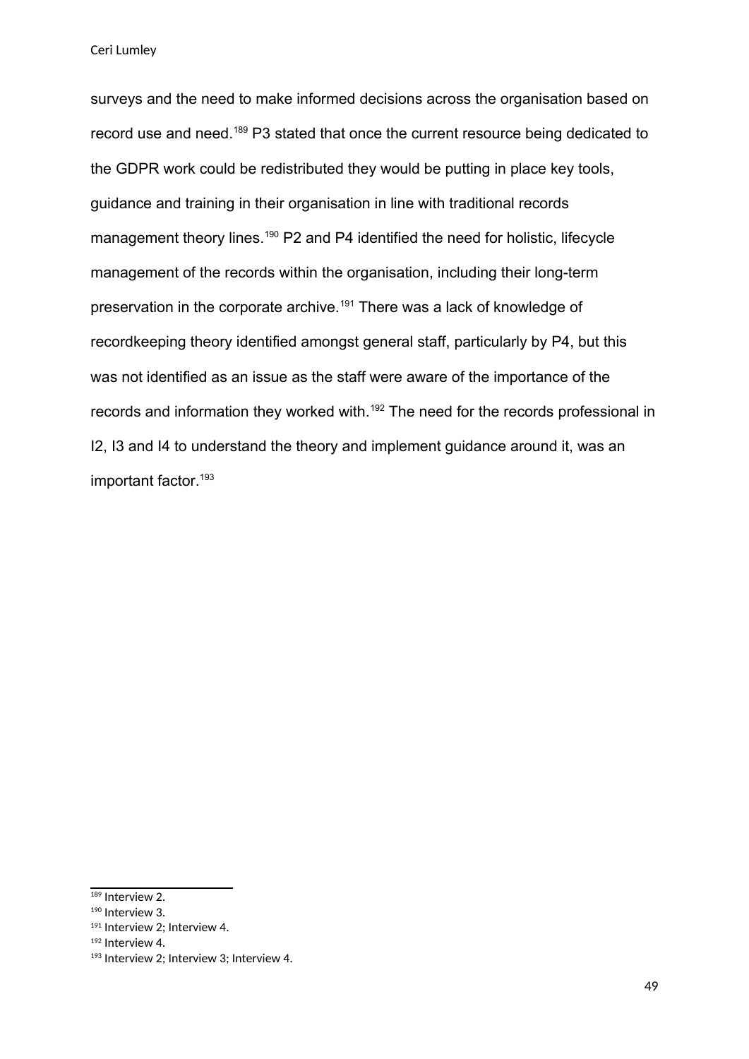surveys and the need to make informed decisions across the organisation based on record use and need.[189] P3 stated that once the current resource being dedicated to the GDPR work could be redistributed they would be putting in place key tools, guidance and training in their organisation in line with traditional records management theory lines.[190] P2 and P4 identified the need for holistic, lifecycle management of the records within the organisation, including their long-term preservation in the corporate archive.[191] There was a lack of knowledge of recordkeeping theory identified amongst general staff, particularly by P4, but this was not identified as an issue as the staff were aware of the importance of the records and information they worked with.[192] The need for the records professional in I2, I3 and I4 to understand the theory and implement guidance around it, was an important factor.[193]

[189] Interview 2.

[190] Interview 3.

[191] Interview 2; Interview 4.

[192] Interview 4.

[193] Interview 2; Interview 3; Interview 4.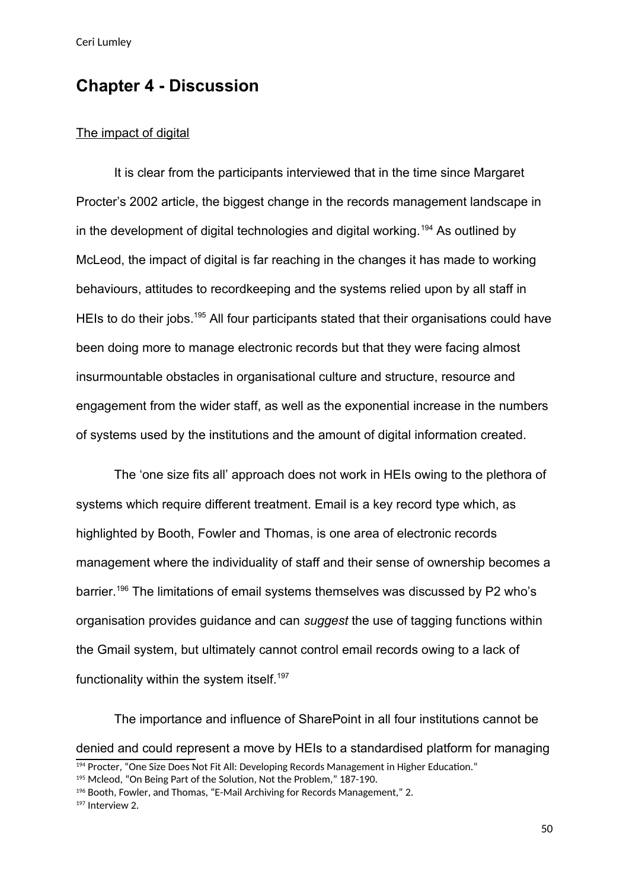# Chapter 4 - Discussion

The impact of digital

It is clear from the participants interviewed that in the time since Margaret Procter's 2002 article, the biggest change in the records management landscape in in the development of digital technologies and digital working.[194] As outlined by McLeod, the impact of digital is far reaching in the changes it has made to working behaviours, attitudes to recordkeeping and the systems relied upon by all staff in HEIs to do their jobs.[195] All four participants stated that their organisations could have been doing more to manage electronic records but that they were facing almost insurmountable obstacles in organisational culture and structure, resource and engagement from the wider staff, as well as the exponential increase in the numbers of systems used by the institutions and the amount of digital information created.

The 'one size fits all' approach does not work in HEIs owing to the plethora of systems which require different treatment. Email is a key record type which, as highlighted by Booth, Fowler and Thomas, is one area of electronic records management where the individuality of staff and their sense of ownership becomes a barrier.[196] The limitations of email systems themselves was discussed by P2 who's organisation provides guidance and can *suggest* the use of tagging functions within the Gmail system, but ultimately cannot control email records owing to a lack of functionality within the system itself.[197]

The importance and influence of SharePoint in all four institutions cannot be denied and could represent a move by HEIs to a standardised platform for managing

[194] Procter, "One Size Does Not Fit All: Developing Records Management in Higher Education."
[195] Mcleod, "On Being Part of the Solution, Not the Problem," 187-190.
[196] Booth, Fowler, and Thomas, "E-Mail Archiving for Records Management," 2.
[197] Interview 2.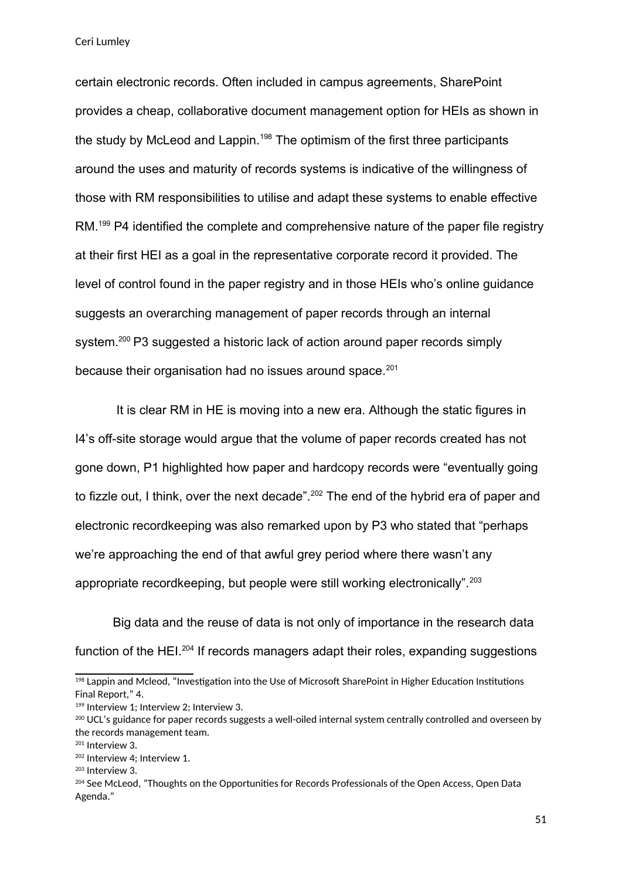certain electronic records. Often included in campus agreements, SharePoint provides a cheap, collaborative document management option for HEIs as shown in the study by McLeod and Lappin.[198] The optimism of the first three participants around the uses and maturity of records systems is indicative of the willingness of those with RM responsibilities to utilise and adapt these systems to enable effective RM.[199] P4 identified the complete and comprehensive nature of the paper file registry at their first HEI as a goal in the representative corporate record it provided. The level of control found in the paper registry and in those HEIs who's online guidance suggests an overarching management of paper records through an internal system.[200] P3 suggested a historic lack of action around paper records simply because their organisation had no issues around space.[201]

It is clear RM in HE is moving into a new era. Although the static figures in I4's off-site storage would argue that the volume of paper records created has not gone down, P1 highlighted how paper and hardcopy records were "eventually going to fizzle out, I think, over the next decade".[202] The end of the hybrid era of paper and electronic recordkeeping was also remarked upon by P3 who stated that "perhaps we're approaching the end of that awful grey period where there wasn't any appropriate recordkeeping, but people were still working electronically".[203]

Big data and the reuse of data is not only of importance in the research data function of the HEI.[204] If records managers adapt their roles, expanding suggestions

---

[198] Lappin and Mcleod, "Investigation into the Use of Microsoft SharePoint in Higher Education Institutions Final Report," 4.

[199] Interview 1; Interview 2; Interview 3.

[200] UCL's guidance for paper records suggests a well-oiled internal system centrally controlled and overseen by the records management team.

[201] Interview 3.

[202] Interview 4; Interview 1.

[203] Interview 3.

[204] See McLeod, "Thoughts on the Opportunities for Records Professionals of the Open Access, Open Data Agenda."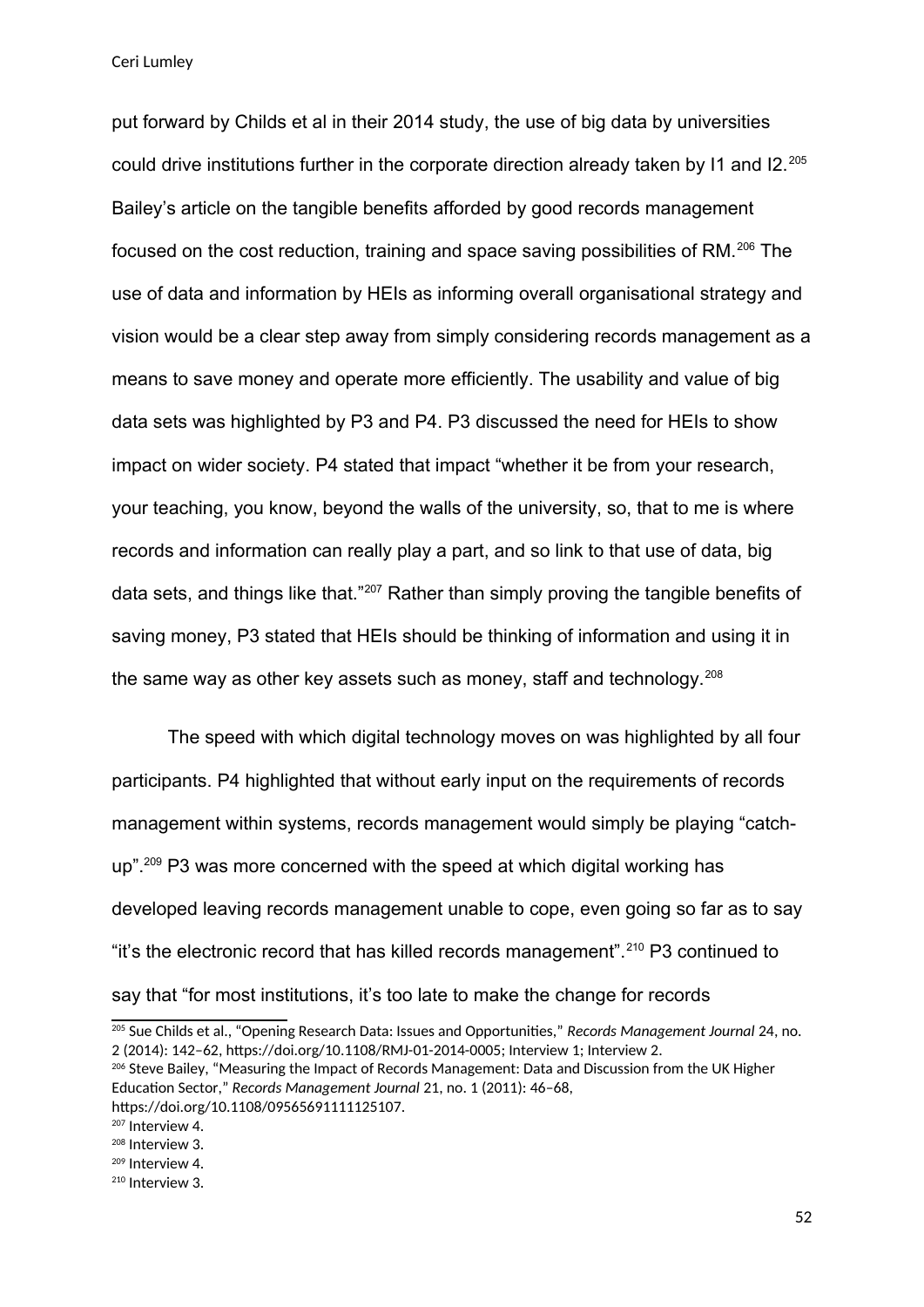put forward by Childs et al in their 2014 study, the use of big data by universities could drive institutions further in the corporate direction already taken by I1 and I2.[205] Bailey's article on the tangible benefits afforded by good records management focused on the cost reduction, training and space saving possibilities of RM.[206] The use of data and information by HEIs as informing overall organisational strategy and vision would be a clear step away from simply considering records management as a means to save money and operate more efficiently. The usability and value of big data sets was highlighted by P3 and P4. P3 discussed the need for HEIs to show impact on wider society. P4 stated that impact "whether it be from your research, your teaching, you know, beyond the walls of the university, so, that to me is where records and information can really play a part, and so link to that use of data, big data sets, and things like that."[207] Rather than simply proving the tangible benefits of saving money, P3 stated that HEIs should be thinking of information and using it in the same way as other key assets such as money, staff and technology.[208]

The speed with which digital technology moves on was highlighted by all four participants. P4 highlighted that without early input on the requirements of records management within systems, records management would simply be playing "catch-up".[209] P3 was more concerned with the speed at which digital working has developed leaving records management unable to cope, even going so far as to say "it's the electronic record that has killed records management".[210] P3 continued to say that "for most institutions, it's too late to make the change for records

---

[205] Sue Childs et al., "Opening Research Data: Issues and Opportunities," *Records Management Journal* 24, no. 2 (2014): 142–62, https://doi.org/10.1108/RMJ-01-2014-0005; Interview 1; Interview 2.

[206] Steve Bailey, "Measuring the Impact of Records Management: Data and Discussion from the UK Higher Education Sector," *Records Management Journal* 21, no. 1 (2011): 46–68, https://doi.org/10.1108/09565691111125107.

[207] Interview 4.

[208] Interview 3.

[209] Interview 4.

[210] Interview 3.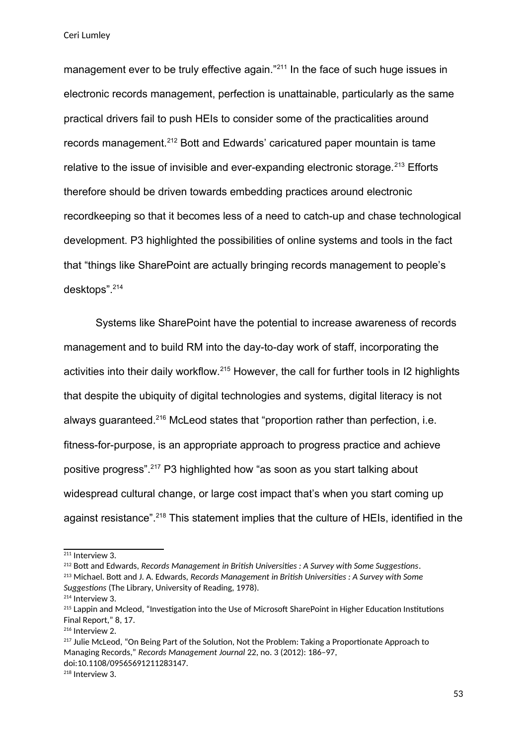management ever to be truly effective again."[211] In the face of such huge issues in electronic records management, perfection is unattainable, particularly as the same practical drivers fail to push HEIs to consider some of the practicalities around records management.[212] Bott and Edwards' caricatured paper mountain is tame relative to the issue of invisible and ever-expanding electronic storage.[213] Efforts therefore should be driven towards embedding practices around electronic recordkeeping so that it becomes less of a need to catch-up and chase technological development. P3 highlighted the possibilities of online systems and tools in the fact that "things like SharePoint are actually bringing records management to people's desktops".[214]

Systems like SharePoint have the potential to increase awareness of records management and to build RM into the day-to-day work of staff, incorporating the activities into their daily workflow.[215] However, the call for further tools in I2 highlights that despite the ubiquity of digital technologies and systems, digital literacy is not always guaranteed.[216] McLeod states that "proportion rather than perfection, i.e. fitness-for-purpose, is an appropriate approach to progress practice and achieve positive progress".[217] P3 highlighted how "as soon as you start talking about widespread cultural change, or large cost impact that's when you start coming up against resistance".[218] This statement implies that the culture of HEIs, identified in the

---

[211] Interview 3.

[212] Bott and Edwards, *Records Management in British Universities : A Survey with Some Suggestions*.

[213] Michael. Bott and J. A. Edwards, *Records Management in British Universities : A Survey with Some Suggestions* (The Library, University of Reading, 1978).

[214] Interview 3.

[215] Lappin and Mcleod, "Investigation into the Use of Microsoft SharePoint in Higher Education Institutions Final Report," 8, 17.

[216] Interview 2.

[217] Julie McLeod, "On Being Part of the Solution, Not the Problem: Taking a Proportionate Approach to Managing Records," *Records Management Journal* 22, no. 3 (2012): 186–97, doi:10.1108/09565691211283147.

[218] Interview 3.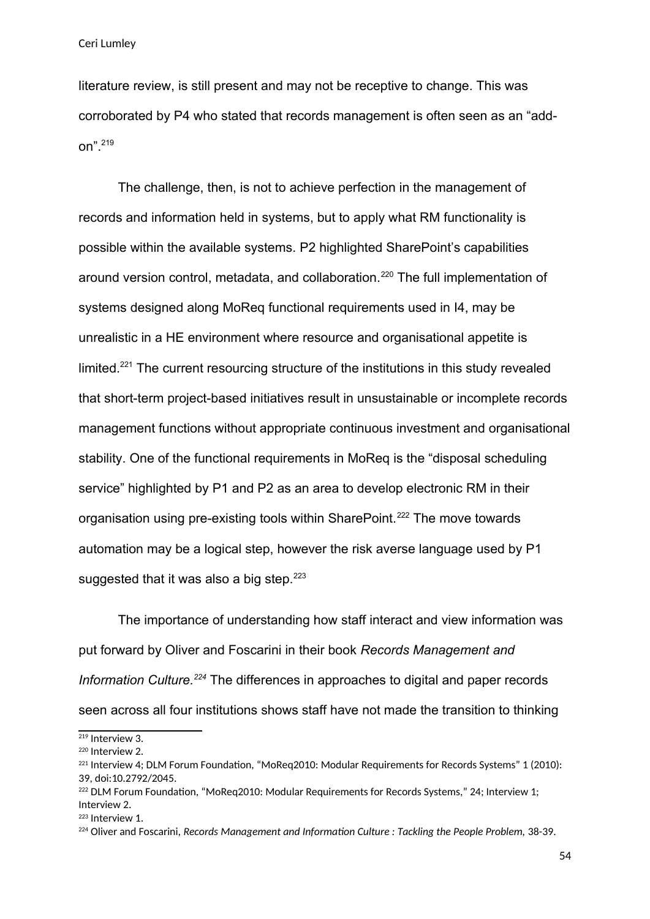literature review, is still present and may not be receptive to change. This was corroborated by P4 who stated that records management is often seen as an "add-on".[219]

The challenge, then, is not to achieve perfection in the management of records and information held in systems, but to apply what RM functionality is possible within the available systems. P2 highlighted SharePoint's capabilities around version control, metadata, and collaboration.[220] The full implementation of systems designed along MoReq functional requirements used in I4, may be unrealistic in a HE environment where resource and organisational appetite is limited.[221] The current resourcing structure of the institutions in this study revealed that short-term project-based initiatives result in unsustainable or incomplete records management functions without appropriate continuous investment and organisational stability. One of the functional requirements in MoReq is the "disposal scheduling service" highlighted by P1 and P2 as an area to develop electronic RM in their organisation using pre-existing tools within SharePoint.[222] The move towards automation may be a logical step, however the risk averse language used by P1 suggested that it was also a big step.[223]

The importance of understanding how staff interact and view information was put forward by Oliver and Foscarini in their book *Records Management and Information Culture.*[224] The differences in approaches to digital and paper records seen across all four institutions shows staff have not made the transition to thinking

---

[219] Interview 3.

[220] Interview 2.

[221] Interview 4; DLM Forum Foundation, "MoReq2010: Modular Requirements for Records Systems" 1 (2010): 39, doi:10.2792/2045.

[222] DLM Forum Foundation, "MoReq2010: Modular Requirements for Records Systems," 24; Interview 1; Interview 2.

[223] Interview 1.

[224] Oliver and Foscarini, *Records Management and Information Culture : Tackling the People Problem*, 38-39.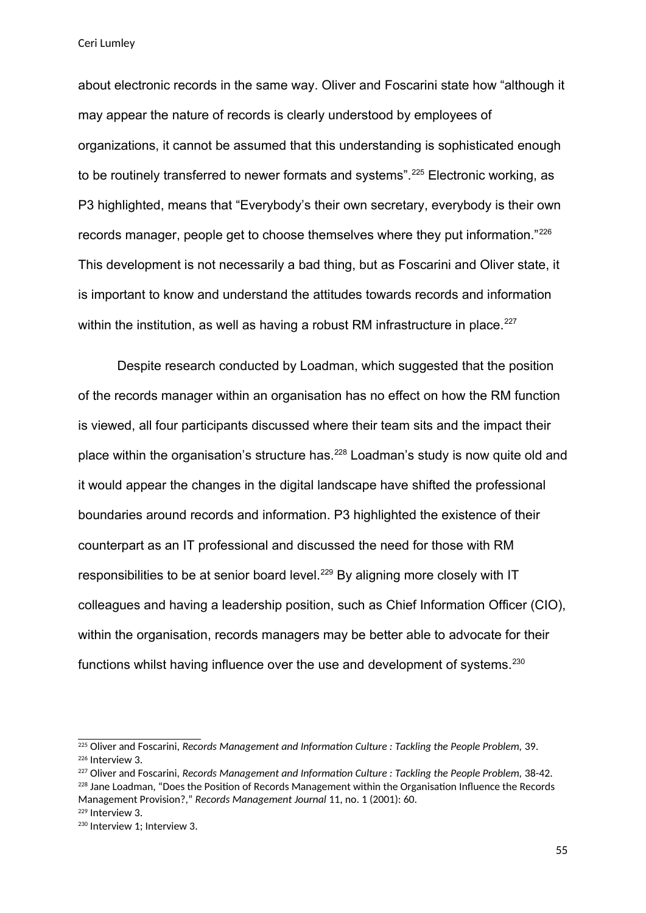about electronic records in the same way. Oliver and Foscarini state how "although it may appear the nature of records is clearly understood by employees of organizations, it cannot be assumed that this understanding is sophisticated enough to be routinely transferred to newer formats and systems".[225] Electronic working, as P3 highlighted, means that "Everybody's their own secretary, everybody is their own records manager, people get to choose themselves where they put information."[226] This development is not necessarily a bad thing, but as Foscarini and Oliver state, it is important to know and understand the attitudes towards records and information within the institution, as well as having a robust RM infrastructure in place.[227]

Despite research conducted by Loadman, which suggested that the position of the records manager within an organisation has no effect on how the RM function is viewed, all four participants discussed where their team sits and the impact their place within the organisation's structure has.[228] Loadman's study is now quite old and it would appear the changes in the digital landscape have shifted the professional boundaries around records and information. P3 highlighted the existence of their counterpart as an IT professional and discussed the need for those with RM responsibilities to be at senior board level.[229] By aligning more closely with IT colleagues and having a leadership position, such as Chief Information Officer (CIO), within the organisation, records managers may be better able to advocate for their functions whilst having influence over the use and development of systems.[230]

---

[225] Oliver and Foscarini, *Records Management and Information Culture : Tackling the People Problem*, 39.
[226] Interview 3.
[227] Oliver and Foscarini, *Records Management and Information Culture : Tackling the People Problem*, 38-42.
[228] Jane Loadman, "Does the Position of Records Management within the Organisation Influence the Records Management Provision?," *Records Management Journal* 11, no. 1 (2001): 60.
[229] Interview 3.
[230] Interview 1; Interview 3.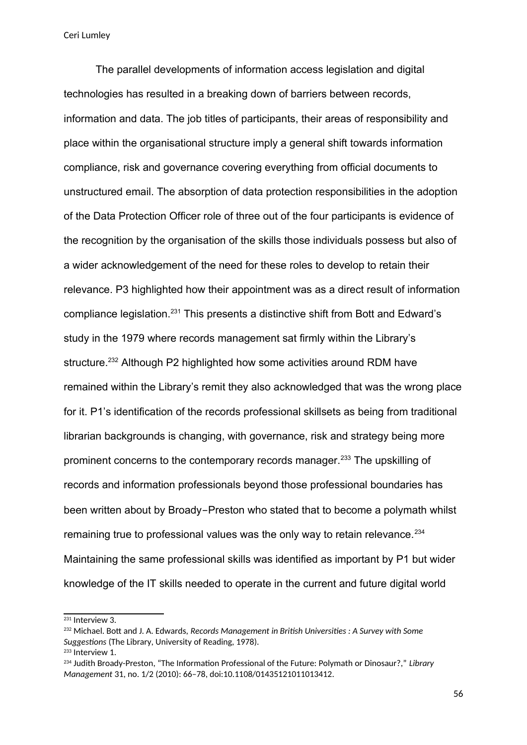The parallel developments of information access legislation and digital technologies has resulted in a breaking down of barriers between records, information and data. The job titles of participants, their areas of responsibility and place within the organisational structure imply a general shift towards information compliance, risk and governance covering everything from official documents to unstructured email. The absorption of data protection responsibilities in the adoption of the Data Protection Officer role of three out of the four participants is evidence of the recognition by the organisation of the skills those individuals possess but also of a wider acknowledgement of the need for these roles to develop to retain their relevance. P3 highlighted how their appointment was as a direct result of information compliance legislation.[231] This presents a distinctive shift from Bott and Edward's study in the 1979 where records management sat firmly within the Library's structure.[232] Although P2 highlighted how some activities around RDM have remained within the Library's remit they also acknowledged that was the wrong place for it. P1's identification of the records professional skillsets as being from traditional librarian backgrounds is changing, with governance, risk and strategy being more prominent concerns to the contemporary records manager.[233] The upskilling of records and information professionals beyond those professional boundaries has been written about by Broady–Preston who stated that to become a polymath whilst remaining true to professional values was the only way to retain relevance.[234] Maintaining the same professional skills was identified as important by P1 but wider knowledge of the IT skills needed to operate in the current and future digital world

---

[231] Interview 3.

[232] Michael. Bott and J. A. Edwards, *Records Management in British Universities : A Survey with Some Suggestions* (The Library, University of Reading, 1978).

[233] Interview 1.

[234] Judith Broady-Preston, "The Information Professional of the Future: Polymath or Dinosaur?," *Library Management* 31, no. 1/2 (2010): 66–78, doi:10.1108/01435121011013412.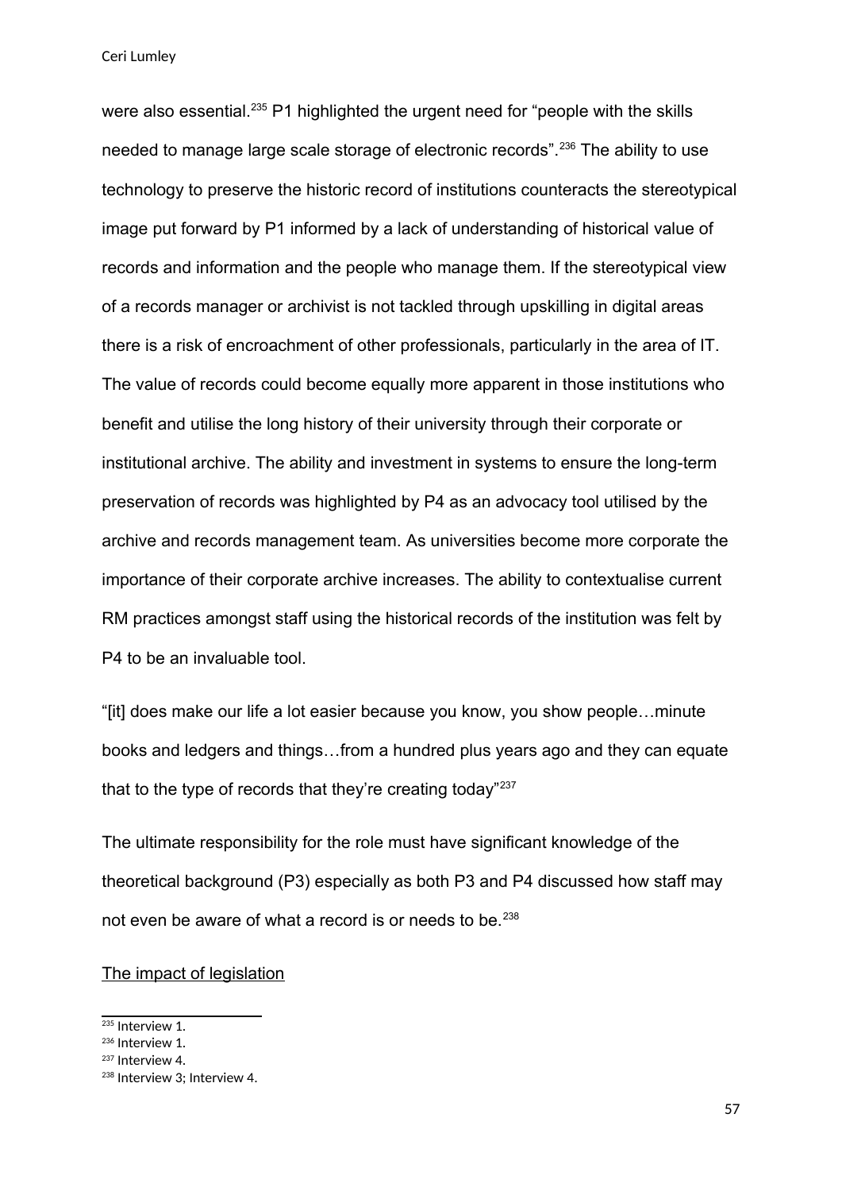were also essential.[235] P1 highlighted the urgent need for "people with the skills needed to manage large scale storage of electronic records".[236] The ability to use technology to preserve the historic record of institutions counteracts the stereotypical image put forward by P1 informed by a lack of understanding of historical value of records and information and the people who manage them. If the stereotypical view of a records manager or archivist is not tackled through upskilling in digital areas there is a risk of encroachment of other professionals, particularly in the area of IT. The value of records could become equally more apparent in those institutions who benefit and utilise the long history of their university through their corporate or institutional archive. The ability and investment in systems to ensure the long-term preservation of records was highlighted by P4 as an advocacy tool utilised by the archive and records management team. As universities become more corporate the importance of their corporate archive increases. The ability to contextualise current RM practices amongst staff using the historical records of the institution was felt by P4 to be an invaluable tool.

"[it] does make our life a lot easier because you know, you show people…minute books and ledgers and things…from a hundred plus years ago and they can equate that to the type of records that they're creating today"[237]

The ultimate responsibility for the role must have significant knowledge of the theoretical background (P3) especially as both P3 and P4 discussed how staff may not even be aware of what a record is or needs to be.[238]

<u>The impact of legislation</u>

---

[235] Interview 1.
[236] Interview 1.
[237] Interview 4.
[238] Interview 3; Interview 4.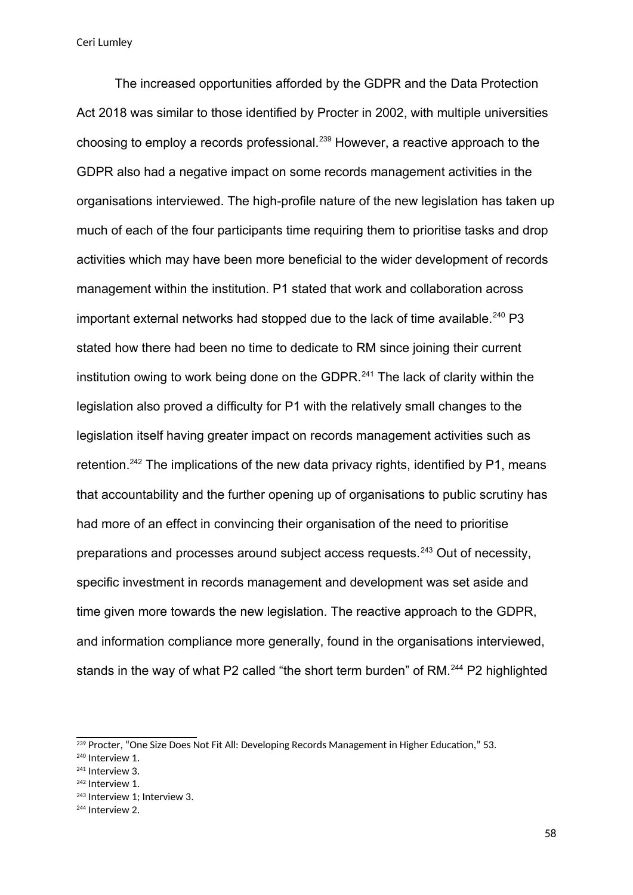The increased opportunities afforded by the GDPR and the Data Protection Act 2018 was similar to those identified by Procter in 2002, with multiple universities choosing to employ a records professional.[239] However, a reactive approach to the GDPR also had a negative impact on some records management activities in the organisations interviewed. The high-profile nature of the new legislation has taken up much of each of the four participants time requiring them to prioritise tasks and drop activities which may have been more beneficial to the wider development of records management within the institution. P1 stated that work and collaboration across important external networks had stopped due to the lack of time available.[240] P3 stated how there had been no time to dedicate to RM since joining their current institution owing to work being done on the GDPR.[241] The lack of clarity within the legislation also proved a difficulty for P1 with the relatively small changes to the legislation itself having greater impact on records management activities such as retention.[242] The implications of the new data privacy rights, identified by P1, means that accountability and the further opening up of organisations to public scrutiny has had more of an effect in convincing their organisation of the need to prioritise preparations and processes around subject access requests.[243] Out of necessity, specific investment in records management and development was set aside and time given more towards the new legislation. The reactive approach to the GDPR, and information compliance more generally, found in the organisations interviewed, stands in the way of what P2 called "the short term burden" of RM.[244] P2 highlighted

---

[239] Procter, "One Size Does Not Fit All: Developing Records Management in Higher Education," 53.
[240] Interview 1.
[241] Interview 3.
[242] Interview 1.
[243] Interview 1; Interview 3.
[244] Interview 2.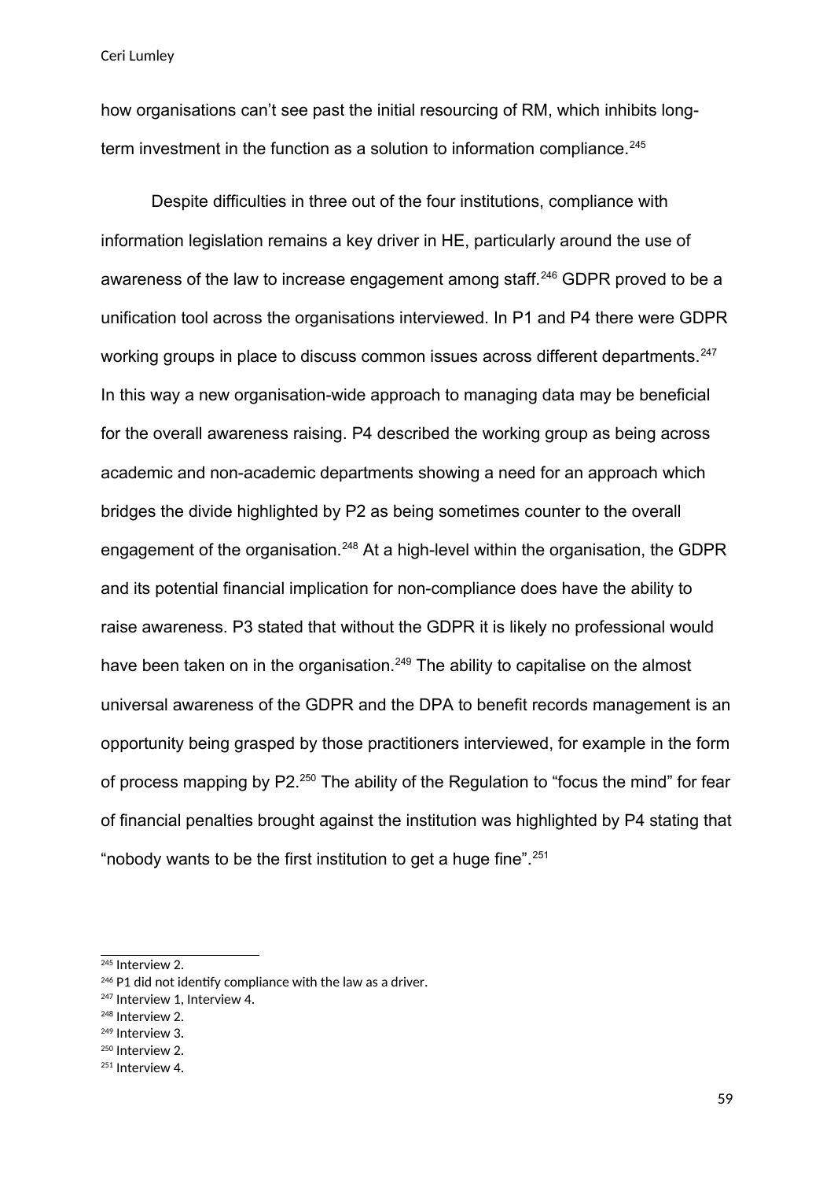how organisations can't see past the initial resourcing of RM, which inhibits long-term investment in the function as a solution to information compliance.[245]

Despite difficulties in three out of the four institutions, compliance with information legislation remains a key driver in HE, particularly around the use of awareness of the law to increase engagement among staff.[246] GDPR proved to be a unification tool across the organisations interviewed. In P1 and P4 there were GDPR working groups in place to discuss common issues across different departments.[247] In this way a new organisation-wide approach to managing data may be beneficial for the overall awareness raising. P4 described the working group as being across academic and non-academic departments showing a need for an approach which bridges the divide highlighted by P2 as being sometimes counter to the overall engagement of the organisation.[248] At a high-level within the organisation, the GDPR and its potential financial implication for non-compliance does have the ability to raise awareness. P3 stated that without the GDPR it is likely no professional would have been taken on in the organisation.[249] The ability to capitalise on the almost universal awareness of the GDPR and the DPA to benefit records management is an opportunity being grasped by those practitioners interviewed, for example in the form of process mapping by P2.[250] The ability of the Regulation to "focus the mind" for fear of financial penalties brought against the institution was highlighted by P4 stating that "nobody wants to be the first institution to get a huge fine".[251]

---

[245] Interview 2.
[246] P1 did not identify compliance with the law as a driver.
[247] Interview 1, Interview 4.
[248] Interview 2.
[249] Interview 3.
[250] Interview 2.
[251] Interview 4.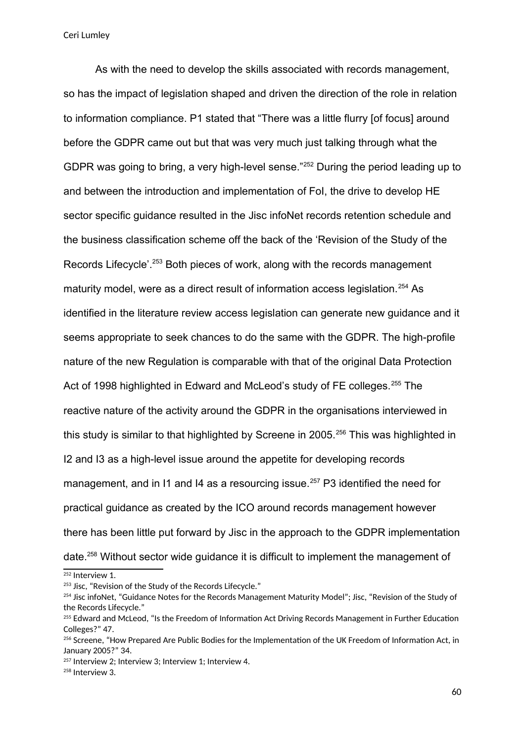As with the need to develop the skills associated with records management, so has the impact of legislation shaped and driven the direction of the role in relation to information compliance. P1 stated that "There was a little flurry [of focus] around before the GDPR came out but that was very much just talking through what the GDPR was going to bring, a very high-level sense."[252] During the period leading up to and between the introduction and implementation of FoI, the drive to develop HE sector specific guidance resulted in the Jisc infoNet records retention schedule and the business classification scheme off the back of the 'Revision of the Study of the Records Lifecycle'.[253] Both pieces of work, along with the records management maturity model, were as a direct result of information access legislation.[254] As identified in the literature review access legislation can generate new guidance and it seems appropriate to seek chances to do the same with the GDPR. The high-profile nature of the new Regulation is comparable with that of the original Data Protection Act of 1998 highlighted in Edward and McLeod's study of FE colleges.[255] The reactive nature of the activity around the GDPR in the organisations interviewed in this study is similar to that highlighted by Screene in 2005.[256] This was highlighted in I2 and I3 as a high-level issue around the appetite for developing records management, and in I1 and I4 as a resourcing issue.[257] P3 identified the need for practical guidance as created by the ICO around records management however there has been little put forward by Jisc in the approach to the GDPR implementation date.[258] Without sector wide guidance it is difficult to implement the management of

[252] Interview 1.

[253] Jisc, "Revision of the Study of the Records Lifecycle."

[254] Jisc infoNet, "Guidance Notes for the Records Management Maturity Model"; Jisc, "Revision of the Study of the Records Lifecycle."

[255] Edward and McLeod, "Is the Freedom of Information Act Driving Records Management in Further Education Colleges?" 47.

[256] Screene, "How Prepared Are Public Bodies for the Implementation of the UK Freedom of Information Act, in January 2005?" 34.

[257] Interview 2; Interview 3; Interview 1; Interview 4.

[258] Interview 3.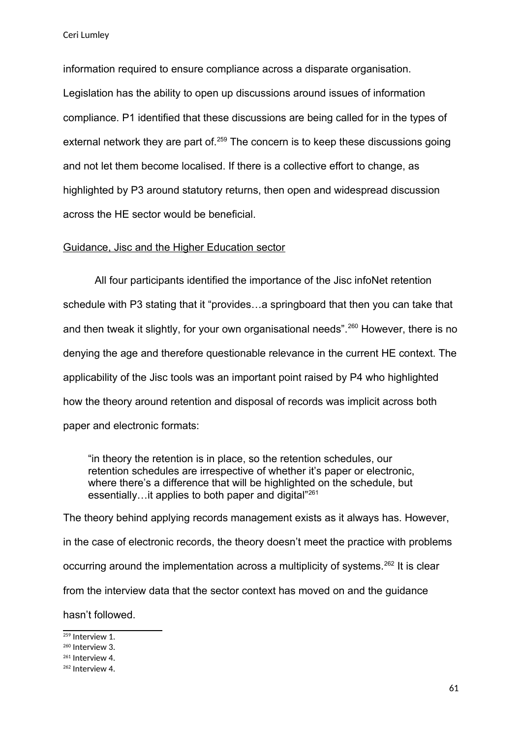information required to ensure compliance across a disparate organisation. Legislation has the ability to open up discussions around issues of information compliance. P1 identified that these discussions are being called for in the types of external network they are part of.[259] The concern is to keep these discussions going and not let them become localised. If there is a collective effort to change, as highlighted by P3 around statutory returns, then open and widespread discussion across the HE sector would be beneficial.

<u>Guidance, Jisc and the Higher Education sector</u>

All four participants identified the importance of the Jisc infoNet retention schedule with P3 stating that it "provides…a springboard that then you can take that and then tweak it slightly, for your own organisational needs".[260] However, there is no denying the age and therefore questionable relevance in the current HE context. The applicability of the Jisc tools was an important point raised by P4 who highlighted how the theory around retention and disposal of records was implicit across both paper and electronic formats:

> "in theory the retention is in place, so the retention schedules, our retention schedules are irrespective of whether it's paper or electronic, where there's a difference that will be highlighted on the schedule, but essentially…it applies to both paper and digital"[261]

The theory behind applying records management exists as it always has. However, in the case of electronic records, the theory doesn't meet the practice with problems occurring around the implementation across a multiplicity of systems.[262] It is clear from the interview data that the sector context has moved on and the guidance hasn't followed.

---

[259] Interview 1.
[260] Interview 3.
[261] Interview 4.
[262] Interview 4.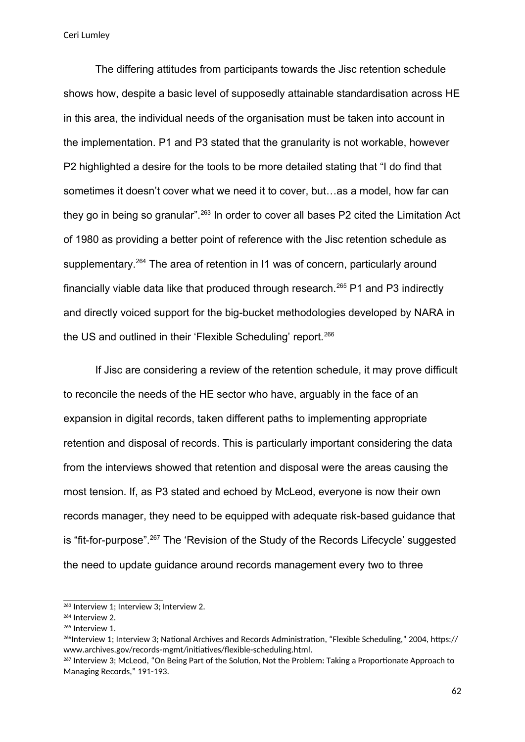The differing attitudes from participants towards the Jisc retention schedule shows how, despite a basic level of supposedly attainable standardisation across HE in this area, the individual needs of the organisation must be taken into account in the implementation. P1 and P3 stated that the granularity is not workable, however P2 highlighted a desire for the tools to be more detailed stating that "I do find that sometimes it doesn't cover what we need it to cover, but…as a model, how far can they go in being so granular".[263] In order to cover all bases P2 cited the Limitation Act of 1980 as providing a better point of reference with the Jisc retention schedule as supplementary.[264] The area of retention in I1 was of concern, particularly around financially viable data like that produced through research.[265] P1 and P3 indirectly and directly voiced support for the big-bucket methodologies developed by NARA in the US and outlined in their 'Flexible Scheduling' report.[266]

If Jisc are considering a review of the retention schedule, it may prove difficult to reconcile the needs of the HE sector who have, arguably in the face of an expansion in digital records, taken different paths to implementing appropriate retention and disposal of records. This is particularly important considering the data from the interviews showed that retention and disposal were the areas causing the most tension. If, as P3 stated and echoed by McLeod, everyone is now their own records manager, they need to be equipped with adequate risk-based guidance that is "fit-for-purpose".[267] The 'Revision of the Study of the Records Lifecycle' suggested the need to update guidance around records management every two to three

---

[263] Interview 1; Interview 3; Interview 2.

[264] Interview 2.

[265] Interview 1.

[266] Interview 1; Interview 3; National Archives and Records Administration, "Flexible Scheduling," 2004, https://www.archives.gov/records-mgmt/initiatives/flexible-scheduling.html.

[267] Interview 3; McLeod, "On Being Part of the Solution, Not the Problem: Taking a Proportionate Approach to Managing Records," 191-193.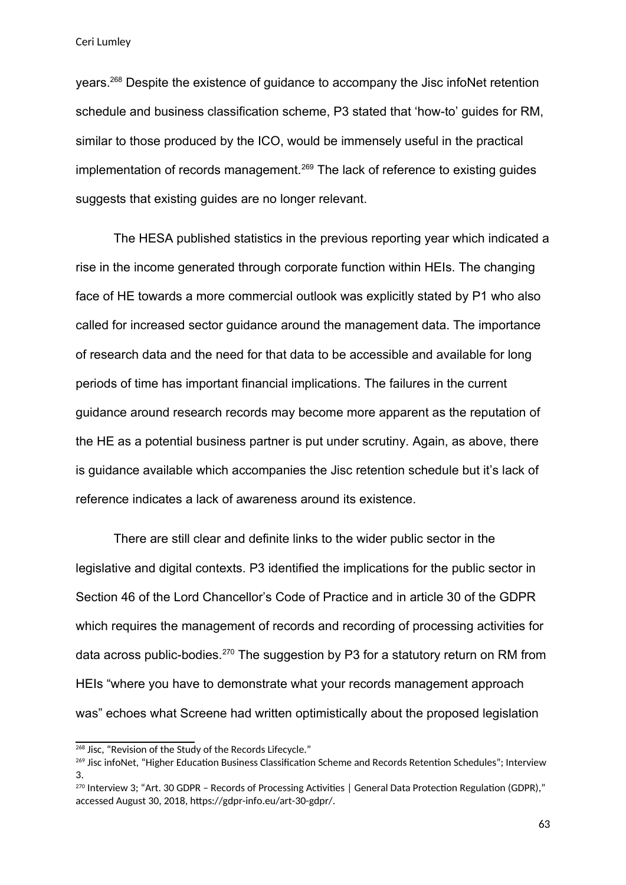years.[268] Despite the existence of guidance to accompany the Jisc infoNet retention schedule and business classification scheme, P3 stated that 'how-to' guides for RM, similar to those produced by the ICO, would be immensely useful in the practical implementation of records management.[269] The lack of reference to existing guides suggests that existing guides are no longer relevant.

The HESA published statistics in the previous reporting year which indicated a rise in the income generated through corporate function within HEIs. The changing face of HE towards a more commercial outlook was explicitly stated by P1 who also called for increased sector guidance around the management data. The importance of research data and the need for that data to be accessible and available for long periods of time has important financial implications. The failures in the current guidance around research records may become more apparent as the reputation of the HE as a potential business partner is put under scrutiny. Again, as above, there is guidance available which accompanies the Jisc retention schedule but it's lack of reference indicates a lack of awareness around its existence.

There are still clear and definite links to the wider public sector in the legislative and digital contexts. P3 identified the implications for the public sector in Section 46 of the Lord Chancellor's Code of Practice and in article 30 of the GDPR which requires the management of records and recording of processing activities for data across public-bodies.[270] The suggestion by P3 for a statutory return on RM from HEIs "where you have to demonstrate what your records management approach was" echoes what Screene had written optimistically about the proposed legislation

---

[268] Jisc, "Revision of the Study of the Records Lifecycle."

[269] Jisc infoNet, "Higher Education Business Classification Scheme and Records Retention Schedules"; Interview 3.

[270] Interview 3; "Art. 30 GDPR – Records of Processing Activities | General Data Protection Regulation (GDPR)," accessed August 30, 2018, https://gdpr-info.eu/art-30-gdpr/.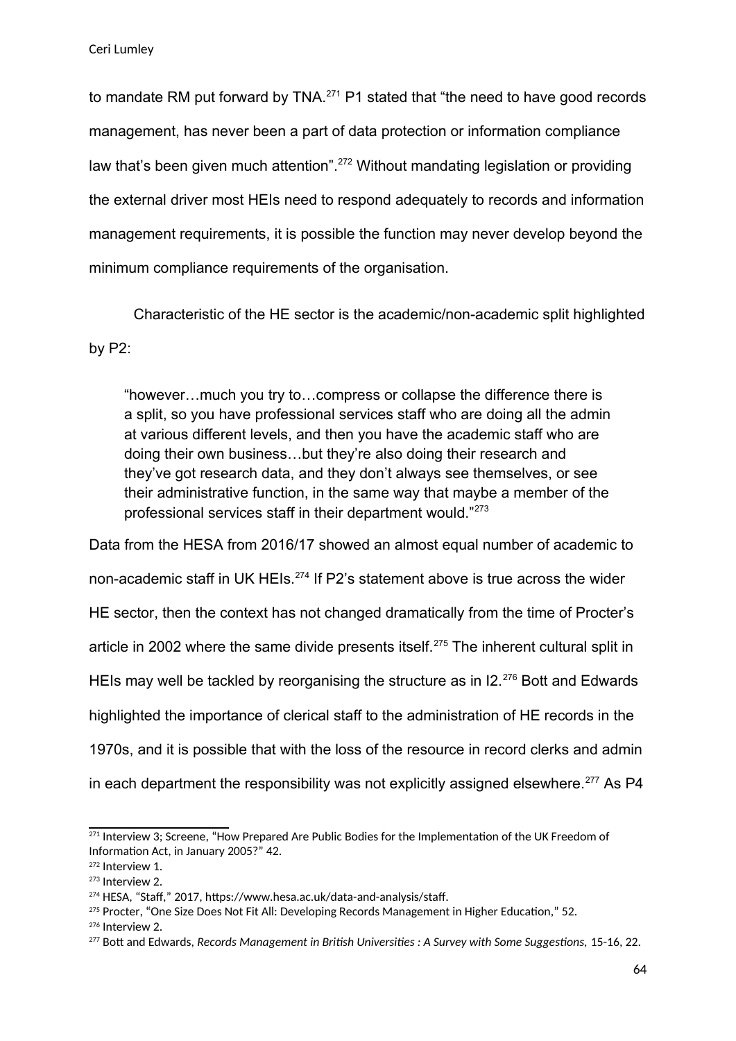to mandate RM put forward by TNA.[271] P1 stated that "the need to have good records management, has never been a part of data protection or information compliance law that's been given much attention".[272] Without mandating legislation or providing the external driver most HEIs need to respond adequately to records and information management requirements, it is possible the function may never develop beyond the minimum compliance requirements of the organisation.

Characteristic of the HE sector is the academic/non-academic split highlighted by P2:

> "however…much you try to…compress or collapse the difference there is a split, so you have professional services staff who are doing all the admin at various different levels, and then you have the academic staff who are doing their own business…but they're also doing their research and they've got research data, and they don't always see themselves, or see their administrative function, in the same way that maybe a member of the professional services staff in their department would."[273]

Data from the HESA from 2016/17 showed an almost equal number of academic to non-academic staff in UK HEIs.[274] If P2's statement above is true across the wider HE sector, then the context has not changed dramatically from the time of Procter's article in 2002 where the same divide presents itself.[275] The inherent cultural split in HEIs may well be tackled by reorganising the structure as in I2.[276] Bott and Edwards highlighted the importance of clerical staff to the administration of HE records in the 1970s, and it is possible that with the loss of the resource in record clerks and admin in each department the responsibility was not explicitly assigned elsewhere.[277] As P4

---

[271] Interview 3; Screene, "How Prepared Are Public Bodies for the Implementation of the UK Freedom of Information Act, in January 2005?" 42.

[272] Interview 1.

[273] Interview 2.

[274] HESA, "Staff," 2017, https://www.hesa.ac.uk/data-and-analysis/staff.

[275] Procter, "One Size Does Not Fit All: Developing Records Management in Higher Education," 52.

[276] Interview 2.

[277] Bott and Edwards, *Records Management in British Universities : A Survey with Some Suggestions*, 15-16, 22.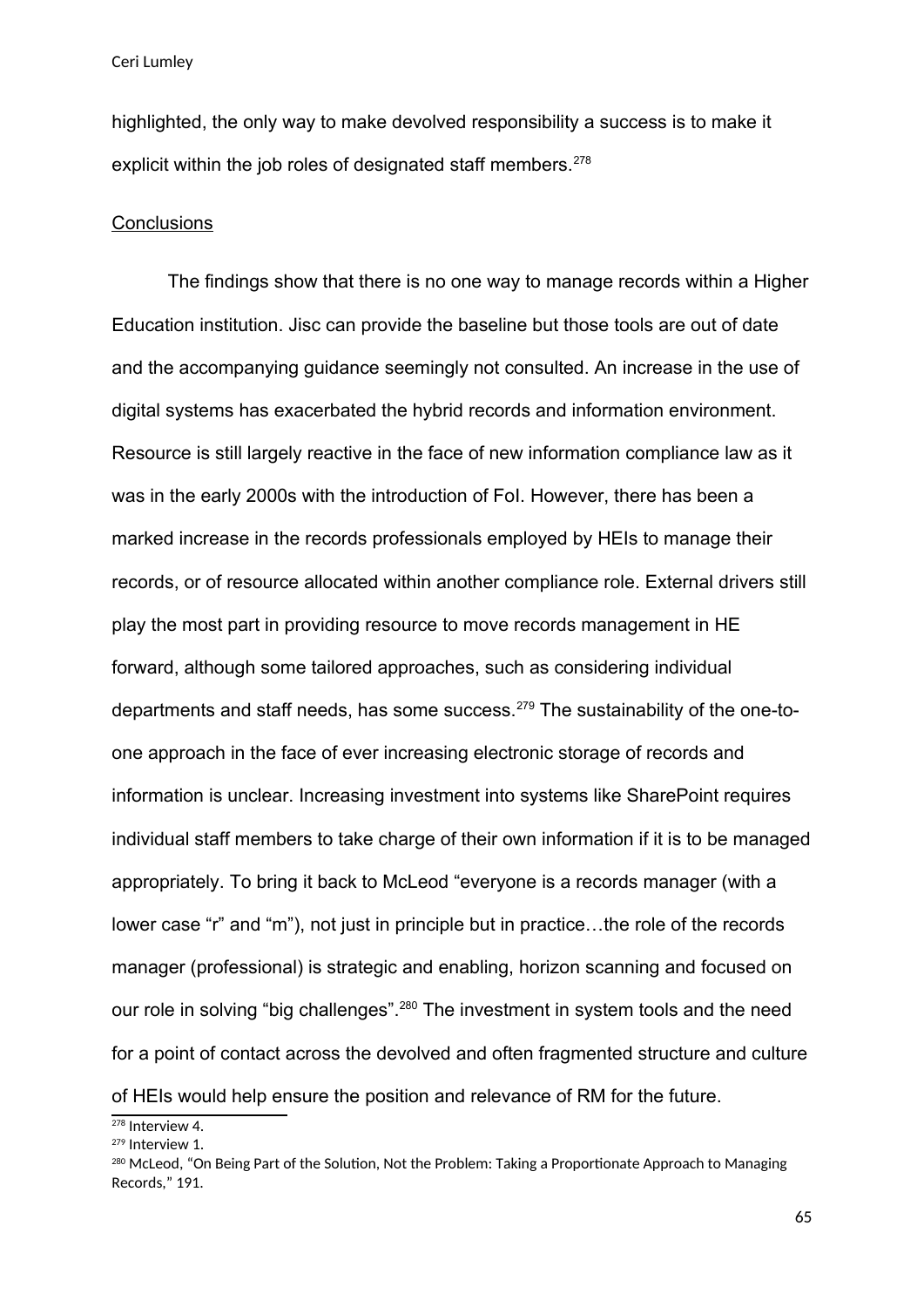highlighted, the only way to make devolved responsibility a success is to make it explicit within the job roles of designated staff members.[278]

## Conclusions

The findings show that there is no one way to manage records within a Higher Education institution. Jisc can provide the baseline but those tools are out of date and the accompanying guidance seemingly not consulted. An increase in the use of digital systems has exacerbated the hybrid records and information environment. Resource is still largely reactive in the face of new information compliance law as it was in the early 2000s with the introduction of FoI. However, there has been a marked increase in the records professionals employed by HEIs to manage their records, or of resource allocated within another compliance role. External drivers still play the most part in providing resource to move records management in HE forward, although some tailored approaches, such as considering individual departments and staff needs, has some success.[279] The sustainability of the one-to-one approach in the face of ever increasing electronic storage of records and information is unclear. Increasing investment into systems like SharePoint requires individual staff members to take charge of their own information if it is to be managed appropriately. To bring it back to McLeod "everyone is a records manager (with a lower case "r" and "m"), not just in principle but in practice…the role of the records manager (professional) is strategic and enabling, horizon scanning and focused on our role in solving "big challenges".[280] The investment in system tools and the need for a point of contact across the devolved and often fragmented structure and culture of HEIs would help ensure the position and relevance of RM for the future.

---

[278] Interview 4.

[279] Interview 1.

[280] McLeod, "On Being Part of the Solution, Not the Problem: Taking a Proportionate Approach to Managing Records," 191.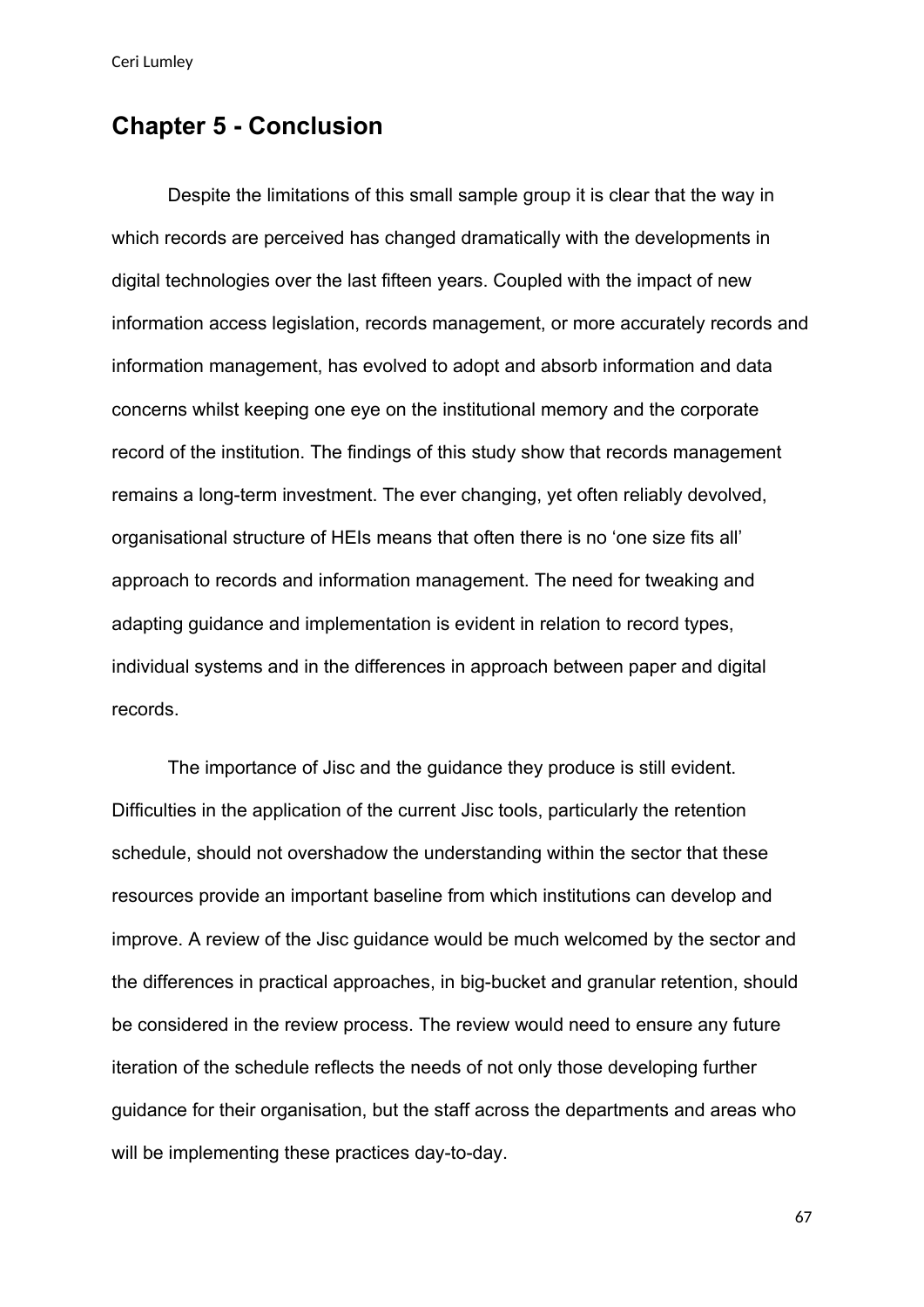## Chapter 5 - Conclusion

Despite the limitations of this small sample group it is clear that the way in which records are perceived has changed dramatically with the developments in digital technologies over the last fifteen years. Coupled with the impact of new information access legislation, records management, or more accurately records and information management, has evolved to adopt and absorb information and data concerns whilst keeping one eye on the institutional memory and the corporate record of the institution. The findings of this study show that records management remains a long-term investment. The ever changing, yet often reliably devolved, organisational structure of HEIs means that often there is no 'one size fits all' approach to records and information management. The need for tweaking and adapting guidance and implementation is evident in relation to record types, individual systems and in the differences in approach between paper and digital records.

The importance of Jisc and the guidance they produce is still evident. Difficulties in the application of the current Jisc tools, particularly the retention schedule, should not overshadow the understanding within the sector that these resources provide an important baseline from which institutions can develop and improve. A review of the Jisc guidance would be much welcomed by the sector and the differences in practical approaches, in big-bucket and granular retention, should be considered in the review process. The review would need to ensure any future iteration of the schedule reflects the needs of not only those developing further guidance for their organisation, but the staff across the departments and areas who will be implementing these practices day-to-day.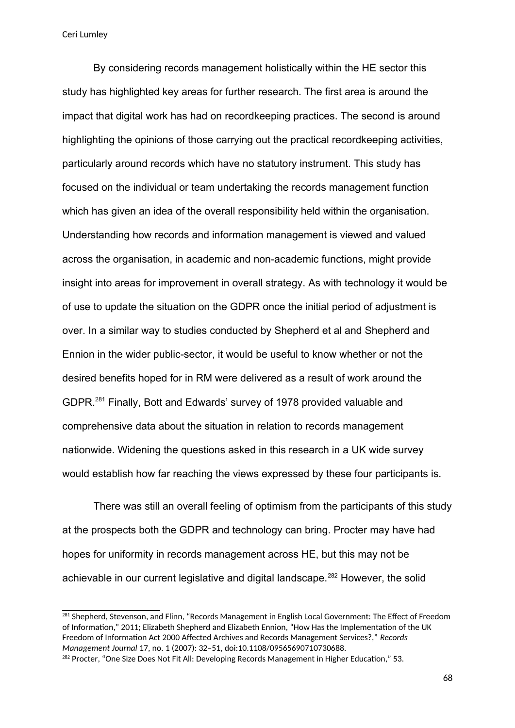By considering records management holistically within the HE sector this study has highlighted key areas for further research. The first area is around the impact that digital work has had on recordkeeping practices. The second is around highlighting the opinions of those carrying out the practical recordkeeping activities, particularly around records which have no statutory instrument. This study has focused on the individual or team undertaking the records management function which has given an idea of the overall responsibility held within the organisation. Understanding how records and information management is viewed and valued across the organisation, in academic and non-academic functions, might provide insight into areas for improvement in overall strategy. As with technology it would be of use to update the situation on the GDPR once the initial period of adjustment is over. In a similar way to studies conducted by Shepherd et al and Shepherd and Ennion in the wider public-sector, it would be useful to know whether or not the desired benefits hoped for in RM were delivered as a result of work around the GDPR.[281] Finally, Bott and Edwards' survey of 1978 provided valuable and comprehensive data about the situation in relation to records management nationwide. Widening the questions asked in this research in a UK wide survey would establish how far reaching the views expressed by these four participants is.

There was still an overall feeling of optimism from the participants of this study at the prospects both the GDPR and technology can bring. Procter may have had hopes for uniformity in records management across HE, but this may not be achievable in our current legislative and digital landscape.[282] However, the solid

---

[281] Shepherd, Stevenson, and Flinn, "Records Management in English Local Government: The Effect of Freedom of Information," 2011; Elizabeth Shepherd and Elizabeth Ennion, "How Has the Implementation of the UK Freedom of Information Act 2000 Affected Archives and Records Management Services?," *Records Management Journal* 17, no. 1 (2007): 32–51, doi:10.1108/09565690710730688.

[282] Procter, "One Size Does Not Fit All: Developing Records Management in Higher Education," 53.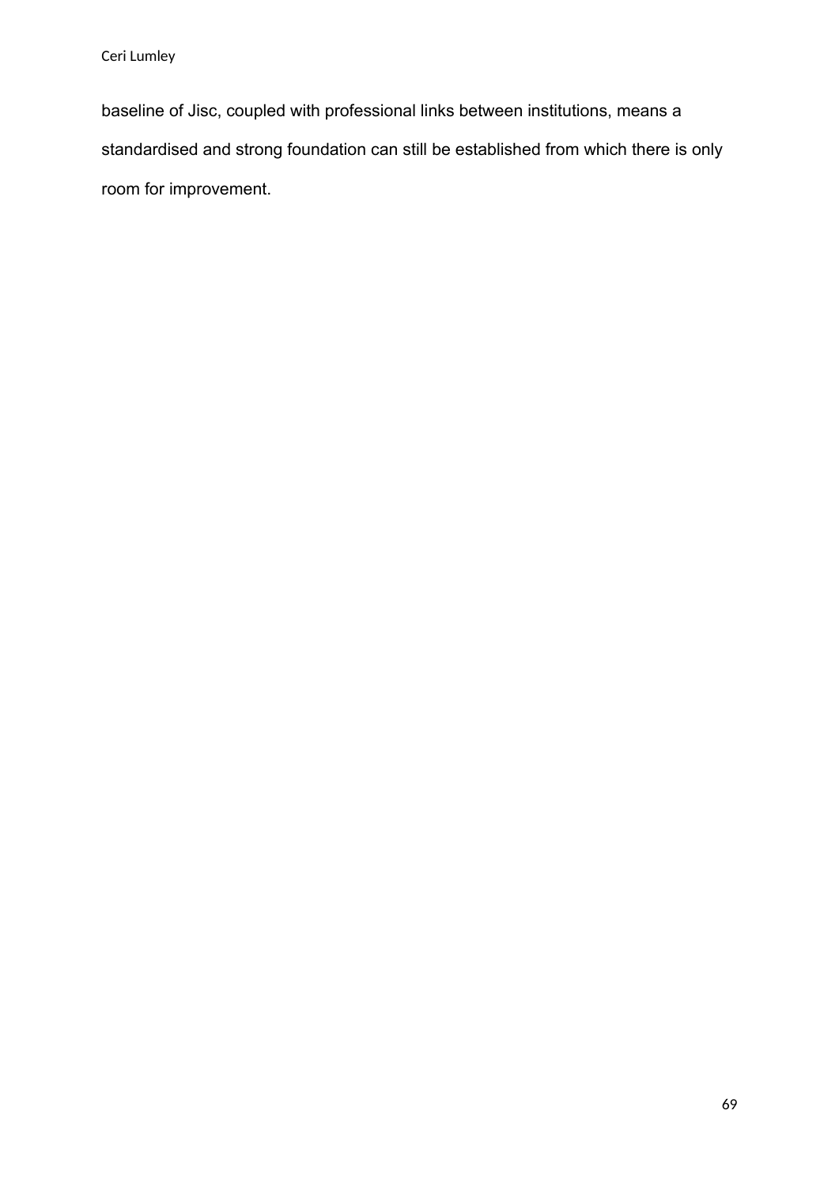baseline of Jisc, coupled with professional links between institutions, means a standardised and strong foundation can still be established from which there is only room for improvement.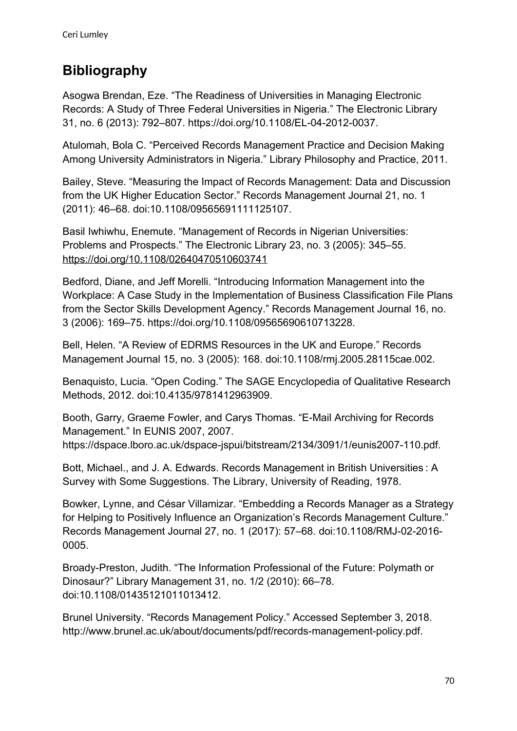## Bibliography

Asogwa Brendan, Eze. “The Readiness of Universities in Managing Electronic Records: A Study of Three Federal Universities in Nigeria.” The Electronic Library 31, no. 6 (2013): 792–807. https://doi.org/10.1108/EL-04-2012-0037.

Atulomah, Bola C. “Perceived Records Management Practice and Decision Making Among University Administrators in Nigeria.” Library Philosophy and Practice, 2011.

Bailey, Steve. “Measuring the Impact of Records Management: Data and Discussion from the UK Higher Education Sector.” Records Management Journal 21, no. 1 (2011): 46–68. doi:10.1108/09565691111125107.

Basil Iwhiwhu, Enemute. “Management of Records in Nigerian Universities: Problems and Prospects.” The Electronic Library 23, no. 3 (2005): 345–55. https://doi.org/10.1108/02640470510603741

Bedford, Diane, and Jeff Morelli. “Introducing Information Management into the Workplace: A Case Study in the Implementation of Business Classification File Plans from the Sector Skills Development Agency.” Records Management Journal 16, no. 3 (2006): 169–75. https://doi.org/10.1108/09565690610713228.

Bell, Helen. “A Review of EDRMS Resources in the UK and Europe.” Records Management Journal 15, no. 3 (2005): 168. doi:10.1108/rmj.2005.28115cae.002.

Benaquisto, Lucia. “Open Coding.” The SAGE Encyclopedia of Qualitative Research Methods, 2012. doi:10.4135/9781412963909.

Booth, Garry, Graeme Fowler, and Carys Thomas. “E-Mail Archiving for Records Management.” In EUNIS 2007, 2007. https://dspace.lboro.ac.uk/dspace-jspui/bitstream/2134/3091/1/eunis2007-110.pdf.

Bott, Michael., and J. A. Edwards. Records Management in British Universities : A Survey with Some Suggestions. The Library, University of Reading, 1978.

Bowker, Lynne, and César Villamizar. “Embedding a Records Manager as a Strategy for Helping to Positively Influence an Organization’s Records Management Culture.” Records Management Journal 27, no. 1 (2017): 57–68. doi:10.1108/RMJ-02-2016-0005.

Broady-Preston, Judith. “The Information Professional of the Future: Polymath or Dinosaur?” Library Management 31, no. 1/2 (2010): 66–78. doi:10.1108/01435121011013412.

Brunel University. “Records Management Policy.” Accessed September 3, 2018. http://www.brunel.ac.uk/about/documents/pdf/records-management-policy.pdf.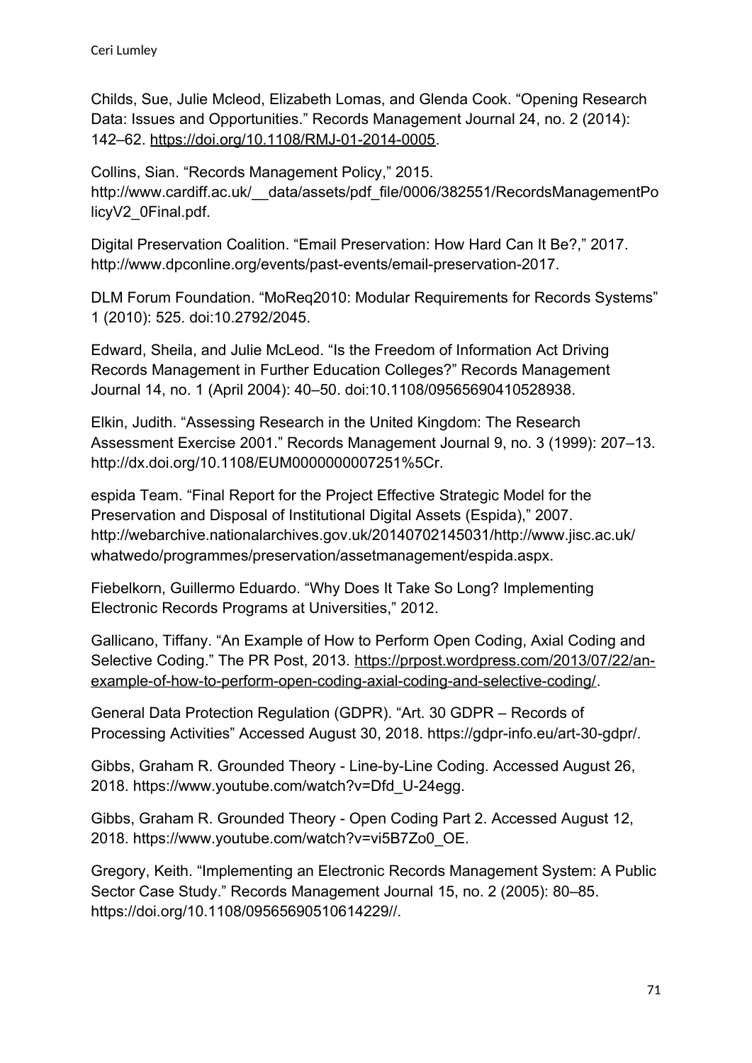Childs, Sue, Julie Mcleod, Elizabeth Lomas, and Glenda Cook. “Opening Research Data: Issues and Opportunities.” Records Management Journal 24, no. 2 (2014): 142–62. https://doi.org/10.1108/RMJ-01-2014-0005.

Collins, Sian. “Records Management Policy,” 2015. http://www.cardiff.ac.uk/__data/assets/pdf_file/0006/382551/RecordsManagementPolicyV2_0Final.pdf.

Digital Preservation Coalition. “Email Preservation: How Hard Can It Be?,” 2017. http://www.dpconline.org/events/past-events/email-preservation-2017.

DLM Forum Foundation. “MoReq2010: Modular Requirements for Records Systems” 1 (2010): 525. doi:10.2792/2045.

Edward, Sheila, and Julie McLeod. “Is the Freedom of Information Act Driving Records Management in Further Education Colleges?” Records Management Journal 14, no. 1 (April 2004): 40–50. doi:10.1108/09565690410528938.

Elkin, Judith. “Assessing Research in the United Kingdom: The Research Assessment Exercise 2001.” Records Management Journal 9, no. 3 (1999): 207–13. http://dx.doi.org/10.1108/EUM0000000007251%5Cr.

espida Team. “Final Report for the Project Effective Strategic Model for the Preservation and Disposal of Institutional Digital Assets (Espida),” 2007. http://webarchive.nationalarchives.gov.uk/20140702145031/http://www.jisc.ac.uk/whatwedo/programmes/preservation/assetmanagement/espida.aspx.

Fiebelkorn, Guillermo Eduardo. “Why Does It Take So Long? Implementing Electronic Records Programs at Universities,” 2012.

Gallicano, Tiffany. “An Example of How to Perform Open Coding, Axial Coding and Selective Coding.” The PR Post, 2013. https://prpost.wordpress.com/2013/07/22/an-example-of-how-to-perform-open-coding-axial-coding-and-selective-coding/.

General Data Protection Regulation (GDPR). “Art. 30 GDPR – Records of Processing Activities” Accessed August 30, 2018. https://gdpr-info.eu/art-30-gdpr/.

Gibbs, Graham R. Grounded Theory - Line-by-Line Coding. Accessed August 26, 2018. https://www.youtube.com/watch?v=Dfd_U-24egg.

Gibbs, Graham R. Grounded Theory - Open Coding Part 2. Accessed August 12, 2018. https://www.youtube.com/watch?v=vi5B7Zo0_OE.

Gregory, Keith. “Implementing an Electronic Records Management System: A Public Sector Case Study.” Records Management Journal 15, no. 2 (2005): 80–85. https://doi.org/10.1108/09565690510614229//.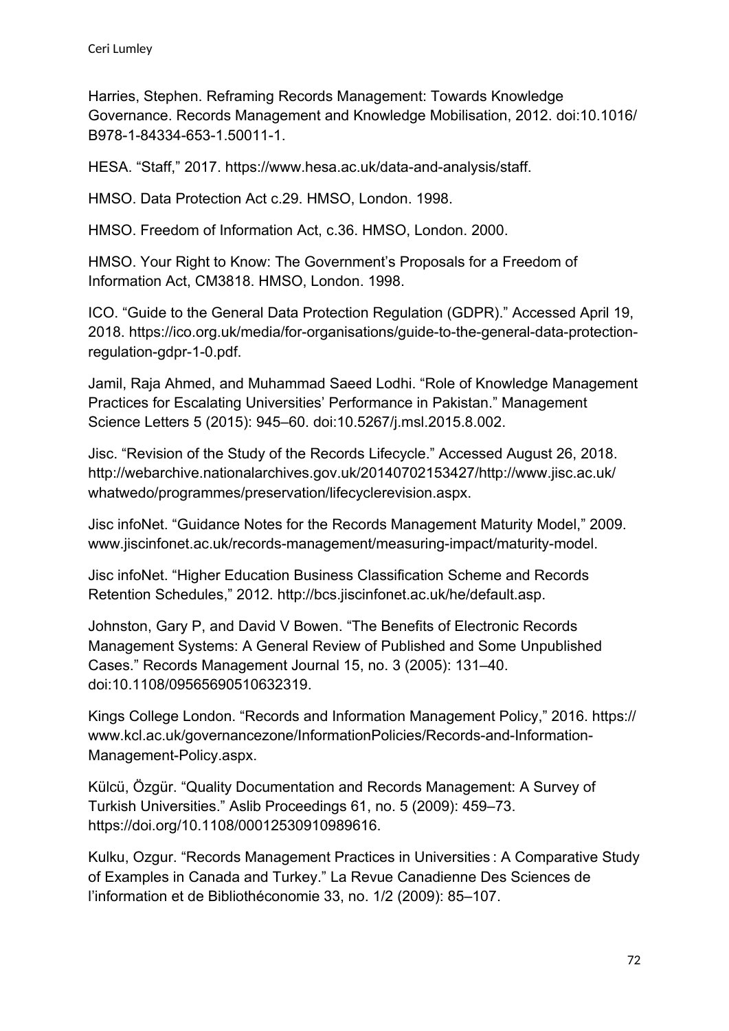Harries, Stephen. Reframing Records Management: Towards Knowledge Governance. Records Management and Knowledge Mobilisation, 2012. doi:10.1016/B978-1-84334-653-1.50011-1.

HESA. “Staff,” 2017. https://www.hesa.ac.uk/data-and-analysis/staff.

HMSO. Data Protection Act c.29. HMSO, London. 1998.

HMSO. Freedom of Information Act, c.36. HMSO, London. 2000.

HMSO. Your Right to Know: The Government’s Proposals for a Freedom of Information Act, CM3818. HMSO, London. 1998.

ICO. “Guide to the General Data Protection Regulation (GDPR).” Accessed April 19, 2018. https://ico.org.uk/media/for-organisations/guide-to-the-general-data-protection-regulation-gdpr-1-0.pdf.

Jamil, Raja Ahmed, and Muhammad Saeed Lodhi. “Role of Knowledge Management Practices for Escalating Universities’ Performance in Pakistan.” Management Science Letters 5 (2015): 945–60. doi:10.5267/j.msl.2015.8.002.

Jisc. “Revision of the Study of the Records Lifecycle.” Accessed August 26, 2018. http://webarchive.nationalarchives.gov.uk/20140702153427/http://www.jisc.ac.uk/whatwedo/programmes/preservation/lifecyclerevision.aspx.

Jisc infoNet. “Guidance Notes for the Records Management Maturity Model,” 2009. www.jiscinfonet.ac.uk/records-management/measuring-impact/maturity-model.

Jisc infoNet. “Higher Education Business Classification Scheme and Records Retention Schedules,” 2012. http://bcs.jiscinfonet.ac.uk/he/default.asp.

Johnston, Gary P, and David V Bowen. “The Benefits of Electronic Records Management Systems: A General Review of Published and Some Unpublished Cases.” Records Management Journal 15, no. 3 (2005): 131–40. doi:10.1108/09565690510632319.

Kings College London. “Records and Information Management Policy,” 2016. https://www.kcl.ac.uk/governancezone/InformationPolicies/Records-and-Information-Management-Policy.aspx.

Külcü, Özgür. “Quality Documentation and Records Management: A Survey of Turkish Universities.” Aslib Proceedings 61, no. 5 (2009): 459–73. https://doi.org/10.1108/00012530910989616.

Kulku, Ozgur. “Records Management Practices in Universities : A Comparative Study of Examples in Canada and Turkey.” La Revue Canadienne Des Sciences de l’information et de Bibliothéconomie 33, no. 1/2 (2009): 85–107.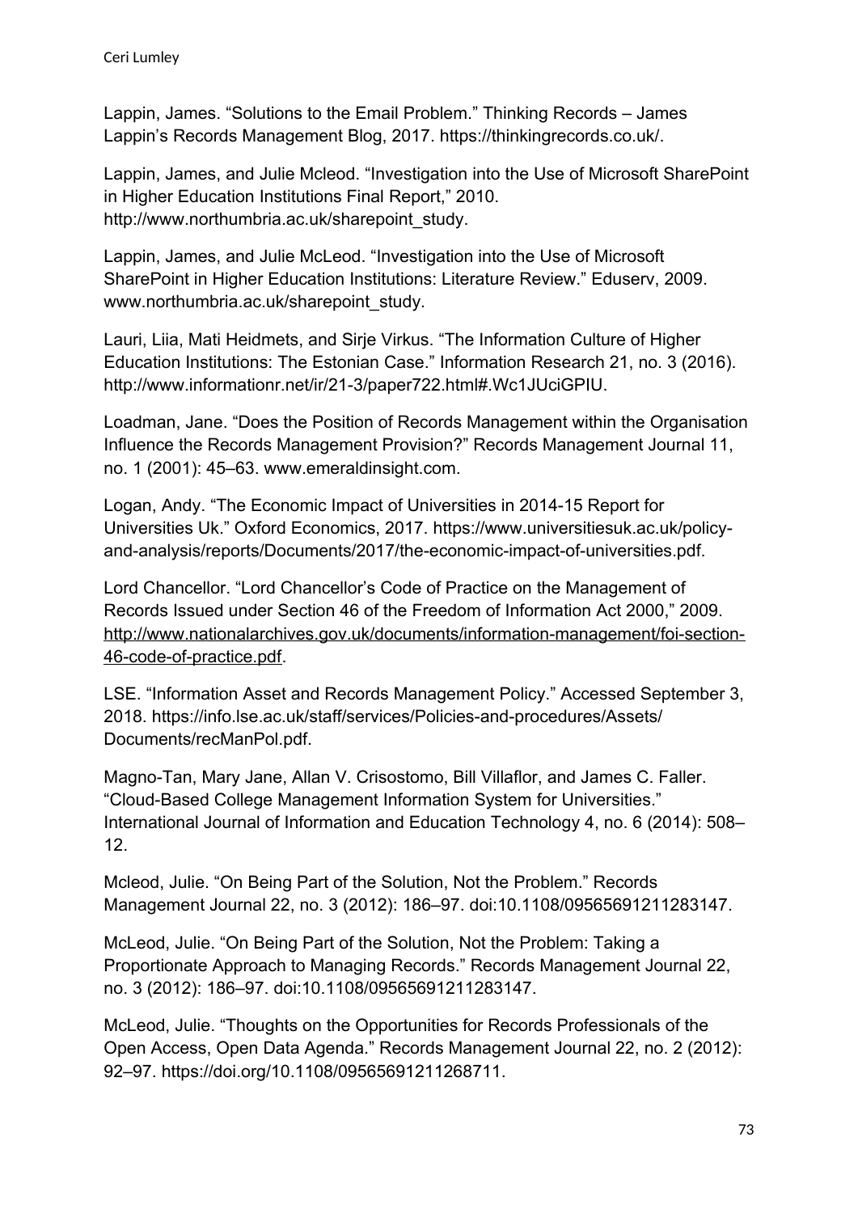Lappin, James. “Solutions to the Email Problem.” Thinking Records – James Lappin’s Records Management Blog, 2017. https://thinkingrecords.co.uk/.

Lappin, James, and Julie Mcleod. “Investigation into the Use of Microsoft SharePoint in Higher Education Institutions Final Report,” 2010. http://www.northumbria.ac.uk/sharepoint_study.

Lappin, James, and Julie McLeod. “Investigation into the Use of Microsoft SharePoint in Higher Education Institutions: Literature Review.” Eduserv, 2009. www.northumbria.ac.uk/sharepoint_study.

Lauri, Liia, Mati Heidmets, and Sirje Virkus. “The Information Culture of Higher Education Institutions: The Estonian Case.” Information Research 21, no. 3 (2016). http://www.informationr.net/ir/21-3/paper722.html#.Wc1JUciGPIU.

Loadman, Jane. “Does the Position of Records Management within the Organisation Influence the Records Management Provision?” Records Management Journal 11, no. 1 (2001): 45–63. www.emeraldinsight.com.

Logan, Andy. “The Economic Impact of Universities in 2014-15 Report for Universities Uk.” Oxford Economics, 2017. https://www.universitiesuk.ac.uk/policy-and-analysis/reports/Documents/2017/the-economic-impact-of-universities.pdf.

Lord Chancellor. “Lord Chancellor’s Code of Practice on the Management of Records Issued under Section 46 of the Freedom of Information Act 2000,” 2009. http://www.nationalarchives.gov.uk/documents/information-management/foi-section-46-code-of-practice.pdf.

LSE. “Information Asset and Records Management Policy.” Accessed September 3, 2018. https://info.lse.ac.uk/staff/services/Policies-and-procedures/Assets/Documents/recManPol.pdf.

Magno-Tan, Mary Jane, Allan V. Crisostomo, Bill Villaflor, and James C. Faller. “Cloud-Based College Management Information System for Universities.” International Journal of Information and Education Technology 4, no. 6 (2014): 508–12.

Mcleod, Julie. “On Being Part of the Solution, Not the Problem.” Records Management Journal 22, no. 3 (2012): 186–97. doi:10.1108/09565691211283147.

McLeod, Julie. “On Being Part of the Solution, Not the Problem: Taking a Proportionate Approach to Managing Records.” Records Management Journal 22, no. 3 (2012): 186–97. doi:10.1108/09565691211283147.

McLeod, Julie. “Thoughts on the Opportunities for Records Professionals of the Open Access, Open Data Agenda.” Records Management Journal 22, no. 2 (2012): 92–97. https://doi.org/10.1108/09565691211268711.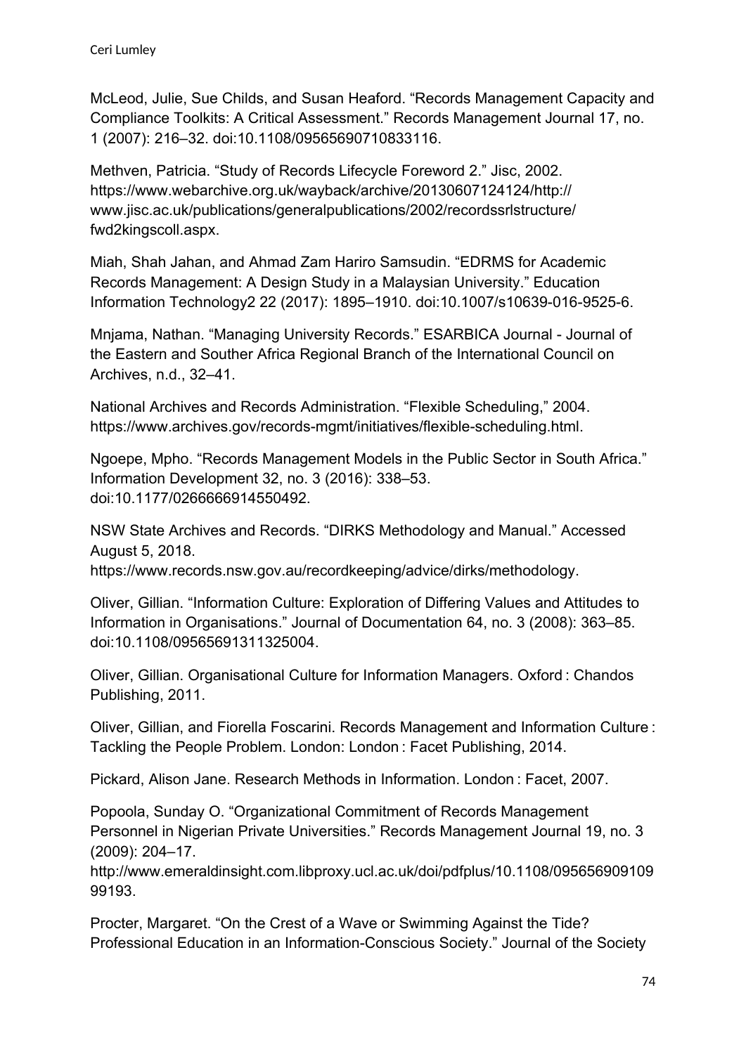McLeod, Julie, Sue Childs, and Susan Heaford. "Records Management Capacity and Compliance Toolkits: A Critical Assessment." Records Management Journal 17, no. 1 (2007): 216–32. doi:10.1108/09565690710833116.

Methven, Patricia. "Study of Records Lifecycle Foreword 2." Jisc, 2002. https://www.webarchive.org.uk/wayback/archive/20130607124124/http://www.jisc.ac.uk/publications/generalpublications/2002/recordssrlstructure/fwd2kingscoll.aspx.

Miah, Shah Jahan, and Ahmad Zam Hariro Samsudin. "EDRMS for Academic Records Management: A Design Study in a Malaysian University." Education Information Technology2 22 (2017): 1895–1910. doi:10.1007/s10639-016-9525-6.

Mnjama, Nathan. "Managing University Records." ESARBICA Journal - Journal of the Eastern and Souther Africa Regional Branch of the International Council on Archives, n.d., 32–41.

National Archives and Records Administration. "Flexible Scheduling," 2004. https://www.archives.gov/records-mgmt/initiatives/flexible-scheduling.html.

Ngoepe, Mpho. "Records Management Models in the Public Sector in South Africa." Information Development 32, no. 3 (2016): 338–53. doi:10.1177/0266666914550492.

NSW State Archives and Records. "DIRKS Methodology and Manual." Accessed August 5, 2018. https://www.records.nsw.gov.au/recordkeeping/advice/dirks/methodology.

Oliver, Gillian. "Information Culture: Exploration of Differing Values and Attitudes to Information in Organisations." Journal of Documentation 64, no. 3 (2008): 363–85. doi:10.1108/09565691311325004.

Oliver, Gillian. Organisational Culture for Information Managers. Oxford : Chandos Publishing, 2011.

Oliver, Gillian, and Fiorella Foscarini. Records Management and Information Culture : Tackling the People Problem. London: London : Facet Publishing, 2014.

Pickard, Alison Jane. Research Methods in Information. London : Facet, 2007.

Popoola, Sunday O. "Organizational Commitment of Records Management Personnel in Nigerian Private Universities." Records Management Journal 19, no. 3 (2009): 204–17. http://www.emeraldinsight.com.libproxy.ucl.ac.uk/doi/pdfplus/10.1108/09565690910999193.

Procter, Margaret. "On the Crest of a Wave or Swimming Against the Tide? Professional Education in an Information-Conscious Society." Journal of the Society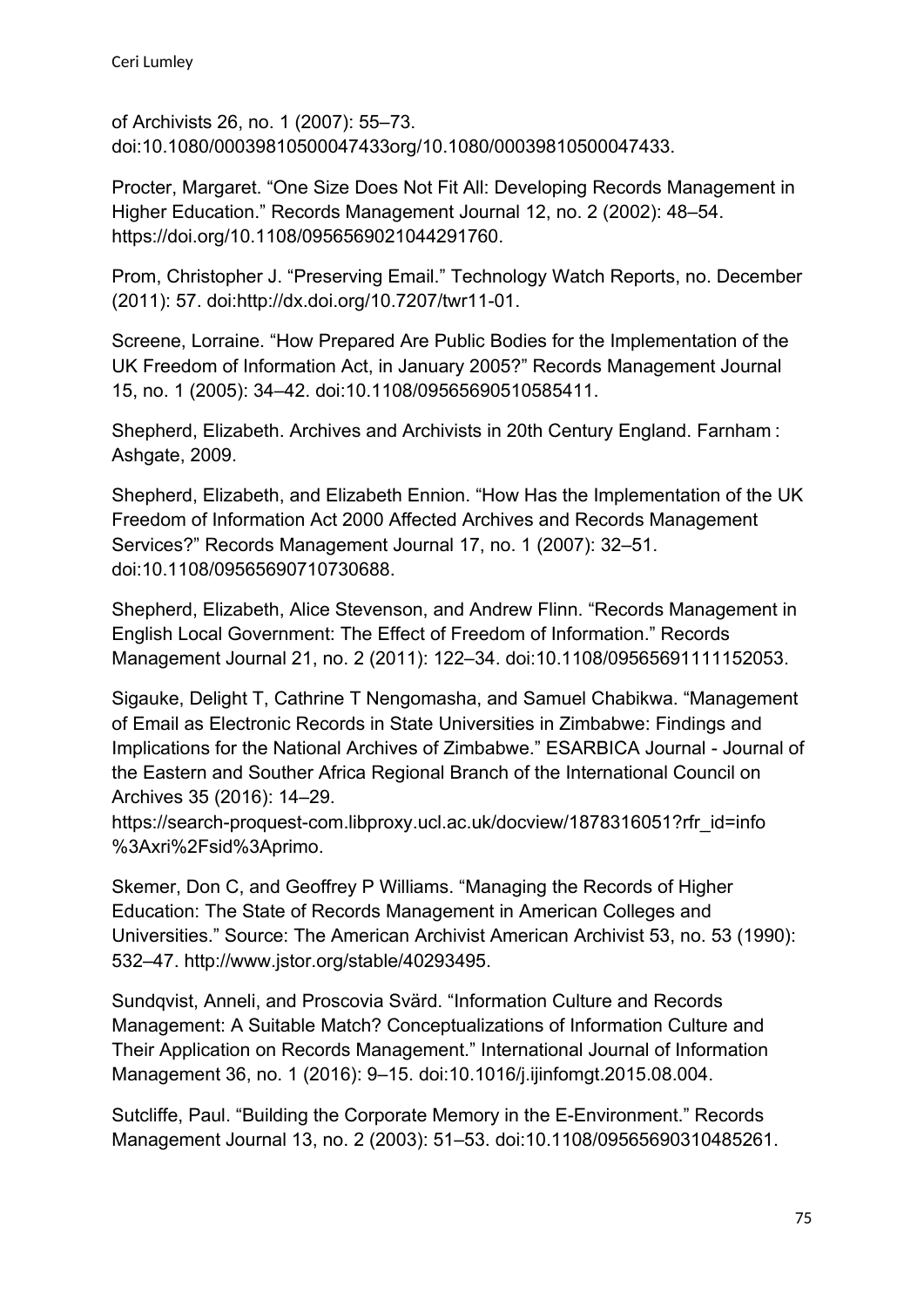of Archivists 26, no. 1 (2007): 55–73. doi:10.1080/00039810500047433org/10.1080/00039810500047433.

Procter, Margaret. “One Size Does Not Fit All: Developing Records Management in Higher Education.” Records Management Journal 12, no. 2 (2002): 48–54. https://doi.org/10.1108/0956569021044291760.

Prom, Christopher J. “Preserving Email.” Technology Watch Reports, no. December (2011): 57. doi:http://dx.doi.org/10.7207/twr11-01.

Screene, Lorraine. “How Prepared Are Public Bodies for the Implementation of the UK Freedom of Information Act, in January 2005?” Records Management Journal 15, no. 1 (2005): 34–42. doi:10.1108/09565690510585411.

Shepherd, Elizabeth. Archives and Archivists in 20th Century England. Farnham : Ashgate, 2009.

Shepherd, Elizabeth, and Elizabeth Ennion. “How Has the Implementation of the UK Freedom of Information Act 2000 Affected Archives and Records Management Services?” Records Management Journal 17, no. 1 (2007): 32–51. doi:10.1108/09565690710730688.

Shepherd, Elizabeth, Alice Stevenson, and Andrew Flinn. “Records Management in English Local Government: The Effect of Freedom of Information.” Records Management Journal 21, no. 2 (2011): 122–34. doi:10.1108/09565691111152053.

Sigauke, Delight T, Cathrine T Nengomasha, and Samuel Chabikwa. “Management of Email as Electronic Records in State Universities in Zimbabwe: Findings and Implications for the National Archives of Zimbabwe.” ESARBICA Journal - Journal of the Eastern and Souther Africa Regional Branch of the International Council on Archives 35 (2016): 14–29. https://search-proquest-com.libproxy.ucl.ac.uk/docview/1878316051?rfr_id=info%3Axri%2Fsid%3Aprimo.

Skemer, Don C, and Geoffrey P Williams. “Managing the Records of Higher Education: The State of Records Management in American Colleges and Universities.” Source: The American Archivist American Archivist 53, no. 53 (1990): 532–47. http://www.jstor.org/stable/40293495.

Sundqvist, Anneli, and Proscovia Svärd. “Information Culture and Records Management: A Suitable Match? Conceptualizations of Information Culture and Their Application on Records Management.” International Journal of Information Management 36, no. 1 (2016): 9–15. doi:10.1016/j.ijinfomgt.2015.08.004.

Sutcliffe, Paul. “Building the Corporate Memory in the E-Environment.” Records Management Journal 13, no. 2 (2003): 51–53. doi:10.1108/09565690310485261.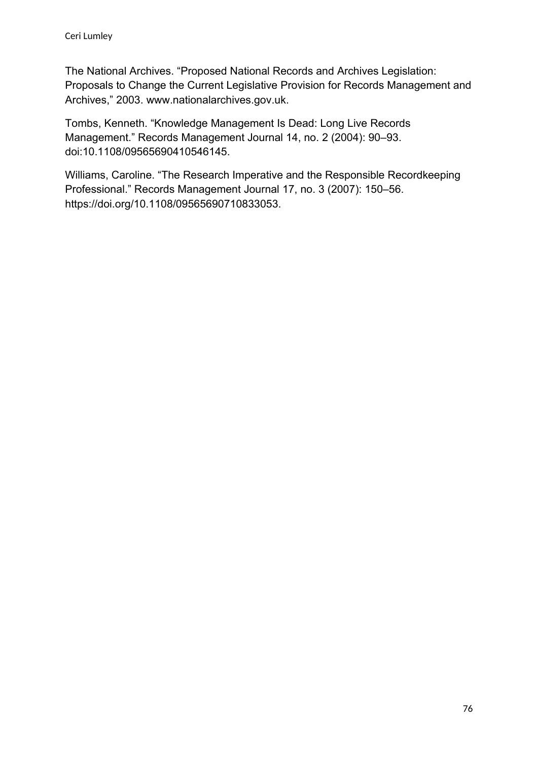The National Archives. "Proposed National Records and Archives Legislation: Proposals to Change the Current Legislative Provision for Records Management and Archives," 2003. www.nationalarchives.gov.uk.

Tombs, Kenneth. "Knowledge Management Is Dead: Long Live Records Management." Records Management Journal 14, no. 2 (2004): 90–93. doi:10.1108/09565690410546145.

Williams, Caroline. "The Research Imperative and the Responsible Recordkeeping Professional." Records Management Journal 17, no. 3 (2007): 150–56. https://doi.org/10.1108/09565690710833053.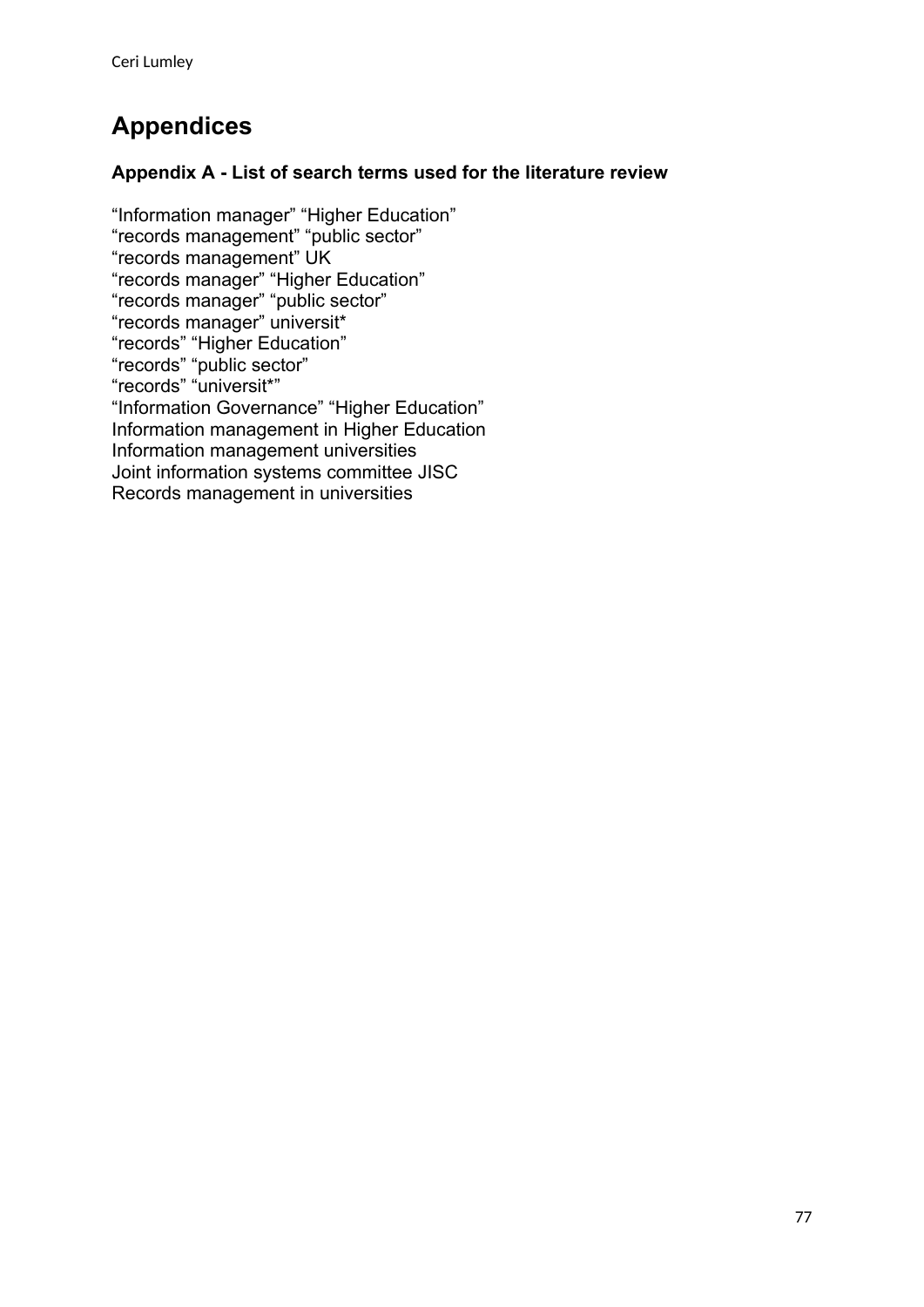# Appendices

### Appendix A - List of search terms used for the literature review

“Information manager” “Higher Education”
“records management” “public sector”
“records management” UK
“records manager” “Higher Education”
“records manager” “public sector”
“records manager” universit*
“records” “Higher Education”
“records” “public sector”
“records” “universit*”
“Information Governance” “Higher Education”
Information management in Higher Education
Information management universities
Joint information systems committee JISC
Records management in universities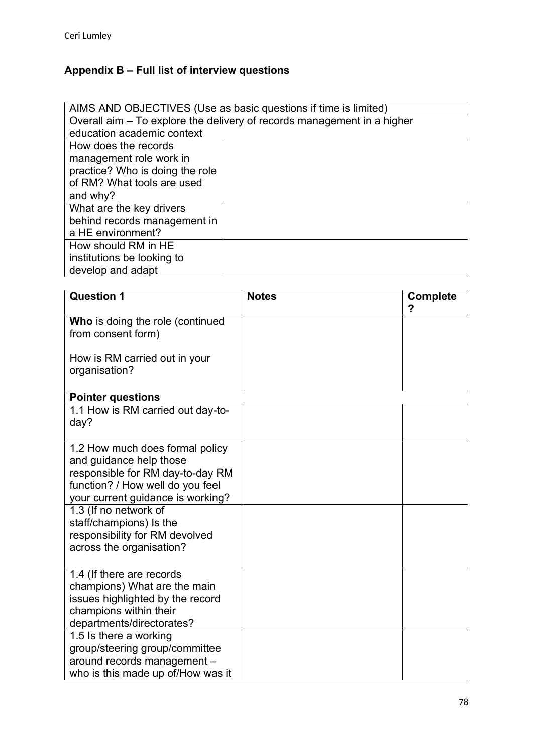## Appendix B – Full list of interview questions

| AIMS AND OBJECTIVES (Use as basic questions if time is limited) | |
|---|---|
| Overall aim – To explore the delivery of records management in a higher education academic context | |
| How does the records management role work in practice? Who is doing the role of RM? What tools are used and why? | |
| What are the key drivers behind records management in a HE environment? | |
| How should RM in HE institutions be looking to develop and adapt | |

| Question 1 | Notes | Complete ? |
|---|---|---|
| **Who** is doing the role (continued from consent form)<br><br>How is RM carried out in your organisation? | | |
| **Pointer questions** | | |
| 1.1 How is RM carried out day-to-day? | | |
| 1.2 How much does formal policy and guidance help those responsible for RM day-to-day RM function? / How well do you feel your current guidance is working? | | |
| 1.3 (If no network of staff/champions) Is the responsibility for RM devolved across the organisation? | | |
| 1.4 (If there are records champions) What are the main issues highlighted by the record champions within their departments/directorates? | | |
| 1.5 Is there a working group/steering group/committee around records management – who is this made up of/How was it | | |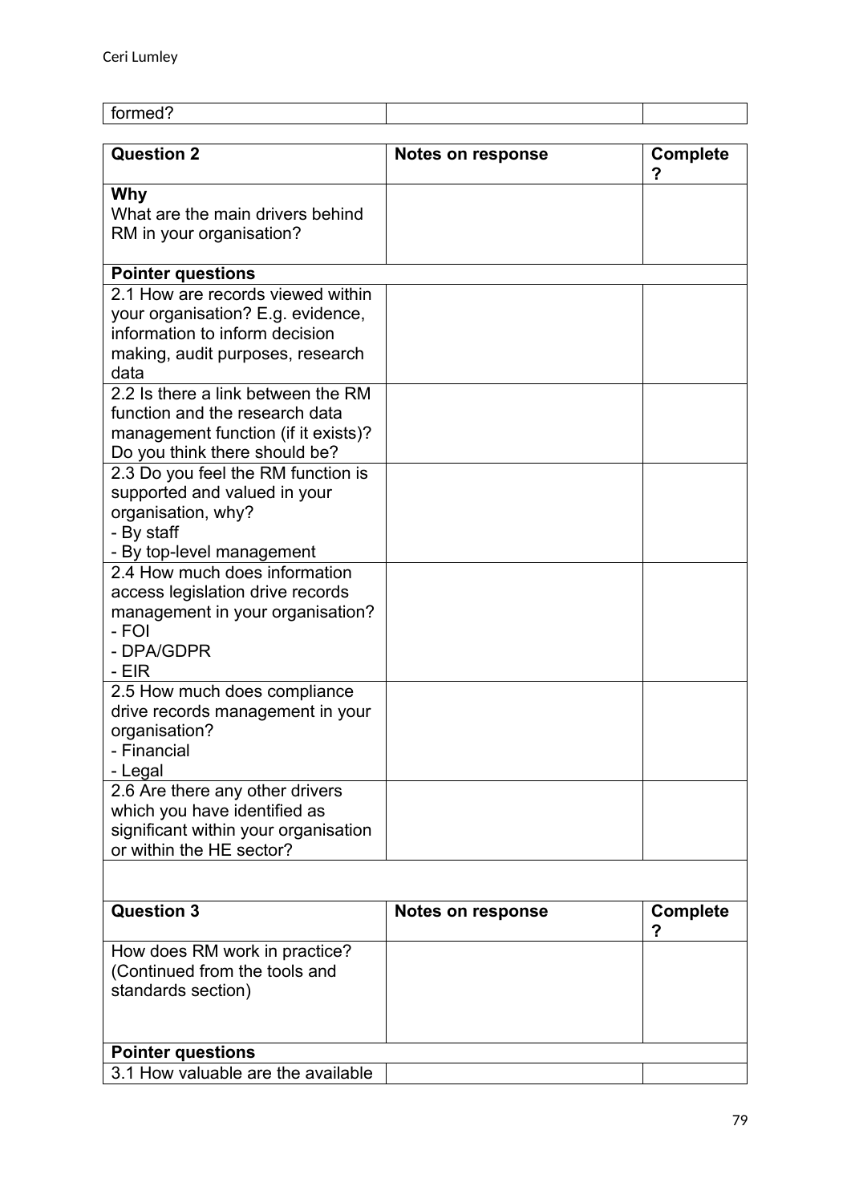| formed? | | |
|---|---|---|

| **Question 2** | **Notes on response** | **Complete ?** |
|---|---|---|
| **Why**<br>What are the main drivers behind RM in your organisation? | | |
| **Pointer questions** | | |
| 2.1 How are records viewed within your organisation? E.g. evidence, information to inform decision making, audit purposes, research data | | |
| 2.2 Is there a link between the RM function and the research data management function (if it exists)? Do you think there should be? | | |
| 2.3 Do you feel the RM function is supported and valued in your organisation, why?<br>- By staff<br>- By top-level management | | |
| 2.4 How much does information access legislation drive records management in your organisation?<br>- FOI<br>- DPA/GDPR<br>- EIR | | |
| 2.5 How much does compliance drive records management in your organisation?<br>- Financial<br>- Legal | | |
| 2.6 Are there any other drivers which you have identified as significant within your organisation or within the HE sector? | | |

| **Question 3** | **Notes on response** | **Complete ?** |
|---|---|---|
| How does RM work in practice? (Continued from the tools and standards section) | | |
| **Pointer questions** | | |
| 3.1 How valuable are the available | | |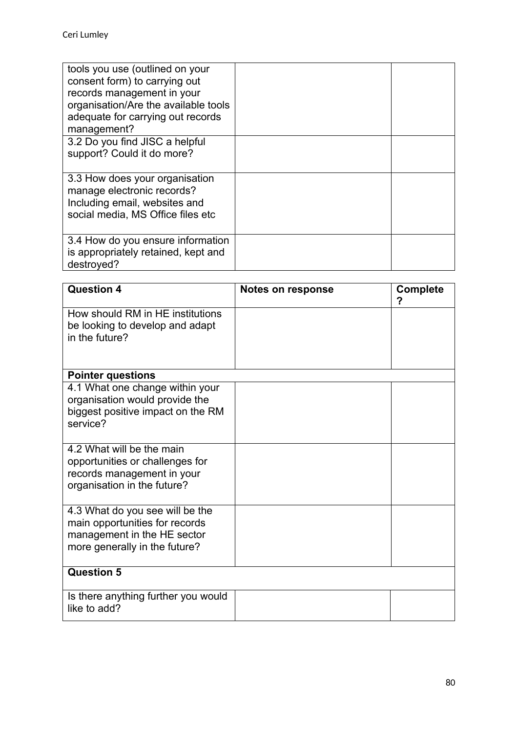| | | |
|---|---|---|
| tools you use (outlined on your consent form) to carrying out records management in your organisation/Are the available tools adequate for carrying out records management? | | |
| 3.2 Do you find JISC a helpful support? Could it do more? | | |
| 3.3 How does your organisation manage electronic records? Including email, websites and social media, MS Office files etc | | |
| 3.4 How do you ensure information is appropriately retained, kept and destroyed? | | |

| **Question 4** | **Notes on response** | **Complete ?** |
|---|---|---|
| How should RM in HE institutions be looking to develop and adapt in the future? | | |
| **Pointer questions** | | |
| 4.1 What one change within your organisation would provide the biggest positive impact on the RM service? | | |
| 4.2 What will be the main opportunities or challenges for records management in your organisation in the future? | | |
| 4.3 What do you see will be the main opportunities for records management in the HE sector more generally in the future? | | |
| **Question 5** | | |
| Is there anything further you would like to add? | | |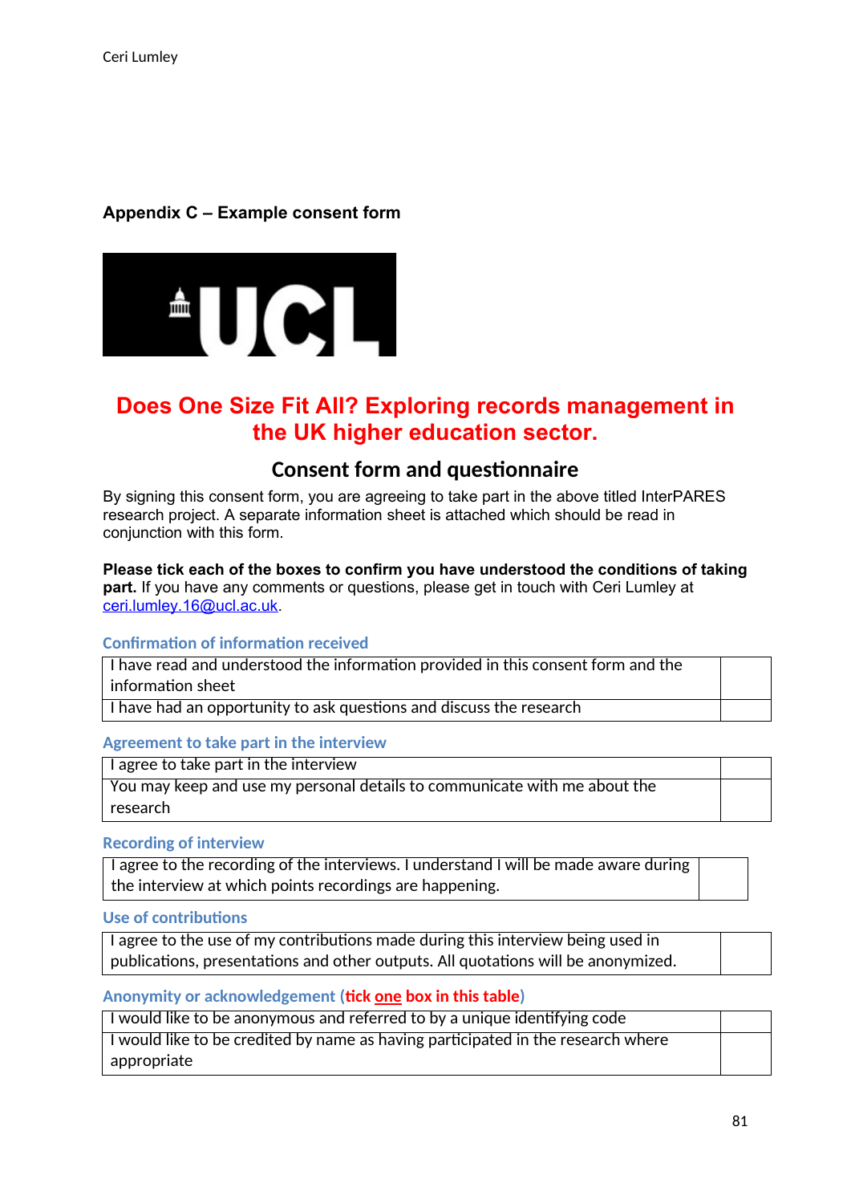## Appendix C – Example consent form

# Does One Size Fit All? Exploring records management in the UK higher education sector.

## Consent form and questionnaire

By signing this consent form, you are agreeing to take part in the above titled InterPARES research project. A separate information sheet is attached which should be read in conjunction with this form.

**Please tick each of the boxes to confirm you have understood the conditions of taking part.** If you have any comments or questions, please get in touch with Ceri Lumley at ceri.lumley.16@ucl.ac.uk.

### Confirmation of information received

| | |
|---|---|
| I have read and understood the information provided in this consent form and the information sheet | |
| I have had an opportunity to ask questions and discuss the research | |

### Agreement to take part in the interview

| | |
|---|---|
| I agree to take part in the interview | |
| You may keep and use my personal details to communicate with me about the research | |

### Recording of interview

| | |
|---|---|
| I agree to the recording of the interviews. I understand I will be made aware during the interview at which points recordings are happening. | |

### Use of contributions

| | |
|---|---|
| I agree to the use of my contributions made during this interview being used in publications, presentations and other outputs. All quotations will be anonymized. | |

### Anonymity or acknowledgement (tick one box in this table)

| | |
|---|---|
| I would like to be anonymous and referred to by a unique identifying code | |
| I would like to be credited by name as having participated in the research where appropriate | |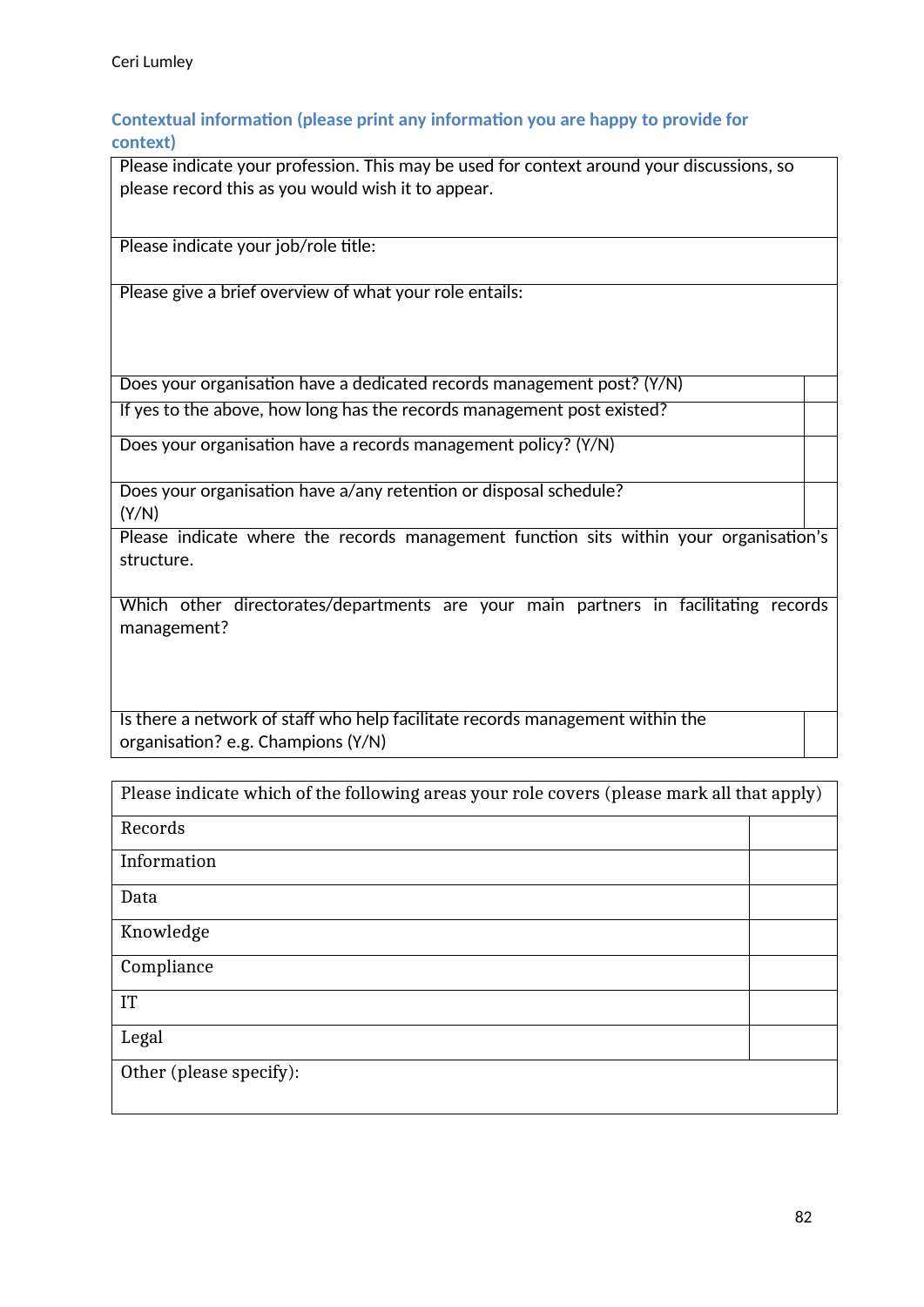### Contextual information (please print any information you are happy to provide for context)

| Please indicate your profession. This may be used for context around your discussions, so please record this as you would wish it to appear. | |
|---|---|
| Please indicate your job/role title: | |
| Please give a brief overview of what your role entails: | |
| Does your organisation have a dedicated records management post? (Y/N) | |
| If yes to the above, how long has the records management post existed? | |
| Does your organisation have a records management policy? (Y/N) | |
| Does your organisation have a/any retention or disposal schedule? (Y/N) | |
| Please indicate where the records management function sits within your organisation's structure. | |
| Which other directorates/departments are your main partners in facilitating records management? | |
| Is there a network of staff who help facilitate records management within the organisation? e.g. Champions (Y/N) | |

| Please indicate which of the following areas your role covers (please mark all that apply) | |
|---|---|
| Records | |
| Information | |
| Data | |
| Knowledge | |
| Compliance | |
| IT | |
| Legal | |
| Other (please specify): | |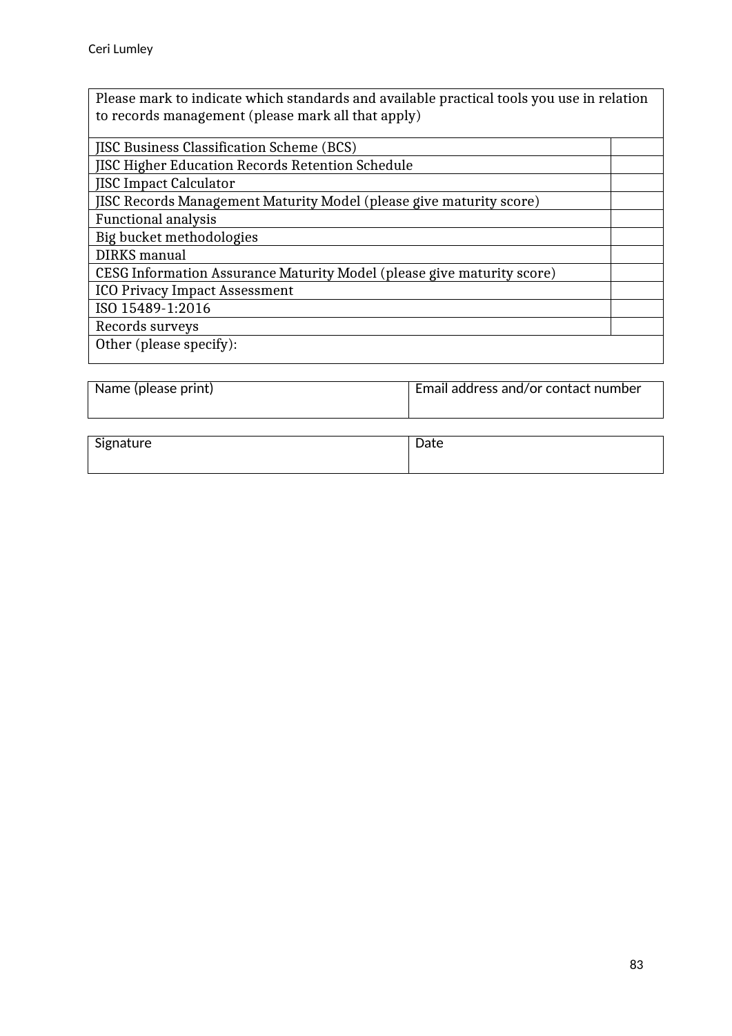| Please mark to indicate which standards and available practical tools you use in relation to records management (please mark all that apply) | |
|---|---|
| JISC Business Classification Scheme (BCS) | |
| JISC Higher Education Records Retention Schedule | |
| JISC Impact Calculator | |
| JISC Records Management Maturity Model (please give maturity score) | |
| Functional analysis | |
| Big bucket methodologies | |
| DIRKS manual | |
| CESG Information Assurance Maturity Model (please give maturity score) | |
| ICO Privacy Impact Assessment | |
| ISO 15489-1:2016 | |
| Records surveys | |
| Other (please specify): | |

| Name (please print) | Email address and/or contact number |
|---|---|
| | |

| Signature | Date |
|---|---|
| | |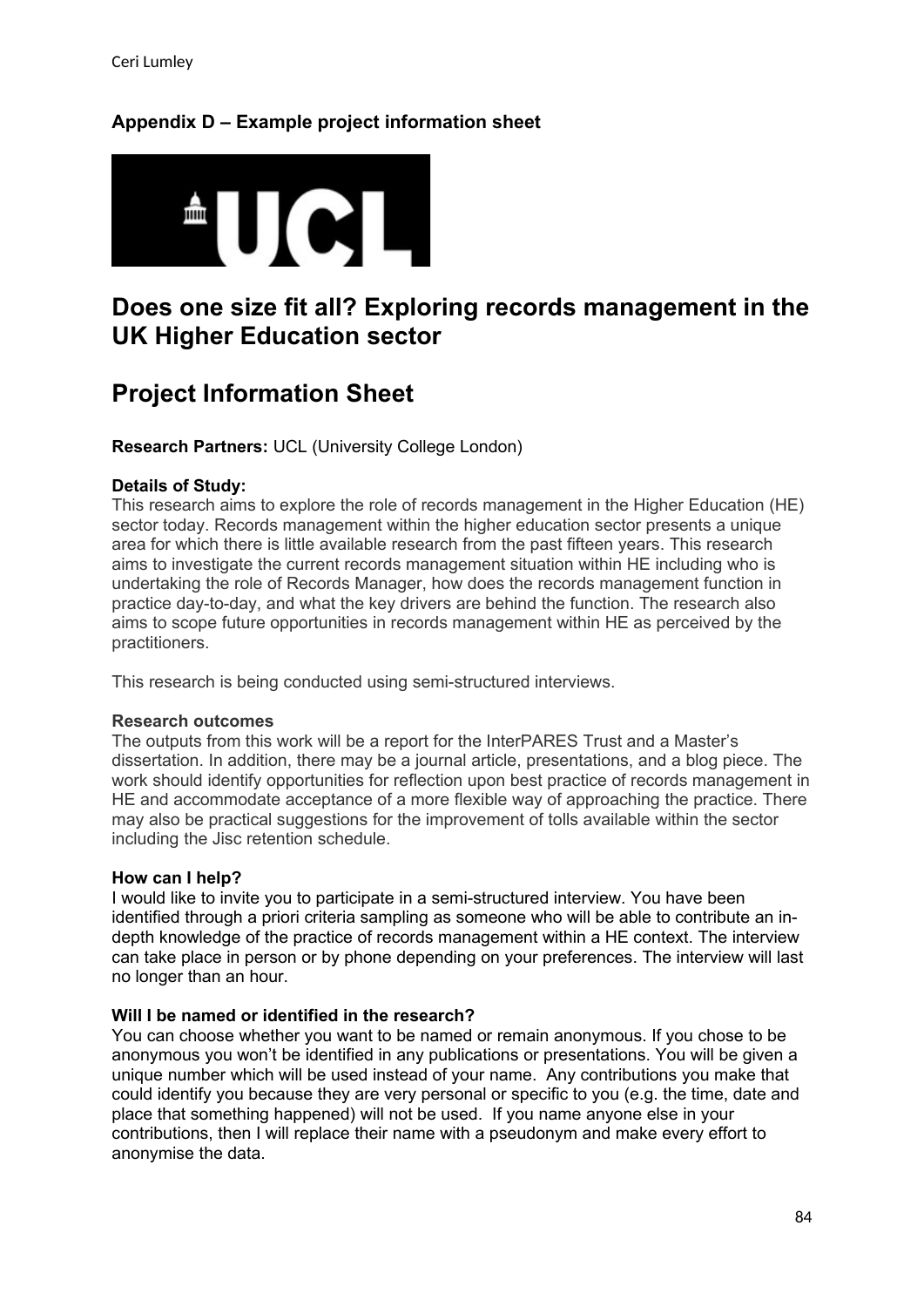**Appendix D – Example project information sheet**

# Does one size fit all? Exploring records management in the UK Higher Education sector

# Project Information Sheet

**Research Partners:** UCL (University College London)

**Details of Study:**
This research aims to explore the role of records management in the Higher Education (HE) sector today. Records management within the higher education sector presents a unique area for which there is little available research from the past fifteen years. This research aims to investigate the current records management situation within HE including who is undertaking the role of Records Manager, how does the records management function in practice day-to-day, and what the key drivers are behind the function. The research also aims to scope future opportunities in records management within HE as perceived by the practitioners.

This research is being conducted using semi-structured interviews.

**Research outcomes**
The outputs from this work will be a report for the InterPARES Trust and a Master's dissertation. In addition, there may be a journal article, presentations, and a blog piece. The work should identify opportunities for reflection upon best practice of records management in HE and accommodate acceptance of a more flexible way of approaching the practice. There may also be practical suggestions for the improvement of tolls available within the sector including the Jisc retention schedule.

**How can I help?**
I would like to invite you to participate in a semi-structured interview. You have been identified through a priori criteria sampling as someone who will be able to contribute an in-depth knowledge of the practice of records management within a HE context. The interview can take place in person or by phone depending on your preferences. The interview will last no longer than an hour.

**Will I be named or identified in the research?**
You can choose whether you want to be named or remain anonymous. If you chose to be anonymous you won't be identified in any publications or presentations. You will be given a unique number which will be used instead of your name. Any contributions you make that could identify you because they are very personal or specific to you (e.g. the time, date and place that something happened) will not be used. If you name anyone else in your contributions, then I will replace their name with a pseudonym and make every effort to anonymise the data.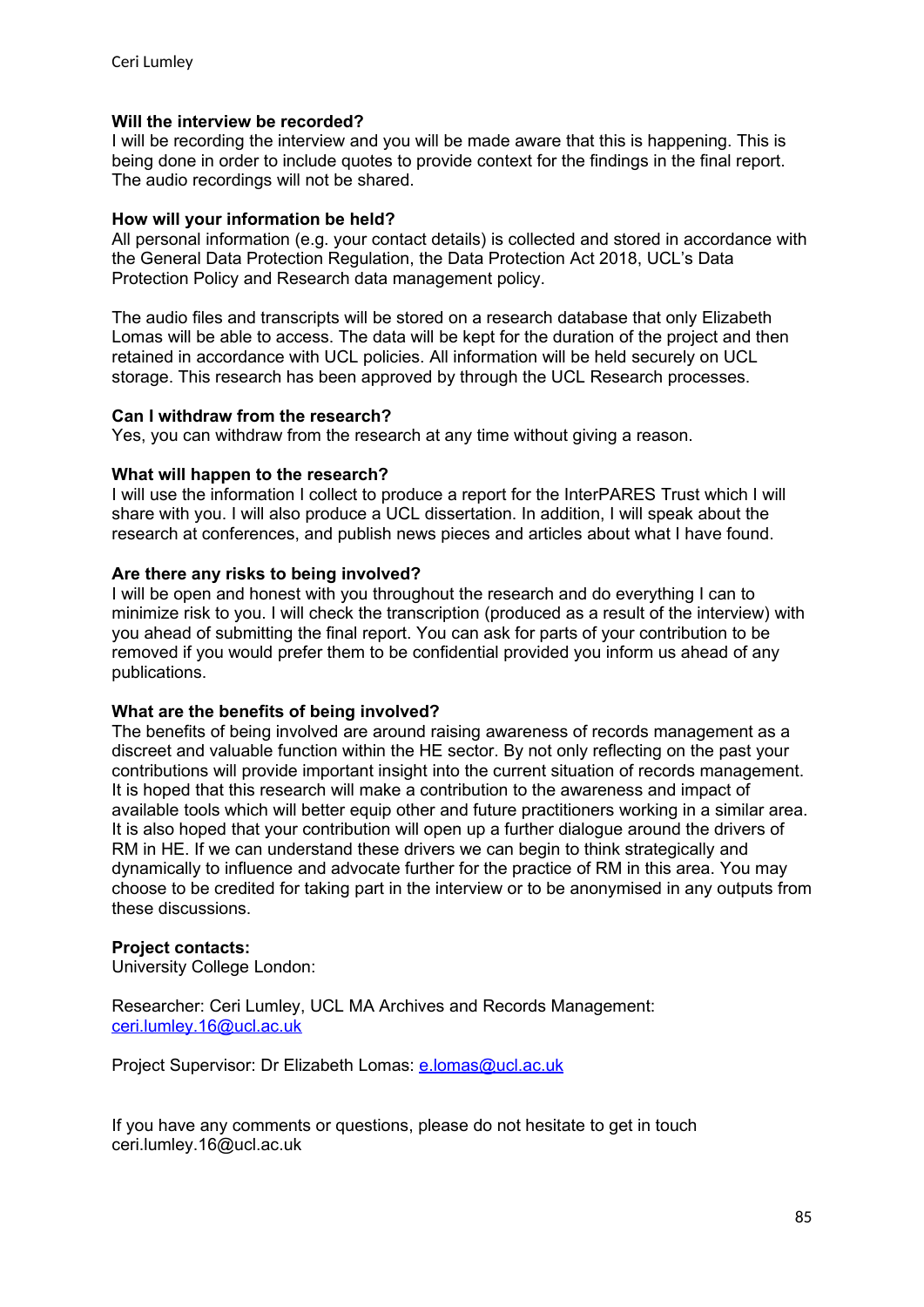**Will the interview be recorded?**
I will be recording the interview and you will be made aware that this is happening. This is being done in order to include quotes to provide context for the findings in the final report. The audio recordings will not be shared.

**How will your information be held?**
All personal information (e.g. your contact details) is collected and stored in accordance with the General Data Protection Regulation, the Data Protection Act 2018, UCL's Data Protection Policy and Research data management policy.

The audio files and transcripts will be stored on a research database that only Elizabeth Lomas will be able to access. The data will be kept for the duration of the project and then retained in accordance with UCL policies. All information will be held securely on UCL storage. This research has been approved by through the UCL Research processes.

**Can I withdraw from the research?**
Yes, you can withdraw from the research at any time without giving a reason.

**What will happen to the research?**
I will use the information I collect to produce a report for the InterPARES Trust which I will share with you. I will also produce a UCL dissertation. In addition, I will speak about the research at conferences, and publish news pieces and articles about what I have found.

**Are there any risks to being involved?**
I will be open and honest with you throughout the research and do everything I can to minimize risk to you. I will check the transcription (produced as a result of the interview) with you ahead of submitting the final report. You can ask for parts of your contribution to be removed if you would prefer them to be confidential provided you inform us ahead of any publications.

**What are the benefits of being involved?**
The benefits of being involved are around raising awareness of records management as a discreet and valuable function within the HE sector. By not only reflecting on the past your contributions will provide important insight into the current situation of records management. It is hoped that this research will make a contribution to the awareness and impact of available tools which will better equip other and future practitioners working in a similar area. It is also hoped that your contribution will open up a further dialogue around the drivers of RM in HE. If we can understand these drivers we can begin to think strategically and dynamically to influence and advocate further for the practice of RM in this area. You may choose to be credited for taking part in the interview or to be anonymised in any outputs from these discussions.

**Project contacts:**
University College London:

Researcher: Ceri Lumley, UCL MA Archives and Records Management: ceri.lumley.16@ucl.ac.uk

Project Supervisor: Dr Elizabeth Lomas: e.lomas@ucl.ac.uk

If you have any comments or questions, please do not hesitate to get in touch ceri.lumley.16@ucl.ac.uk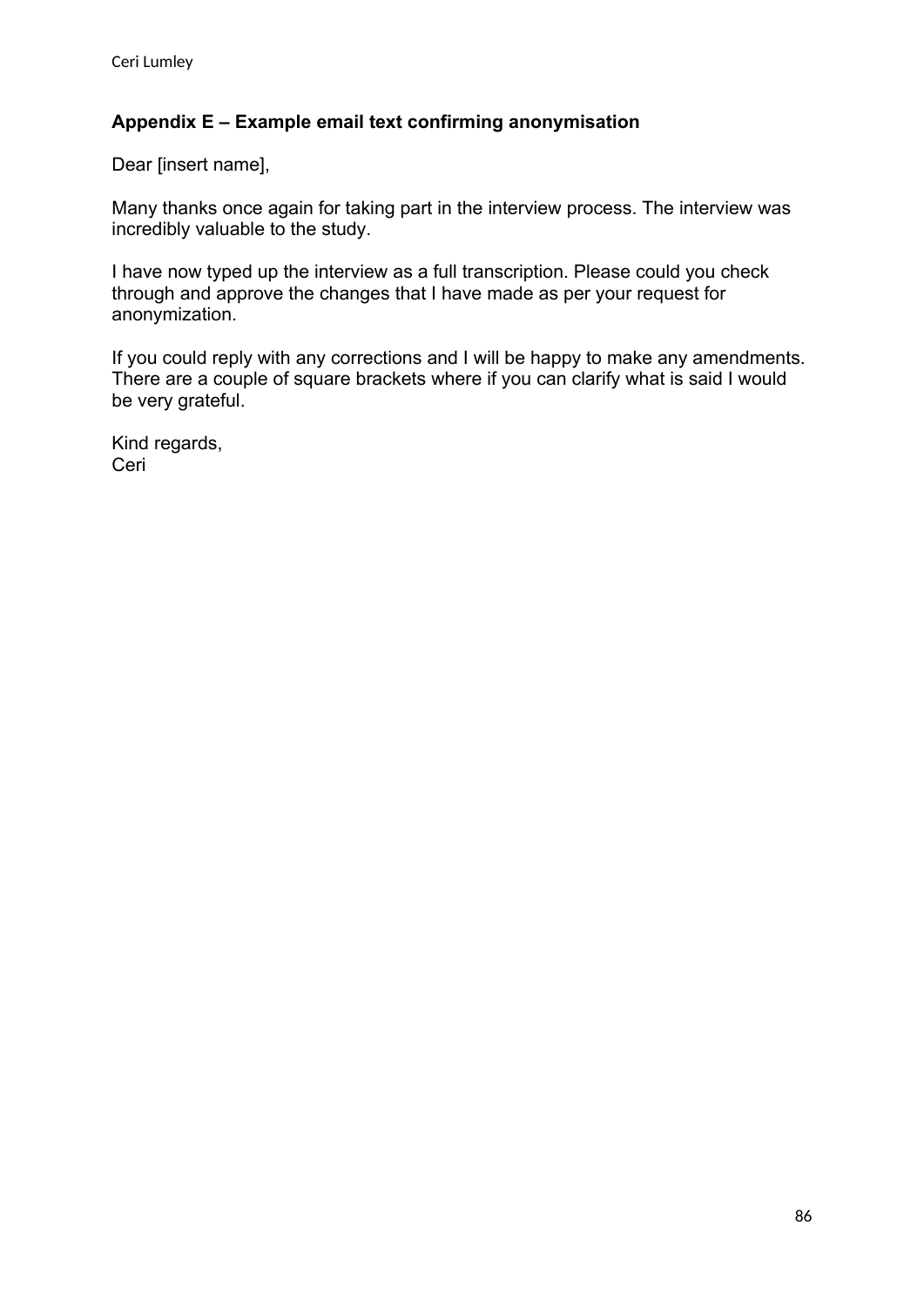**Appendix E – Example email text confirming anonymisation**

Dear [insert name],

Many thanks once again for taking part in the interview process. The interview was incredibly valuable to the study.

I have now typed up the interview as a full transcription. Please could you check through and approve the changes that I have made as per your request for anonymization.

If you could reply with any corrections and I will be happy to make any amendments. There are a couple of square brackets where if you can clarify what is said I would be very grateful.

Kind regards,
Ceri